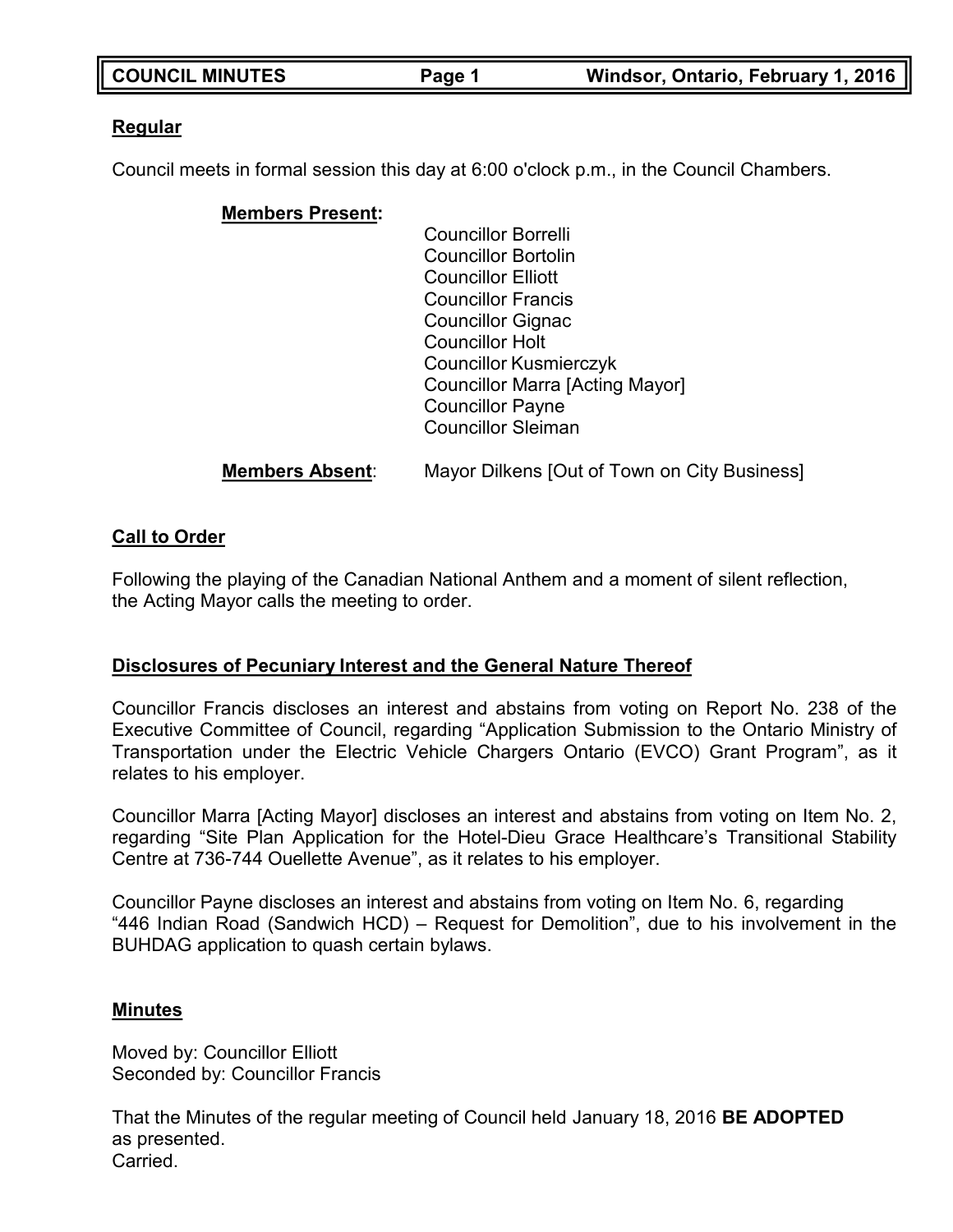## Regular

Council meets in formal session this day at 6:00 o'clock p.m., in the Council Chambers.

**Members Present:**

Councillor Borrelli
Councillor Bortolin
Councillor Elliott
Councillor Francis
Councillor Gignac
Councillor Holt
Councillor Kusmierczyk
Councillor Marra [Acting Mayor]
Councillor Payne
Councillor Sleiman

**Members Absent**: Mayor Dilkens [Out of Town on City Business]

## Call to Order

Following the playing of the Canadian National Anthem and a moment of silent reflection, the Acting Mayor calls the meeting to order.

## Disclosures of Pecuniary Interest and the General Nature Thereof

Councillor Francis discloses an interest and abstains from voting on Report No. 238 of the Executive Committee of Council, regarding "Application Submission to the Ontario Ministry of Transportation under the Electric Vehicle Chargers Ontario (EVCO) Grant Program", as it relates to his employer.

Councillor Marra [Acting Mayor] discloses an interest and abstains from voting on Item No. 2, regarding "Site Plan Application for the Hotel-Dieu Grace Healthcare's Transitional Stability Centre at 736-744 Ouellette Avenue", as it relates to his employer.

Councillor Payne discloses an interest and abstains from voting on Item No. 6, regarding "446 Indian Road (Sandwich HCD) – Request for Demolition", due to his involvement in the BUHDAG application to quash certain bylaws.

## Minutes

Moved by: Councillor Elliott
Seconded by: Councillor Francis

That the Minutes of the regular meeting of Council held January 18, 2016 **BE ADOPTED** as presented.
Carried.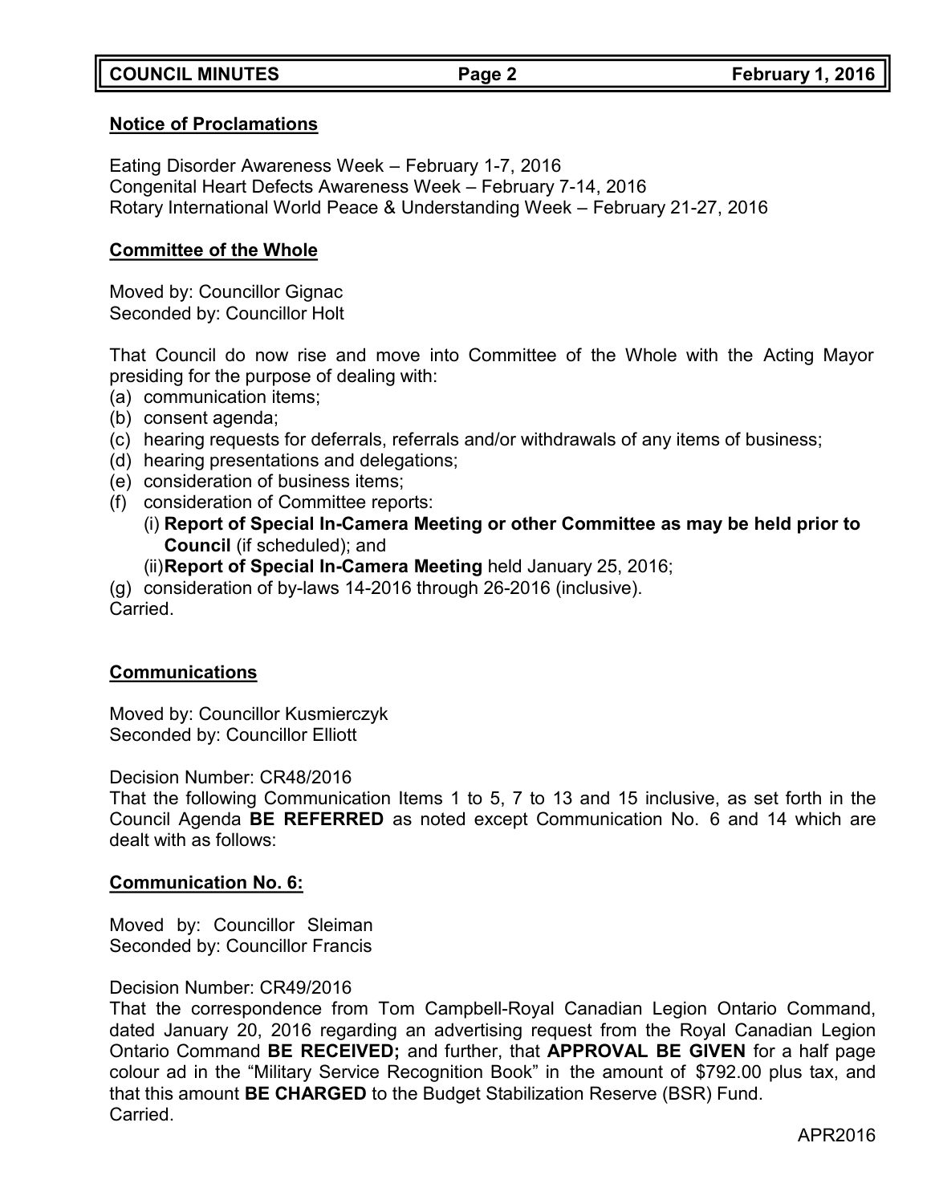**Notice of Proclamations**

Eating Disorder Awareness Week – February 1-7, 2016
Congenital Heart Defects Awareness Week – February 7-14, 2016
Rotary International World Peace & Understanding Week – February 21-27, 2016

**Committee of the Whole**

Moved by: Councillor Gignac
Seconded by: Councillor Holt

That Council do now rise and move into Committee of the Whole with the Acting Mayor presiding for the purpose of dealing with:

(a) communication items;
(b) consent agenda;
(c) hearing requests for deferrals, referrals and/or withdrawals of any items of business;
(d) hearing presentations and delegations;
(e) consideration of business items;
(f) consideration of Committee reports:
  (i) **Report of Special In-Camera Meeting or other Committee as may be held prior to Council** (if scheduled); and
  (ii) **Report of Special In-Camera Meeting** held January 25, 2016;
(g) consideration of by-laws 14-2016 through 26-2016 (inclusive).

Carried.

**Communications**

Moved by: Councillor Kusmierczyk
Seconded by: Councillor Elliott

Decision Number: CR48/2016
That the following Communication Items 1 to 5, 7 to 13 and 15 inclusive, as set forth in the Council Agenda **BE REFERRED** as noted except Communication No. 6 and 14 which are dealt with as follows:

**Communication No. 6:**

Moved by: Councillor Sleiman
Seconded by: Councillor Francis

Decision Number: CR49/2016
That the correspondence from Tom Campbell-Royal Canadian Legion Ontario Command, dated January 20, 2016 regarding an advertising request from the Royal Canadian Legion Ontario Command **BE RECEIVED;** and further, that **APPROVAL BE GIVEN** for a half page colour ad in the "Military Service Recognition Book" in the amount of $792.00 plus tax, and that this amount **BE CHARGED** to the Budget Stabilization Reserve (BSR) Fund.
Carried.

APR2016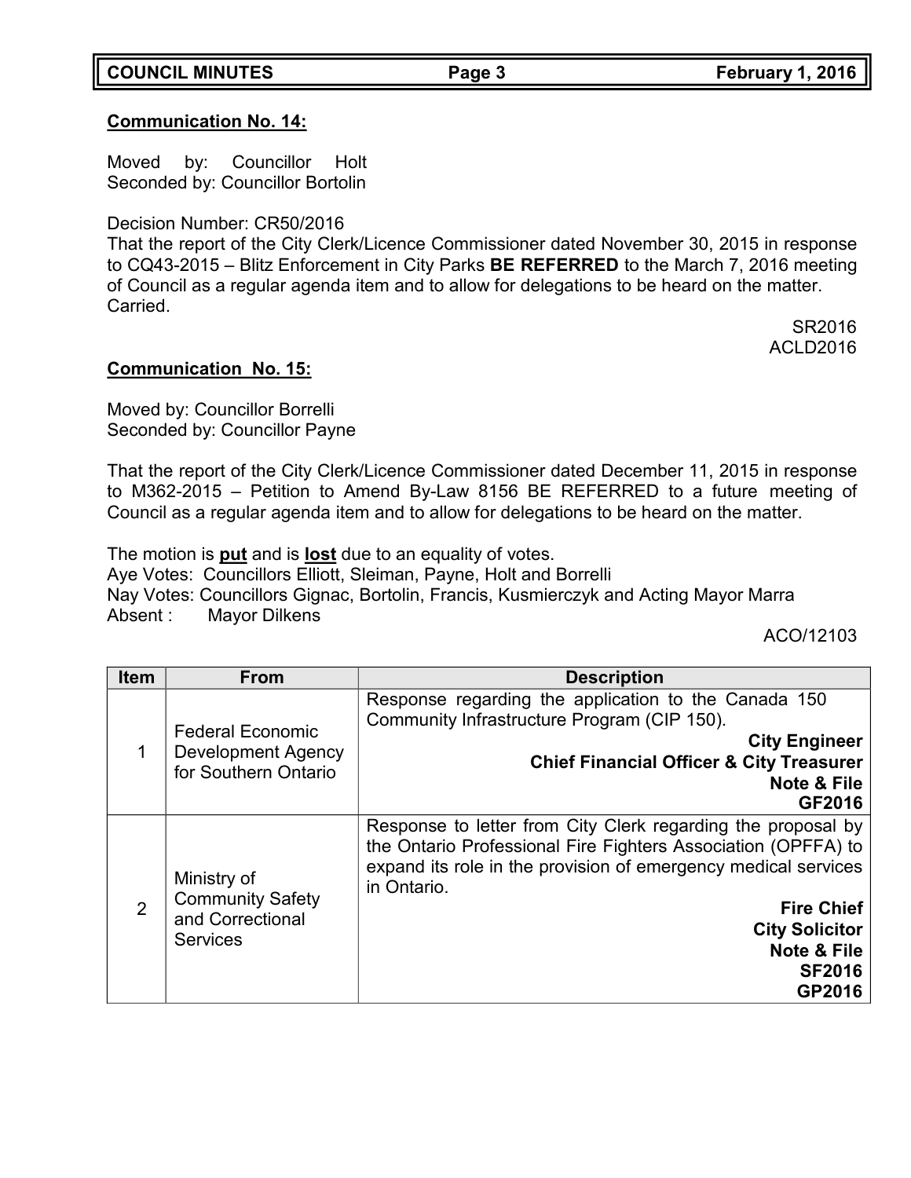**Communication No. 14:**

Moved by: Councillor Holt
Seconded by: Councillor Bortolin

Decision Number: CR50/2016
That the report of the City Clerk/Licence Commissioner dated November 30, 2015 in response to CQ43-2015 – Blitz Enforcement in City Parks **BE REFERRED** to the March 7, 2016 meeting of Council as a regular agenda item and to allow for delegations to be heard on the matter.
Carried.

SR2016
ACLD2016

**Communication No. 15:**

Moved by: Councillor Borrelli
Seconded by: Councillor Payne

That the report of the City Clerk/Licence Commissioner dated December 11, 2015 in response to M362-2015 – Petition to Amend By-Law 8156 BE REFERRED to a future meeting of Council as a regular agenda item and to allow for delegations to be heard on the matter.

The motion is **put** and is **lost** due to an equality of votes.
Aye Votes: Councillors Elliott, Sleiman, Payne, Holt and Borrelli
Nay Votes: Councillors Gignac, Bortolin, Francis, Kusmierczyk and Acting Mayor Marra
Absent : Mayor Dilkens

ACO/12103

| Item | From | Description |
|---|---|---|
| 1 | Federal Economic Development Agency for Southern Ontario | Response regarding the application to the Canada 150 Community Infrastructure Program (CIP 150). **City Engineer** **Chief Financial Officer & City Treasurer** **Note & File** **GF2016** |
| 2 | Ministry of Community Safety and Correctional Services | Response to letter from City Clerk regarding the proposal by the Ontario Professional Fire Fighters Association (OPFFA) to expand its role in the provision of emergency medical services in Ontario. **Fire Chief** **City Solicitor** **Note & File** **SF2016** **GP2016** |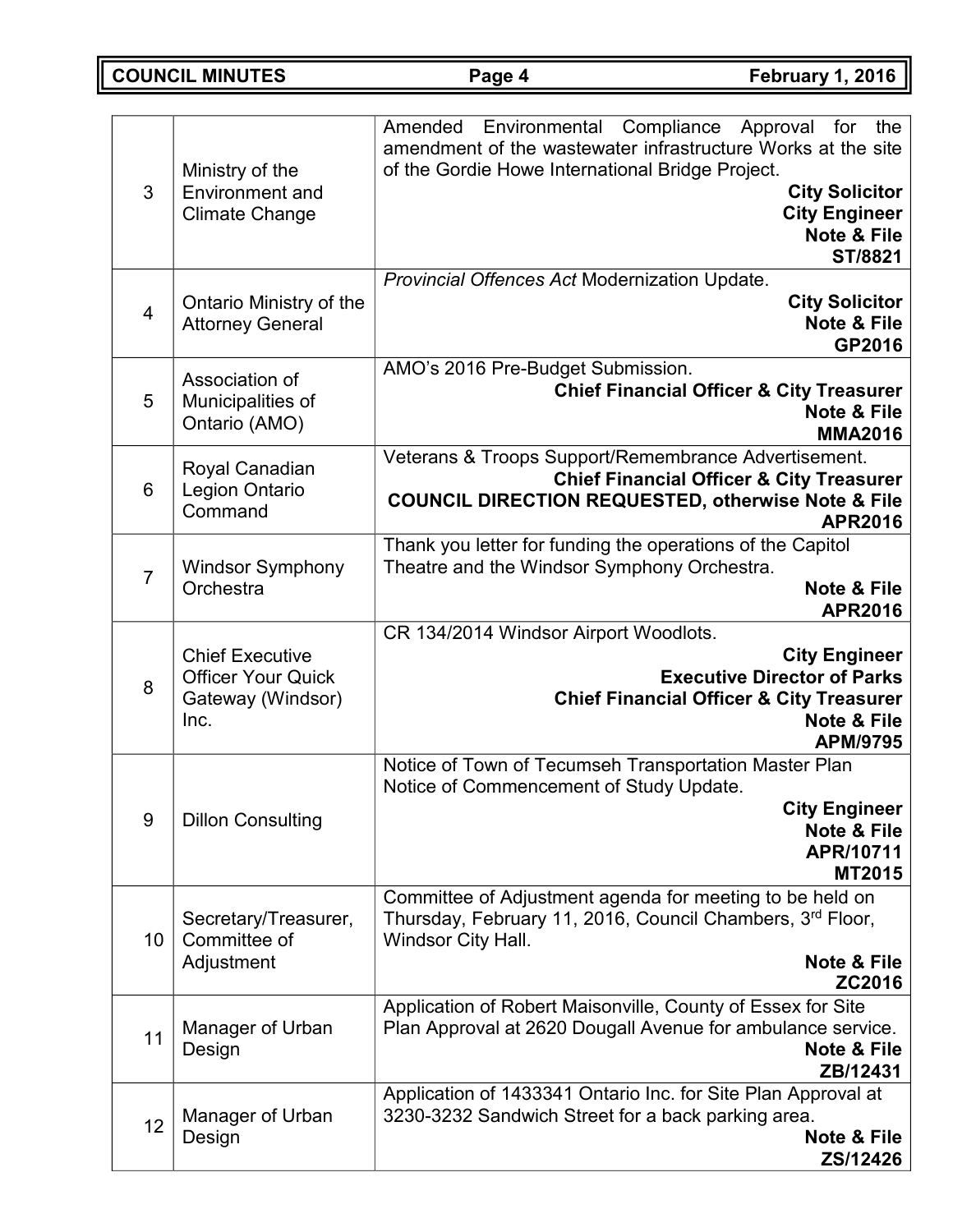| | | |
|---|---|---|
| 3 | Ministry of the Environment and Climate Change | Amended Environmental Compliance Approval for the amendment of the wastewater infrastructure Works at the site of the Gordie Howe International Bridge Project.<br>**City Solicitor**<br>**City Engineer**<br>**Note & File**<br>**ST/8821** |
| 4 | Ontario Ministry of the Attorney General | *Provincial Offences Act* Modernization Update.<br>**City Solicitor**<br>**Note & File**<br>**GP2016** |
| 5 | Association of Municipalities of Ontario (AMO) | AMO's 2016 Pre-Budget Submission.<br>**Chief Financial Officer & City Treasurer**<br>**Note & File**<br>**MMA2016** |
| 6 | Royal Canadian Legion Ontario Command | Veterans & Troops Support/Remembrance Advertisement.<br>**Chief Financial Officer & City Treasurer**<br>**COUNCIL DIRECTION REQUESTED, otherwise Note & File**<br>**APR2016** |
| 7 | Windsor Symphony Orchestra | Thank you letter for funding the operations of the Capitol Theatre and the Windsor Symphony Orchestra.<br>**Note & File**<br>**APR2016** |
| 8 | Chief Executive Officer Your Quick Gateway (Windsor) Inc. | CR 134/2014 Windsor Airport Woodlots.<br>**City Engineer**<br>**Executive Director of Parks**<br>**Chief Financial Officer & City Treasurer**<br>**Note & File**<br>**APM/9795** |
| 9 | Dillon Consulting | Notice of Town of Tecumseh Transportation Master Plan Notice of Commencement of Study Update.<br>**City Engineer**<br>**Note & File**<br>**APR/10711**<br>**MT2015** |
| 10 | Secretary/Treasurer, Committee of Adjustment | Committee of Adjustment agenda for meeting to be held on Thursday, February 11, 2016, Council Chambers, 3rd Floor, Windsor City Hall.<br>**Note & File**<br>**ZC2016** |
| 11 | Manager of Urban Design | Application of Robert Maisonville, County of Essex for Site Plan Approval at 2620 Dougall Avenue for ambulance service.<br>**Note & File**<br>**ZB/12431** |
| 12 | Manager of Urban Design | Application of 1433341 Ontario Inc. for Site Plan Approval at 3230-3232 Sandwich Street for a back parking area.<br>**Note & File**<br>**ZS/12426** |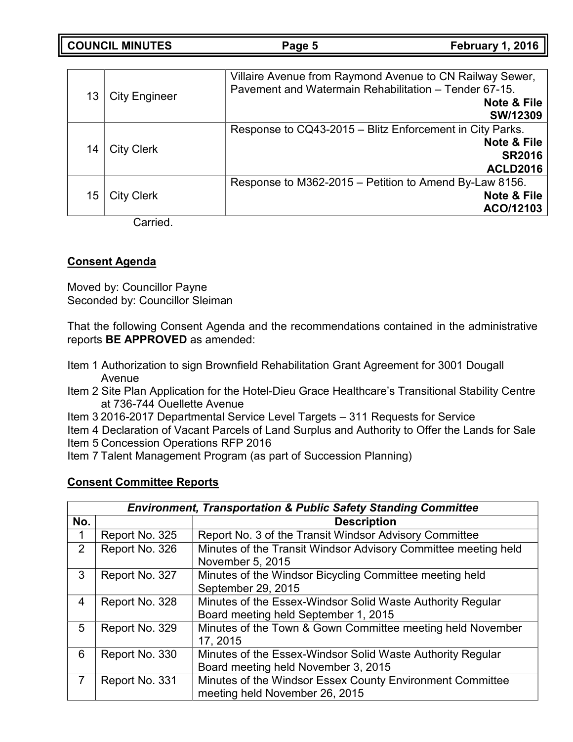| | | |
|---|---|---|
| 13 | City Engineer | Villaire Avenue from Raymond Avenue to CN Railway Sewer, Pavement and Watermain Rehabilitation – Tender 67-15. **Note & File** **SW/12309** |
| 14 | City Clerk | Response to CQ43-2015 – Blitz Enforcement in City Parks. **Note & File** **SR2016** **ACLD2016** |
| 15 | City Clerk | Response to M362-2015 – Petition to Amend By-Law 8156. **Note & File** **ACO/12103** |

Carried.

**Consent Agenda**

Moved by: Councillor Payne
Seconded by: Councillor Sleiman

That the following Consent Agenda and the recommendations contained in the administrative reports **BE APPROVED** as amended:

Item 1 Authorization to sign Brownfield Rehabilitation Grant Agreement for 3001 Dougall Avenue
Item 2 Site Plan Application for the Hotel-Dieu Grace Healthcare's Transitional Stability Centre at 736-744 Ouellette Avenue
Item 3 2016-2017 Departmental Service Level Targets – 311 Requests for Service
Item 4 Declaration of Vacant Parcels of Land Surplus and Authority to Offer the Lands for Sale
Item 5 Concession Operations RFP 2016
Item 7 Talent Management Program (as part of Succession Planning)

**Consent Committee Reports**

| ***Environment, Transportation & Public Safety Standing Committee*** | | |
|---|---|---|
| **No.** | | **Description** |
| 1 | Report No. 325 | Report No. 3 of the Transit Windsor Advisory Committee |
| 2 | Report No. 326 | Minutes of the Transit Windsor Advisory Committee meeting held November 5, 2015 |
| 3 | Report No. 327 | Minutes of the Windsor Bicycling Committee meeting held September 29, 2015 |
| 4 | Report No. 328 | Minutes of the Essex-Windsor Solid Waste Authority Regular Board meeting held September 1, 2015 |
| 5 | Report No. 329 | Minutes of the Town & Gown Committee meeting held November 17, 2015 |
| 6 | Report No. 330 | Minutes of the Essex-Windsor Solid Waste Authority Regular Board meeting held November 3, 2015 |
| 7 | Report No. 331 | Minutes of the Windsor Essex County Environment Committee meeting held November 26, 2015 |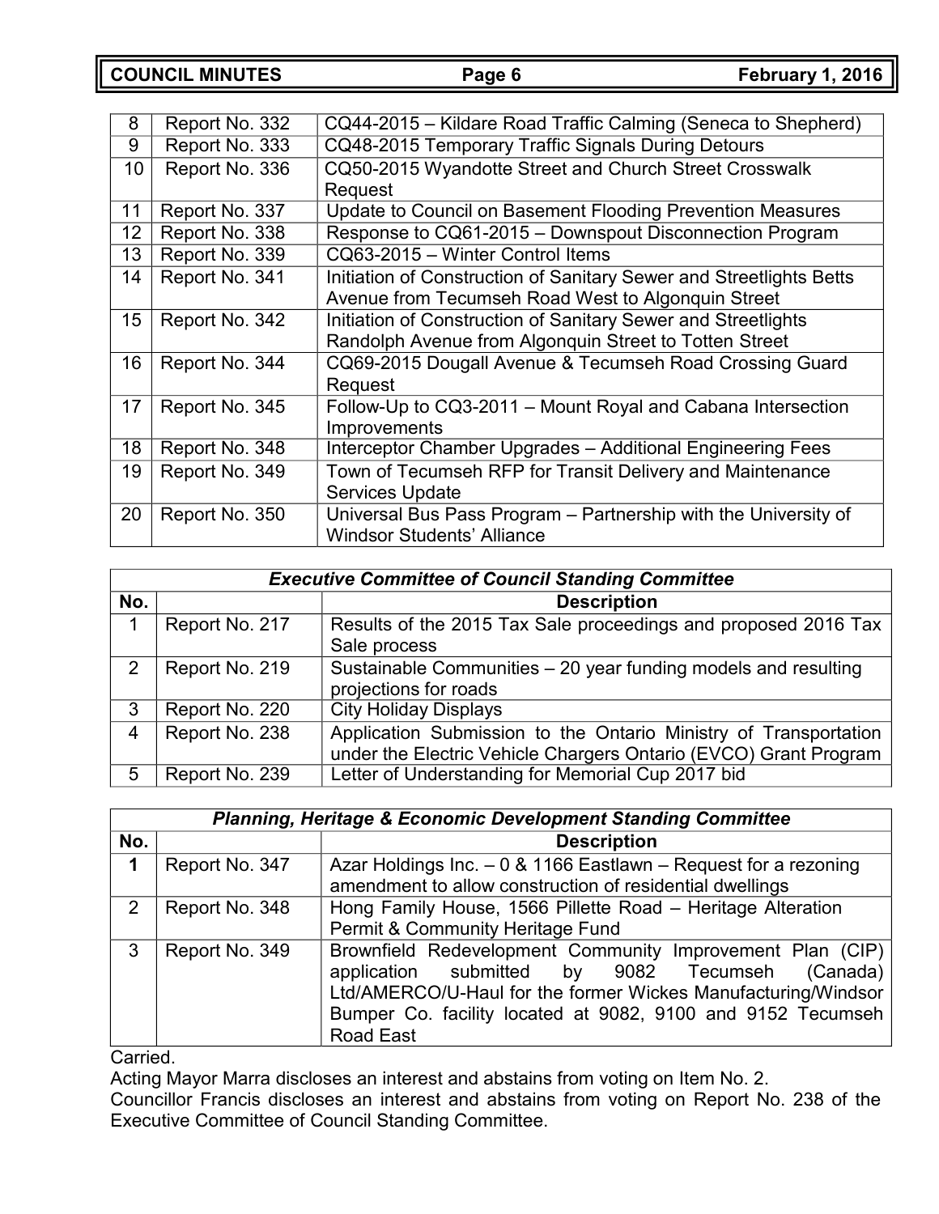| 8 | Report No. 332 | CQ44-2015 – Kildare Road Traffic Calming (Seneca to Shepherd) |
|---|---|---|
| 9 | Report No. 333 | CQ48-2015 Temporary Traffic Signals During Detours |
| 10 | Report No. 336 | CQ50-2015 Wyandotte Street and Church Street Crosswalk Request |
| 11 | Report No. 337 | Update to Council on Basement Flooding Prevention Measures |
| 12 | Report No. 338 | Response to CQ61-2015 – Downspout Disconnection Program |
| 13 | Report No. 339 | CQ63-2015 – Winter Control Items |
| 14 | Report No. 341 | Initiation of Construction of Sanitary Sewer and Streetlights Betts Avenue from Tecumseh Road West to Algonquin Street |
| 15 | Report No. 342 | Initiation of Construction of Sanitary Sewer and Streetlights Randolph Avenue from Algonquin Street to Totten Street |
| 16 | Report No. 344 | CQ69-2015 Dougall Avenue & Tecumseh Road Crossing Guard Request |
| 17 | Report No. 345 | Follow-Up to CQ3-2011 – Mount Royal and Cabana Intersection Improvements |
| 18 | Report No. 348 | Interceptor Chamber Upgrades – Additional Engineering Fees |
| 19 | Report No. 349 | Town of Tecumseh RFP for Transit Delivery and Maintenance Services Update |
| 20 | Report No. 350 | Universal Bus Pass Program – Partnership with the University of Windsor Students' Alliance |

| *Executive Committee of Council Standing Committee* | | |
|---|---|---|
| **No.** | | **Description** |
| 1 | Report No. 217 | Results of the 2015 Tax Sale proceedings and proposed 2016 Tax Sale process |
| 2 | Report No. 219 | Sustainable Communities – 20 year funding models and resulting projections for roads |
| 3 | Report No. 220 | City Holiday Displays |
| 4 | Report No. 238 | Application Submission to the Ontario Ministry of Transportation under the Electric Vehicle Chargers Ontario (EVCO) Grant Program |
| 5 | Report No. 239 | Letter of Understanding for Memorial Cup 2017 bid |

| *Planning, Heritage & Economic Development Standing Committee* | | |
|---|---|---|
| **No.** | | **Description** |
| **1** | Report No. 347 | Azar Holdings Inc. – 0 & 1166 Eastlawn – Request for a rezoning amendment to allow construction of residential dwellings |
| 2 | Report No. 348 | Hong Family House, 1566 Pillette Road – Heritage Alteration Permit & Community Heritage Fund |
| 3 | Report No. 349 | Brownfield Redevelopment Community Improvement Plan (CIP) application submitted by 9082 Tecumseh (Canada) Ltd/AMERCO/U-Haul for the former Wickes Manufacturing/Windsor Bumper Co. facility located at 9082, 9100 and 9152 Tecumseh Road East |

Carried.

Acting Mayor Marra discloses an interest and abstains from voting on Item No. 2.

Councillor Francis discloses an interest and abstains from voting on Report No. 238 of the Executive Committee of Council Standing Committee.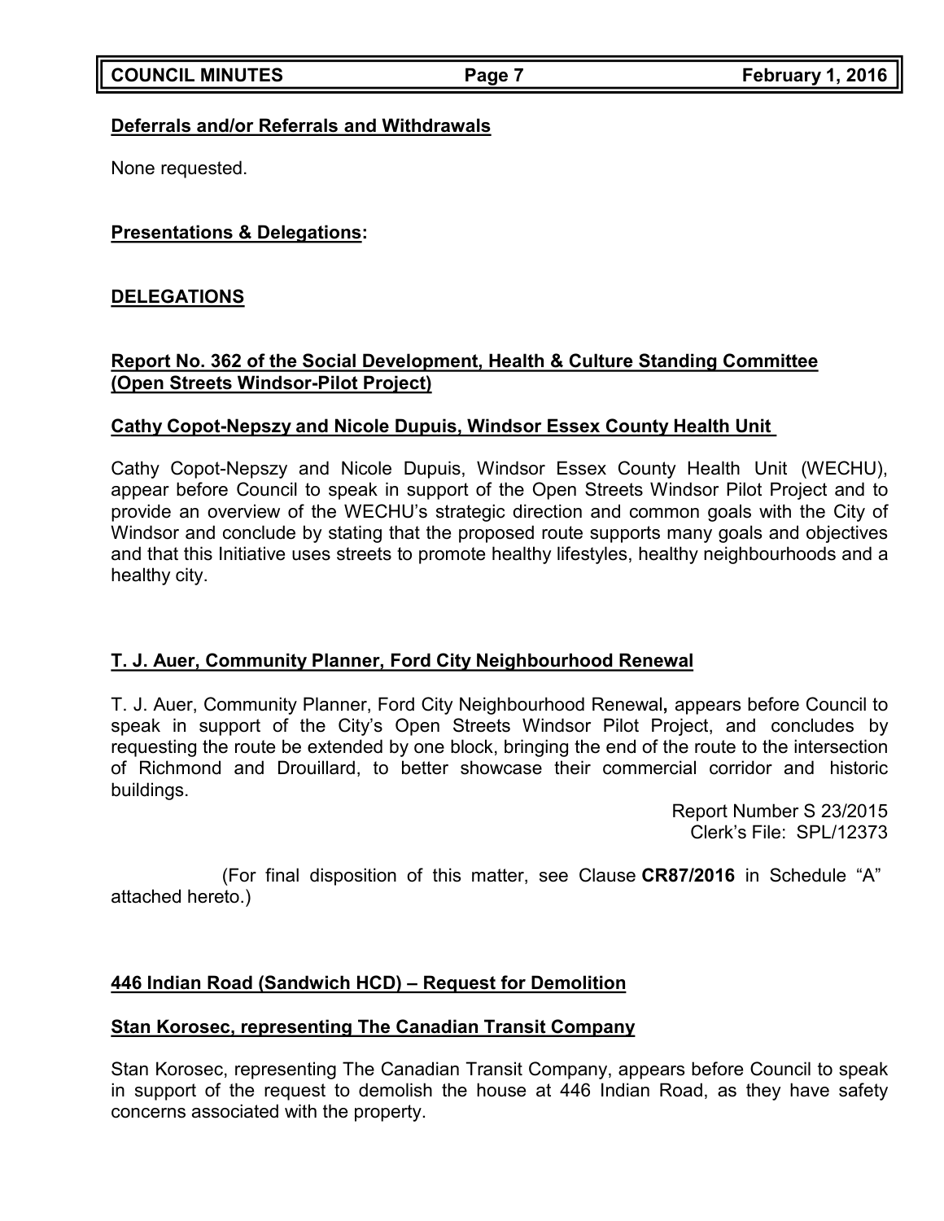**Deferrals and/or Referrals and Withdrawals**

None requested.

**Presentations & Delegations:**

**DELEGATIONS**

**Report No. 362 of the Social Development, Health & Culture Standing Committee (Open Streets Windsor-Pilot Project)**

**Cathy Copot-Nepszy and Nicole Dupuis, Windsor Essex County Health Unit**

Cathy Copot-Nepszy and Nicole Dupuis, Windsor Essex County Health Unit (WECHU), appear before Council to speak in support of the Open Streets Windsor Pilot Project and to provide an overview of the WECHU's strategic direction and common goals with the City of Windsor and conclude by stating that the proposed route supports many goals and objectives and that this Initiative uses streets to promote healthy lifestyles, healthy neighbourhoods and a healthy city.

**T. J. Auer, Community Planner, Ford City Neighbourhood Renewal**

T. J. Auer, Community Planner, Ford City Neighbourhood Renewal**,** appears before Council to speak in support of the City's Open Streets Windsor Pilot Project, and concludes by requesting the route be extended by one block, bringing the end of the route to the intersection of Richmond and Drouillard, to better showcase their commercial corridor and historic buildings.

Report Number S 23/2015
Clerk's File: SPL/12373

(For final disposition of this matter, see Clause **CR87/2016** in Schedule "A" attached hereto.)

**446 Indian Road (Sandwich HCD) – Request for Demolition**

**Stan Korosec, representing The Canadian Transit Company**

Stan Korosec, representing The Canadian Transit Company, appears before Council to speak in support of the request to demolish the house at 446 Indian Road, as they have safety concerns associated with the property.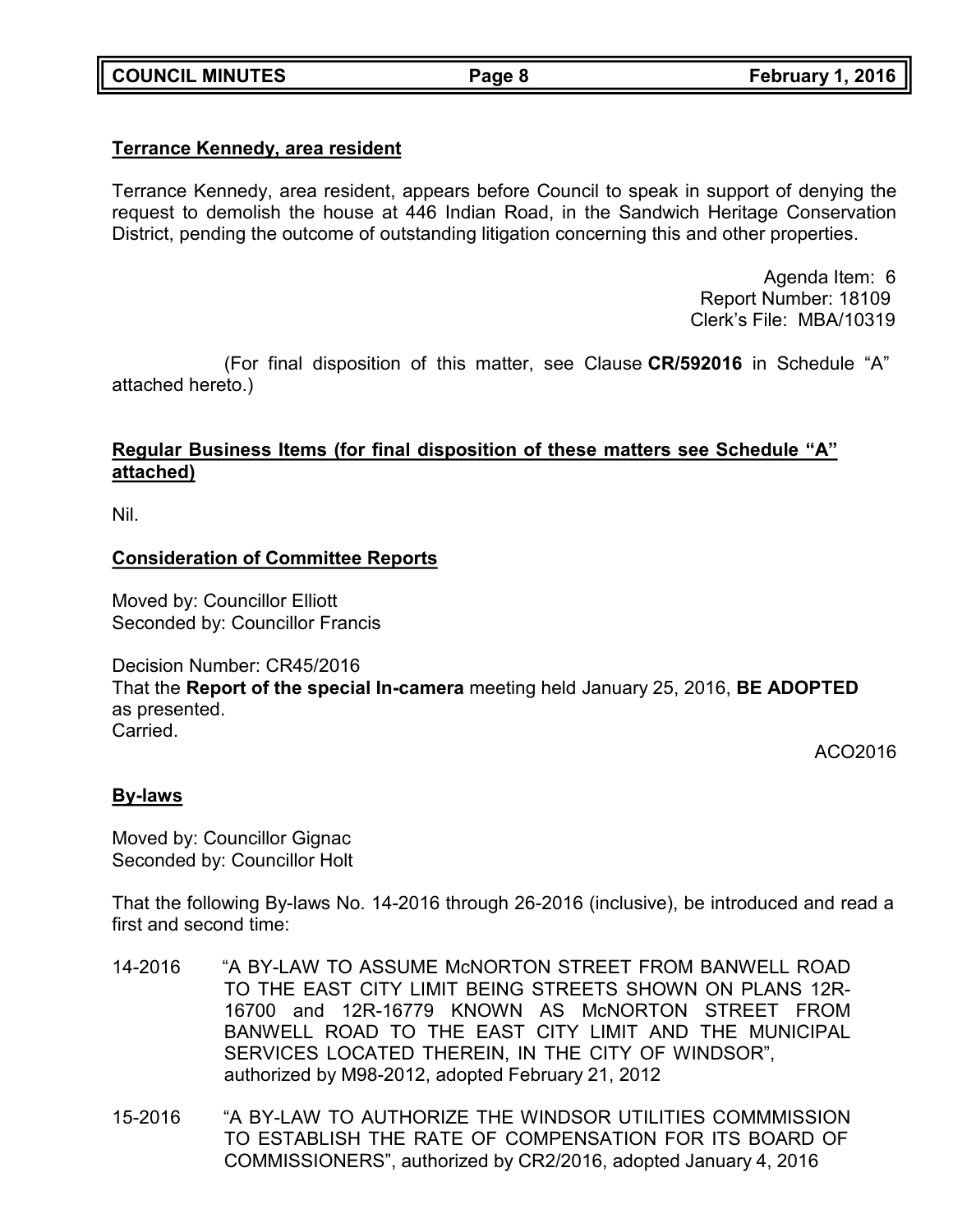**Terrance Kennedy, area resident**

Terrance Kennedy, area resident, appears before Council to speak in support of denying the request to demolish the house at 446 Indian Road, in the Sandwich Heritage Conservation District, pending the outcome of outstanding litigation concerning this and other properties.

Agenda Item: 6
Report Number: 18109
Clerk's File: MBA/10319

(For final disposition of this matter, see Clause **CR/592016** in Schedule "A" attached hereto.)

**Regular Business Items (for final disposition of these matters see Schedule "A" attached)**

Nil.

**Consideration of Committee Reports**

Moved by: Councillor Elliott
Seconded by: Councillor Francis

Decision Number: CR45/2016
That the **Report of the special In-camera** meeting held January 25, 2016, **BE ADOPTED** as presented.
Carried.

ACO2016

**By-laws**

Moved by: Councillor Gignac
Seconded by: Councillor Holt

That the following By-laws No. 14-2016 through 26-2016 (inclusive), be introduced and read a first and second time:

14-2016 "A BY-LAW TO ASSUME McNORTON STREET FROM BANWELL ROAD TO THE EAST CITY LIMIT BEING STREETS SHOWN ON PLANS 12R-16700 and 12R-16779 KNOWN AS McNORTON STREET FROM BANWELL ROAD TO THE EAST CITY LIMIT AND THE MUNICIPAL SERVICES LOCATED THEREIN, IN THE CITY OF WINDSOR", authorized by M98-2012, adopted February 21, 2012

15-2016 "A BY-LAW TO AUTHORIZE THE WINDSOR UTILITIES COMMMISSION TO ESTABLISH THE RATE OF COMPENSATION FOR ITS BOARD OF COMMISSIONERS", authorized by CR2/2016, adopted January 4, 2016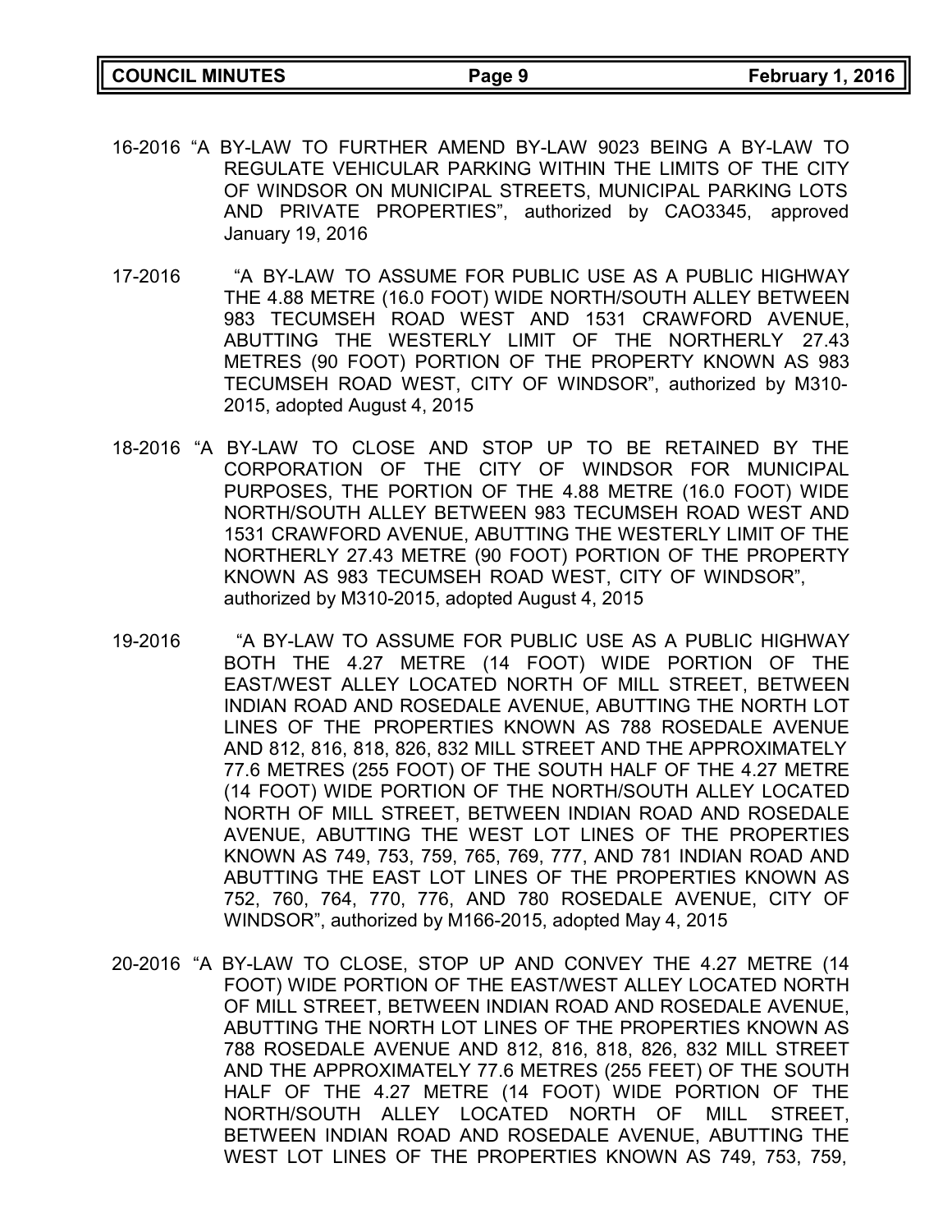16-2016 "A BY-LAW TO FURTHER AMEND BY-LAW 9023 BEING A BY-LAW TO REGULATE VEHICULAR PARKING WITHIN THE LIMITS OF THE CITY OF WINDSOR ON MUNICIPAL STREETS, MUNICIPAL PARKING LOTS AND PRIVATE PROPERTIES", authorized by CAO3345, approved January 19, 2016

17-2016 "A BY-LAW TO ASSUME FOR PUBLIC USE AS A PUBLIC HIGHWAY THE 4.88 METRE (16.0 FOOT) WIDE NORTH/SOUTH ALLEY BETWEEN 983 TECUMSEH ROAD WEST AND 1531 CRAWFORD AVENUE, ABUTTING THE WESTERLY LIMIT OF THE NORTHERLY 27.43 METRES (90 FOOT) PORTION OF THE PROPERTY KNOWN AS 983 TECUMSEH ROAD WEST, CITY OF WINDSOR", authorized by M310-2015, adopted August 4, 2015

18-2016 "A BY-LAW TO CLOSE AND STOP UP TO BE RETAINED BY THE CORPORATION OF THE CITY OF WINDSOR FOR MUNICIPAL PURPOSES, THE PORTION OF THE 4.88 METRE (16.0 FOOT) WIDE NORTH/SOUTH ALLEY BETWEEN 983 TECUMSEH ROAD WEST AND 1531 CRAWFORD AVENUE, ABUTTING THE WESTERLY LIMIT OF THE NORTHERLY 27.43 METRE (90 FOOT) PORTION OF THE PROPERTY KNOWN AS 983 TECUMSEH ROAD WEST, CITY OF WINDSOR", authorized by M310-2015, adopted August 4, 2015

19-2016 "A BY-LAW TO ASSUME FOR PUBLIC USE AS A PUBLIC HIGHWAY BOTH THE 4.27 METRE (14 FOOT) WIDE PORTION OF THE EAST/WEST ALLEY LOCATED NORTH OF MILL STREET, BETWEEN INDIAN ROAD AND ROSEDALE AVENUE, ABUTTING THE NORTH LOT LINES OF THE PROPERTIES KNOWN AS 788 ROSEDALE AVENUE AND 812, 816, 818, 826, 832 MILL STREET AND THE APPROXIMATELY 77.6 METRES (255 FOOT) OF THE SOUTH HALF OF THE 4.27 METRE (14 FOOT) WIDE PORTION OF THE NORTH/SOUTH ALLEY LOCATED NORTH OF MILL STREET, BETWEEN INDIAN ROAD AND ROSEDALE AVENUE, ABUTTING THE WEST LOT LINES OF THE PROPERTIES KNOWN AS 749, 753, 759, 765, 769, 777, AND 781 INDIAN ROAD AND ABUTTING THE EAST LOT LINES OF THE PROPERTIES KNOWN AS 752, 760, 764, 770, 776, AND 780 ROSEDALE AVENUE, CITY OF WINDSOR", authorized by M166-2015, adopted May 4, 2015

20-2016 "A BY-LAW TO CLOSE, STOP UP AND CONVEY THE 4.27 METRE (14 FOOT) WIDE PORTION OF THE EAST/WEST ALLEY LOCATED NORTH OF MILL STREET, BETWEEN INDIAN ROAD AND ROSEDALE AVENUE, ABUTTING THE NORTH LOT LINES OF THE PROPERTIES KNOWN AS 788 ROSEDALE AVENUE AND 812, 816, 818, 826, 832 MILL STREET AND THE APPROXIMATELY 77.6 METRES (255 FEET) OF THE SOUTH HALF OF THE 4.27 METRE (14 FOOT) WIDE PORTION OF THE NORTH/SOUTH ALLEY LOCATED NORTH OF MILL STREET, BETWEEN INDIAN ROAD AND ROSEDALE AVENUE, ABUTTING THE WEST LOT LINES OF THE PROPERTIES KNOWN AS 749, 753, 759,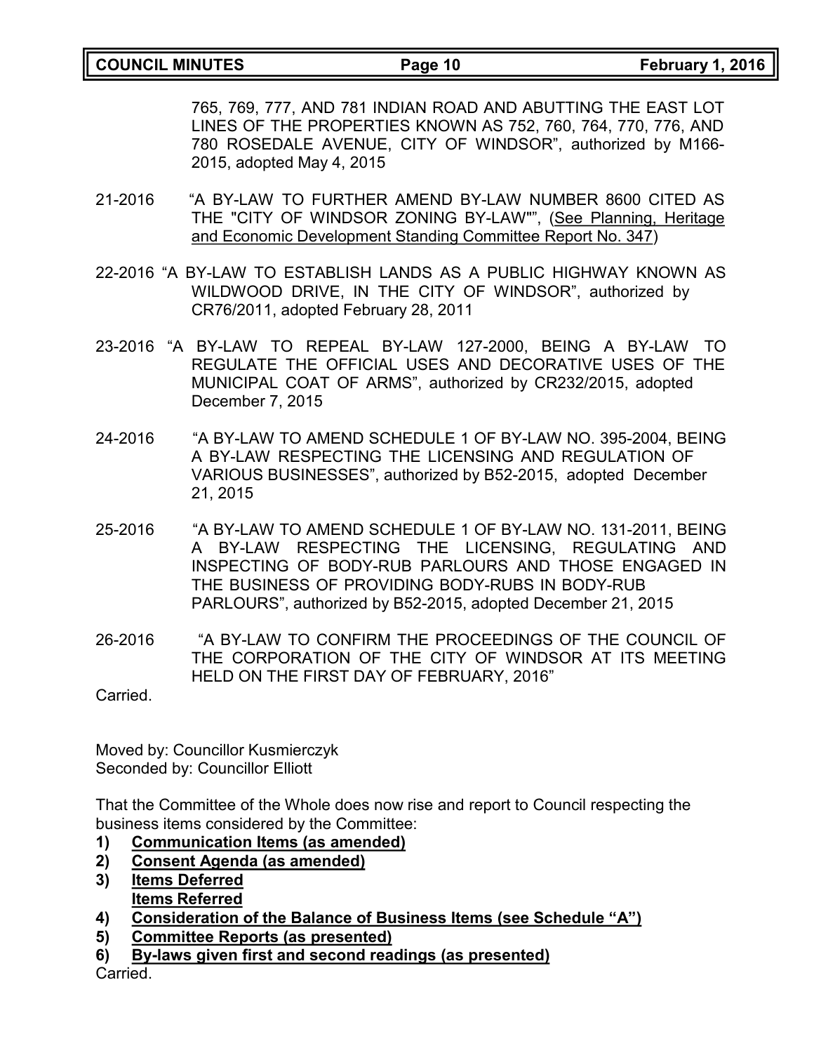765, 769, 777, AND 781 INDIAN ROAD AND ABUTTING THE EAST LOT LINES OF THE PROPERTIES KNOWN AS 752, 760, 764, 770, 776, AND 780 ROSEDALE AVENUE, CITY OF WINDSOR", authorized by M166-2015, adopted May 4, 2015

21-2016 "A BY-LAW TO FURTHER AMEND BY-LAW NUMBER 8600 CITED AS THE "CITY OF WINDSOR ZONING BY-LAW"", (<u>See Planning, Heritage and Economic Development Standing Committee Report No. 347</u>)

22-2016 "A BY-LAW TO ESTABLISH LANDS AS A PUBLIC HIGHWAY KNOWN AS WILDWOOD DRIVE, IN THE CITY OF WINDSOR", authorized by CR76/2011, adopted February 28, 2011

23-2016 "A BY-LAW TO REPEAL BY-LAW 127-2000, BEING A BY-LAW TO REGULATE THE OFFICIAL USES AND DECORATIVE USES OF THE MUNICIPAL COAT OF ARMS", authorized by CR232/2015, adopted December 7, 2015

24-2016 "A BY-LAW TO AMEND SCHEDULE 1 OF BY-LAW NO. 395-2004, BEING A BY-LAW RESPECTING THE LICENSING AND REGULATION OF VARIOUS BUSINESSES", authorized by B52-2015, adopted December 21, 2015

25-2016 "A BY-LAW TO AMEND SCHEDULE 1 OF BY-LAW NO. 131-2011, BEING A BY-LAW RESPECTING THE LICENSING, REGULATING AND INSPECTING OF BODY-RUB PARLOURS AND THOSE ENGAGED IN THE BUSINESS OF PROVIDING BODY-RUBS IN BODY-RUB PARLOURS", authorized by B52-2015, adopted December 21, 2015

26-2016 "A BY-LAW TO CONFIRM THE PROCEEDINGS OF THE COUNCIL OF THE CORPORATION OF THE CITY OF WINDSOR AT ITS MEETING HELD ON THE FIRST DAY OF FEBRUARY, 2016"

Carried.

Moved by: Councillor Kusmierczyk
Seconded by: Councillor Elliott

That the Committee of the Whole does now rise and report to Council respecting the business items considered by the Committee:

1) **<u>Communication Items (as amended)</u>**
2) **<u>Consent Agenda (as amended)</u>**
3) **<u>Items Deferred</u>**
   **<u>Items Referred</u>**
4) **<u>Consideration of the Balance of Business Items (see Schedule "A")</u>**
5) **<u>Committee Reports (as presented)</u>**
6) **<u>By-laws given first and second readings (as presented)</u>**

Carried.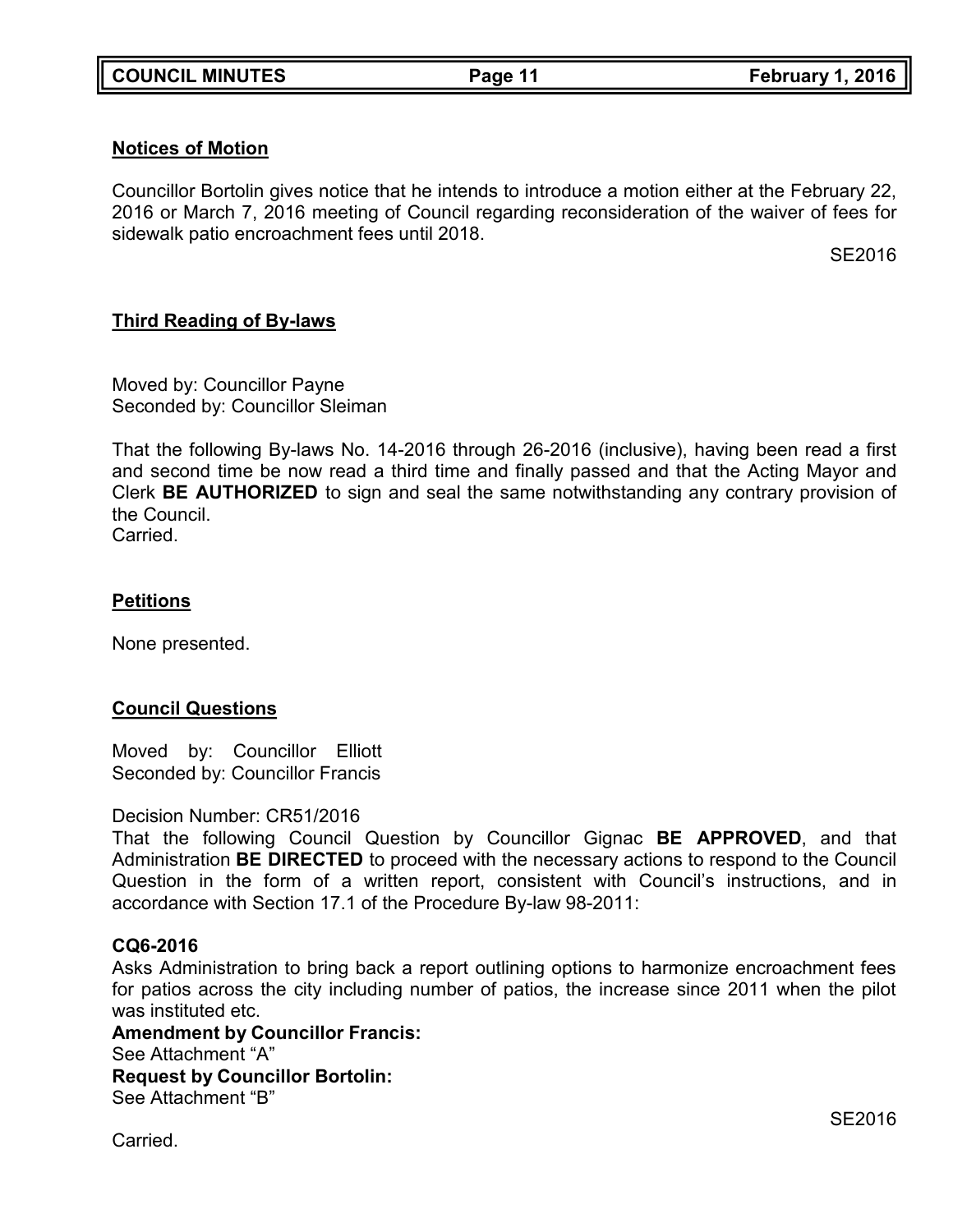**Notices of Motion**

Councillor Bortolin gives notice that he intends to introduce a motion either at the February 22, 2016 or March 7, 2016 meeting of Council regarding reconsideration of the waiver of fees for sidewalk patio encroachment fees until 2018.

SE2016

**Third Reading of By-laws**

Moved by: Councillor Payne
Seconded by: Councillor Sleiman

That the following By-laws No. 14-2016 through 26-2016 (inclusive), having been read a first and second time be now read a third time and finally passed and that the Acting Mayor and Clerk **BE AUTHORIZED** to sign and seal the same notwithstanding any contrary provision of the Council.
Carried.

**Petitions**

None presented.

**Council Questions**

Moved by: Councillor Elliott
Seconded by: Councillor Francis

Decision Number: CR51/2016
That the following Council Question by Councillor Gignac **BE APPROVED**, and that Administration **BE DIRECTED** to proceed with the necessary actions to respond to the Council Question in the form of a written report, consistent with Council's instructions, and in accordance with Section 17.1 of the Procedure By-law 98-2011:

**CQ6-2016**
Asks Administration to bring back a report outlining options to harmonize encroachment fees for patios across the city including number of patios, the increase since 2011 when the pilot was instituted etc.
**Amendment by Councillor Francis:**
See Attachment "A"
**Request by Councillor Bortolin:**
See Attachment "B"

SE2016

Carried.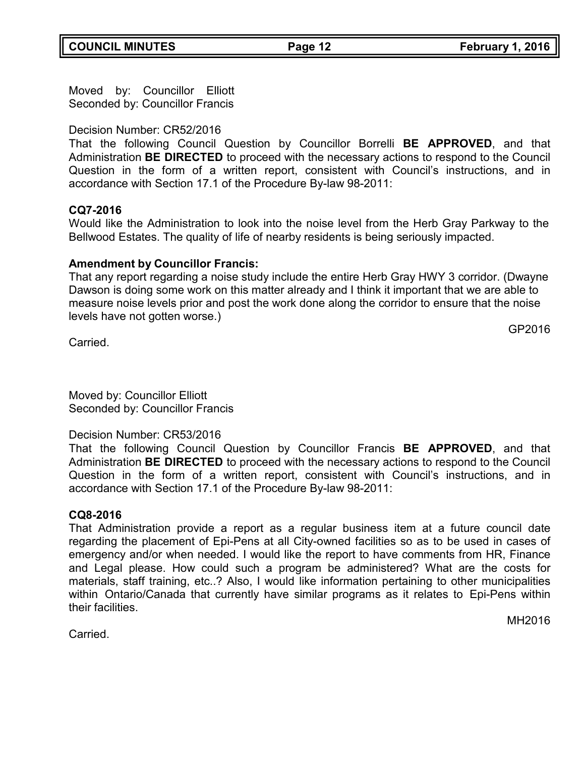Moved by: Councillor Elliott
Seconded by: Councillor Francis

Decision Number: CR52/2016
That the following Council Question by Councillor Borrelli **BE APPROVED**, and that Administration **BE DIRECTED** to proceed with the necessary actions to respond to the Council Question in the form of a written report, consistent with Council's instructions, and in accordance with Section 17.1 of the Procedure By-law 98-2011:

**CQ7-2016**
Would like the Administration to look into the noise level from the Herb Gray Parkway to the Bellwood Estates. The quality of life of nearby residents is being seriously impacted.

**Amendment by Councillor Francis:**
That any report regarding a noise study include the entire Herb Gray HWY 3 corridor. (Dwayne Dawson is doing some work on this matter already and I think it important that we are able to measure noise levels prior and post the work done along the corridor to ensure that the noise levels have not gotten worse.)

GP2016

Carried.

Moved by: Councillor Elliott
Seconded by: Councillor Francis

Decision Number: CR53/2016
That the following Council Question by Councillor Francis **BE APPROVED**, and that Administration **BE DIRECTED** to proceed with the necessary actions to respond to the Council Question in the form of a written report, consistent with Council's instructions, and in accordance with Section 17.1 of the Procedure By-law 98-2011:

**CQ8-2016**
That Administration provide a report as a regular business item at a future council date regarding the placement of Epi-Pens at all City-owned facilities so as to be used in cases of emergency and/or when needed. I would like the report to have comments from HR, Finance and Legal please. How could such a program be administered? What are the costs for materials, staff training, etc..? Also, I would like information pertaining to other municipalities within Ontario/Canada that currently have similar programs as it relates to Epi-Pens within their facilities.

MH2016

Carried.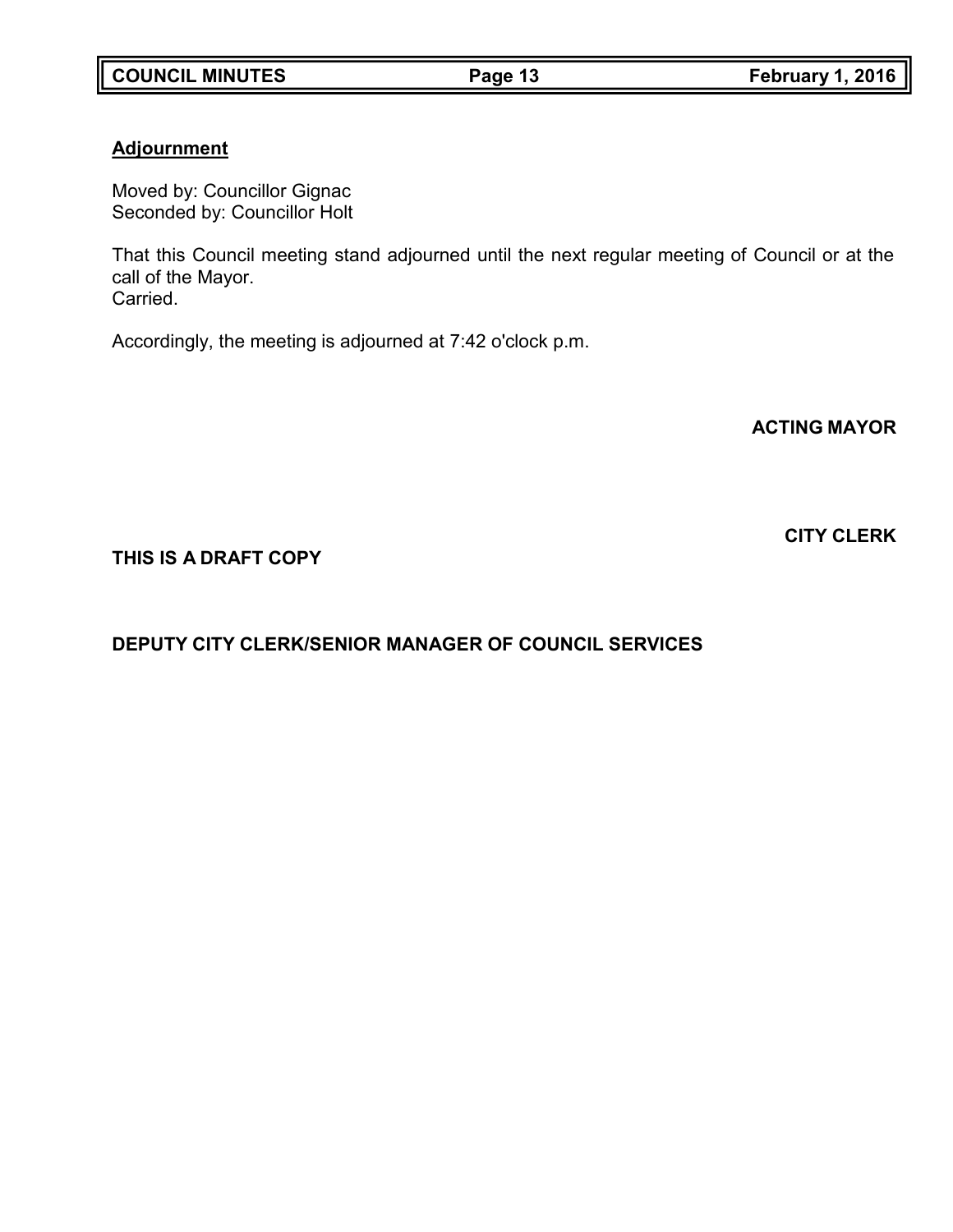**Adjournment**

Moved by: Councillor Gignac
Seconded by: Councillor Holt

That this Council meeting stand adjourned until the next regular meeting of Council or at the call of the Mayor.
Carried.

Accordingly, the meeting is adjourned at 7:42 o'clock p.m.

**ACTING MAYOR**

**CITY CLERK**

**THIS IS A DRAFT COPY**

**DEPUTY CITY CLERK/SENIOR MANAGER OF COUNCIL SERVICES**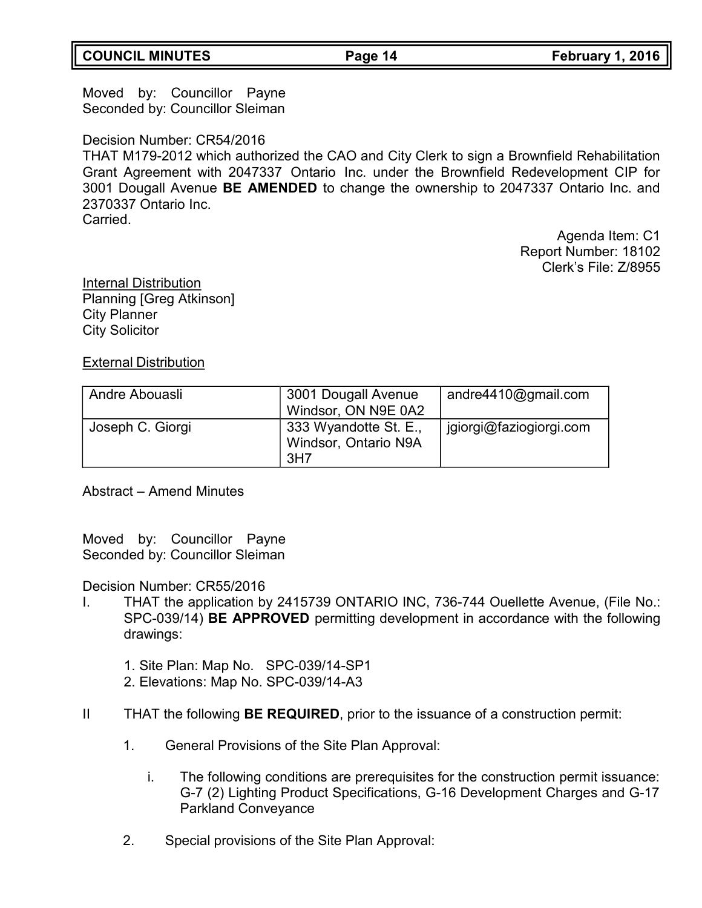Moved by: Councillor Payne
Seconded by: Councillor Sleiman

Decision Number: CR54/2016
THAT M179-2012 which authorized the CAO and City Clerk to sign a Brownfield Rehabilitation Grant Agreement with 2047337 Ontario Inc. under the Brownfield Redevelopment CIP for 3001 Dougall Avenue **BE AMENDED** to change the ownership to 2047337 Ontario Inc. and 2370337 Ontario Inc.
Carried.

Agenda Item: C1
Report Number: 18102
Clerk's File: Z/8955

Internal Distribution
Planning [Greg Atkinson]
City Planner
City Solicitor

External Distribution

| | | |
|---|---|---|
| Andre Abouasli | 3001 Dougall Avenue Windsor, ON N9E 0A2 | andre4410@gmail.com |
| Joseph C. Giorgi | 333 Wyandotte St. E., Windsor, Ontario N9A 3H7 | jgiorgi@faziogiorgi.com |

Abstract – Amend Minutes

Moved by: Councillor Payne
Seconded by: Councillor Sleiman

Decision Number: CR55/2016

I. THAT the application by 2415739 ONTARIO INC, 736-744 Ouellette Avenue, (File No.: SPC-039/14) **BE APPROVED** permitting development in accordance with the following drawings:

   1. Site Plan: Map No. SPC-039/14-SP1
   2. Elevations: Map No. SPC-039/14-A3

II THAT the following **BE REQUIRED**, prior to the issuance of a construction permit:

   1. General Provisions of the Site Plan Approval:

      i. The following conditions are prerequisites for the construction permit issuance: G-7 (2) Lighting Product Specifications, G-16 Development Charges and G-17 Parkland Conveyance

   2. Special provisions of the Site Plan Approval: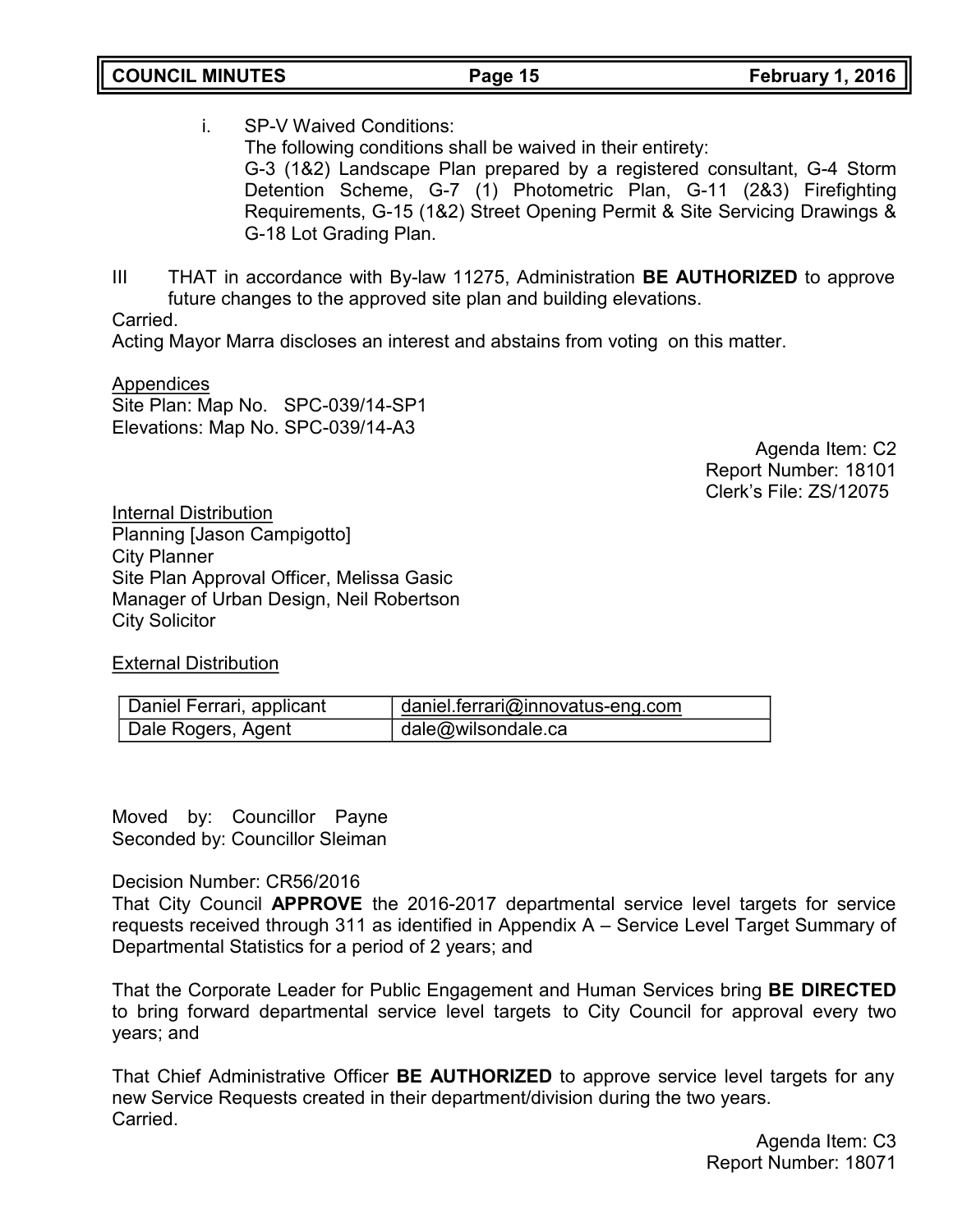i. SP-V Waived Conditions:
   The following conditions shall be waived in their entirety:
   G-3 (1&2) Landscape Plan prepared by a registered consultant, G-4 Storm Detention Scheme, G-7 (1) Photometric Plan, G-11 (2&3) Firefighting Requirements, G-15 (1&2) Street Opening Permit & Site Servicing Drawings & G-18 Lot Grading Plan.

III THAT in accordance with By-law 11275, Administration **BE AUTHORIZED** to approve future changes to the approved site plan and building elevations.

Carried.
Acting Mayor Marra discloses an interest and abstains from voting on this matter.

Appendices
Site Plan: Map No. SPC-039/14-SP1
Elevations: Map No. SPC-039/14-A3

Agenda Item: C2
Report Number: 18101
Clerk's File: ZS/12075

Internal Distribution
Planning [Jason Campigotto]
City Planner
Site Plan Approval Officer, Melissa Gasic
Manager of Urban Design, Neil Robertson
City Solicitor

External Distribution

| Daniel Ferrari, applicant | daniel.ferrari@innovatus-eng.com |
|---|---|
| Dale Rogers, Agent | dale@wilsondale.ca |

Moved by: Councillor Payne
Seconded by: Councillor Sleiman

Decision Number: CR56/2016
That City Council **APPROVE** the 2016-2017 departmental service level targets for service requests received through 311 as identified in Appendix A – Service Level Target Summary of Departmental Statistics for a period of 2 years; and

That the Corporate Leader for Public Engagement and Human Services bring **BE DIRECTED** to bring forward departmental service level targets to City Council for approval every two years; and

That Chief Administrative Officer **BE AUTHORIZED** to approve service level targets for any new Service Requests created in their department/division during the two years.
Carried.

Agenda Item: C3
Report Number: 18071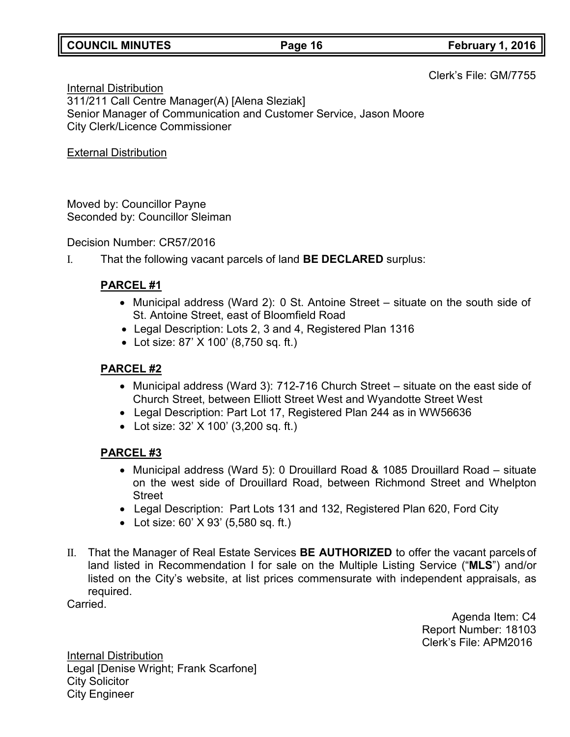Clerk's File: GM/7755

Internal Distribution
311/211 Call Centre Manager(A) [Alena Sleziak]
Senior Manager of Communication and Customer Service, Jason Moore
City Clerk/Licence Commissioner

External Distribution

Moved by: Councillor Payne
Seconded by: Councillor Sleiman

Decision Number: CR57/2016

I. That the following vacant parcels of land **BE DECLARED** surplus:

**PARCEL #1**

- Municipal address (Ward 2): 0 St. Antoine Street – situate on the south side of St. Antoine Street, east of Bloomfield Road
- Legal Description: Lots 2, 3 and 4, Registered Plan 1316
- Lot size: 87' X 100' (8,750 sq. ft.)

**PARCEL #2**

- Municipal address (Ward 3): 712-716 Church Street – situate on the east side of Church Street, between Elliott Street West and Wyandotte Street West
- Legal Description: Part Lot 17, Registered Plan 244 as in WW56636
- Lot size: 32' X 100' (3,200 sq. ft.)

**PARCEL #3**

- Municipal address (Ward 5): 0 Drouillard Road & 1085 Drouillard Road – situate on the west side of Drouillard Road, between Richmond Street and Whelpton Street
- Legal Description: Part Lots 131 and 132, Registered Plan 620, Ford City
- Lot size: 60' X 93' (5,580 sq. ft.)

II. That the Manager of Real Estate Services **BE AUTHORIZED** to offer the vacant parcels of land listed in Recommendation I for sale on the Multiple Listing Service ("**MLS**") and/or listed on the City's website, at list prices commensurate with independent appraisals, as required.

Carried.

Agenda Item: C4
Report Number: 18103
Clerk's File: APM2016

Internal Distribution
Legal [Denise Wright; Frank Scarfone]
City Solicitor
City Engineer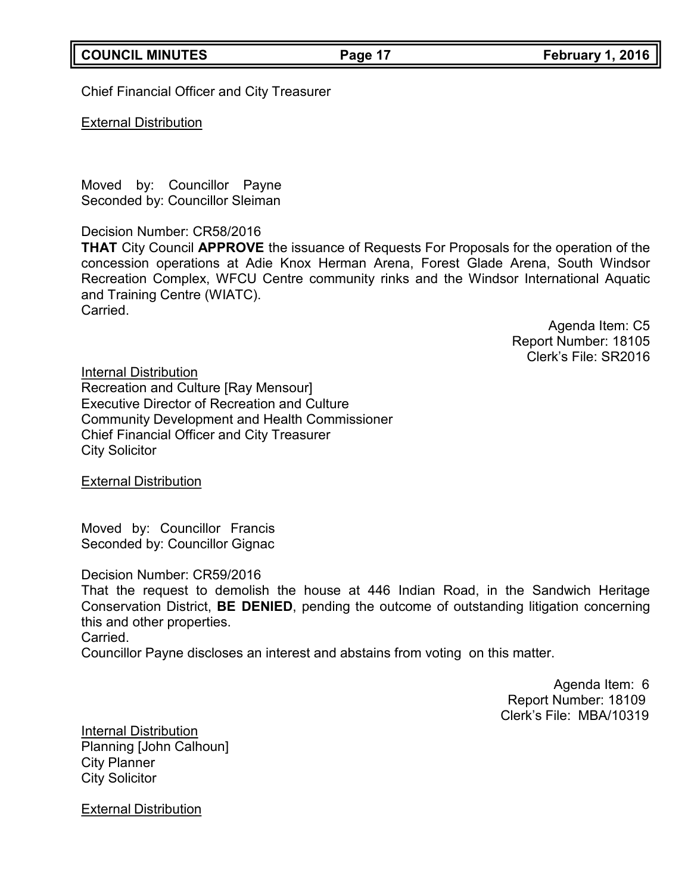Chief Financial Officer and City Treasurer

External Distribution

Moved by: Councillor Payne
Seconded by: Councillor Sleiman

Decision Number: CR58/2016
**THAT** City Council **APPROVE** the issuance of Requests For Proposals for the operation of the concession operations at Adie Knox Herman Arena, Forest Glade Arena, South Windsor Recreation Complex, WFCU Centre community rinks and the Windsor International Aquatic and Training Centre (WIATC).
Carried.

Agenda Item: C5
Report Number: 18105
Clerk's File: SR2016

Internal Distribution
Recreation and Culture [Ray Mensour]
Executive Director of Recreation and Culture
Community Development and Health Commissioner
Chief Financial Officer and City Treasurer
City Solicitor

External Distribution

Moved by: Councillor Francis
Seconded by: Councillor Gignac

Decision Number: CR59/2016
That the request to demolish the house at 446 Indian Road, in the Sandwich Heritage Conservation District, **BE DENIED**, pending the outcome of outstanding litigation concerning this and other properties.
Carried.
Councillor Payne discloses an interest and abstains from voting on this matter.

Agenda Item: 6
Report Number: 18109
Clerk's File: MBA/10319

Internal Distribution
Planning [John Calhoun]
City Planner
City Solicitor

External Distribution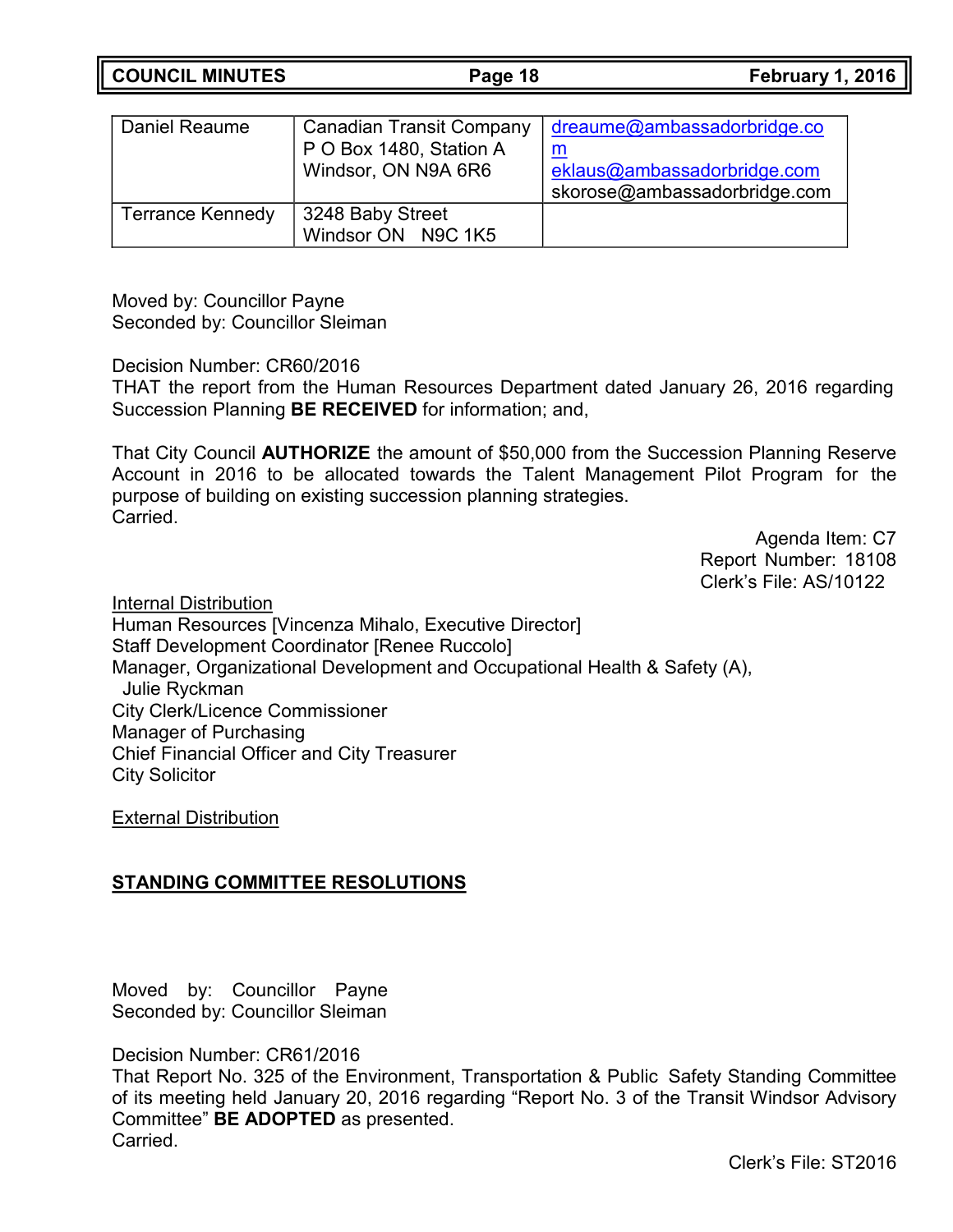| Daniel Reaume | Canadian Transit Company<br>P O Box 1480, Station A<br>Windsor, ON N9A 6R6 | dreaume@ambassadorbridge.com<br>eklaus@ambassadorbridge.com<br>skorose@ambassadorbridge.com |
|---|---|---|
| Terrance Kennedy | 3248 Baby Street<br>Windsor ON N9C 1K5 | |

Moved by: Councillor Payne
Seconded by: Councillor Sleiman

Decision Number: CR60/2016
THAT the report from the Human Resources Department dated January 26, 2016 regarding Succession Planning **BE RECEIVED** for information; and,

That City Council **AUTHORIZE** the amount of $50,000 from the Succession Planning Reserve Account in 2016 to be allocated towards the Talent Management Pilot Program for the purpose of building on existing succession planning strategies.
Carried.

Agenda Item: C7
Report Number: 18108
Clerk's File: AS/10122

<u>Internal Distribution</u>
Human Resources [Vincenza Mihalo, Executive Director]
Staff Development Coordinator [Renee Ruccolo]
Manager, Organizational Development and Occupational Health & Safety (A), Julie Ryckman
City Clerk/Licence Commissioner
Manager of Purchasing
Chief Financial Officer and City Treasurer
City Solicitor

<u>External Distribution</u>

## STANDING COMMITTEE RESOLUTIONS

Moved by: Councillor Payne
Seconded by: Councillor Sleiman

Decision Number: CR61/2016
That Report No. 325 of the Environment, Transportation & Public Safety Standing Committee of its meeting held January 20, 2016 regarding "Report No. 3 of the Transit Windsor Advisory Committee" **BE ADOPTED** as presented.
Carried.

Clerk's File: ST2016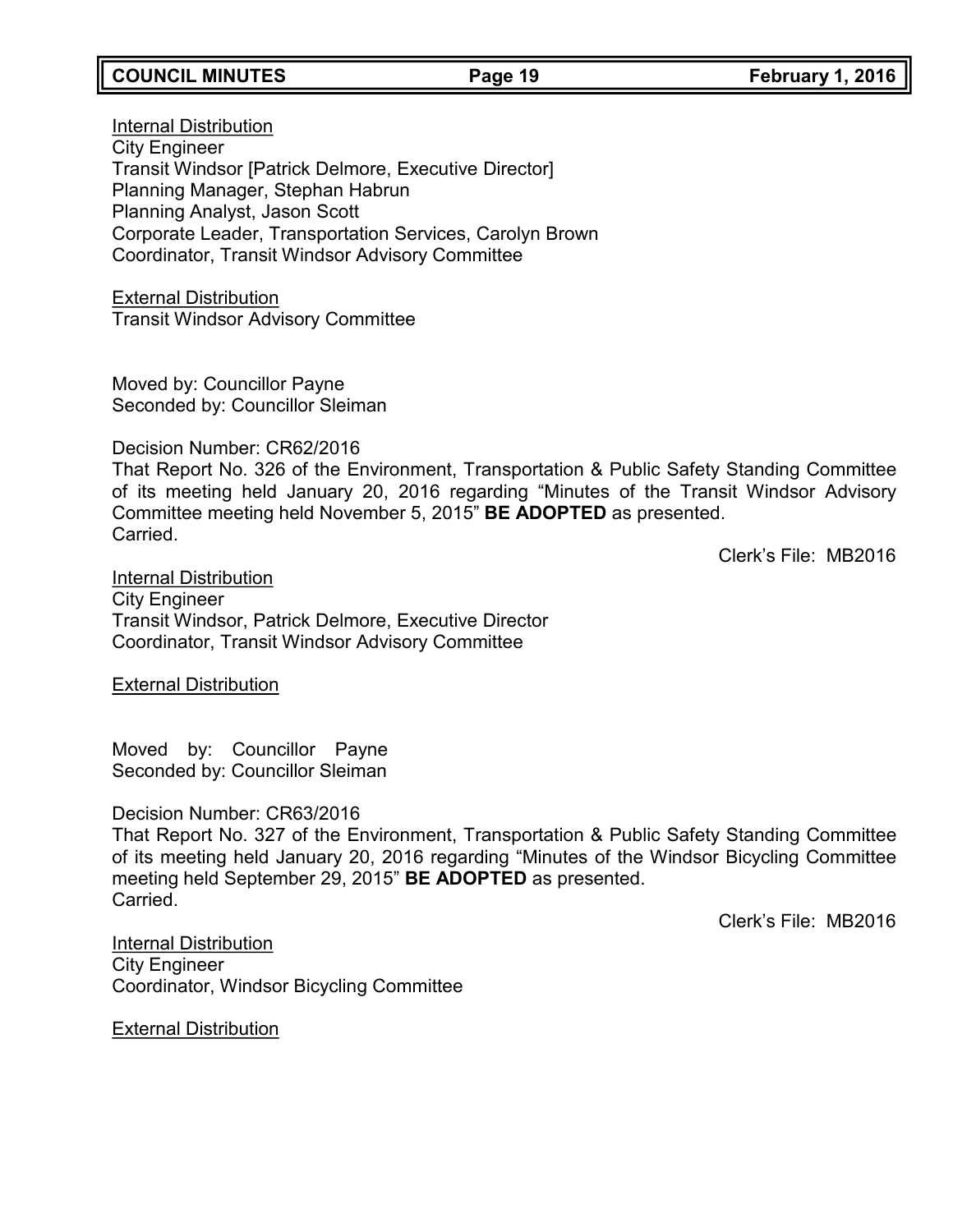<u>Internal Distribution</u>
City Engineer
Transit Windsor [Patrick Delmore, Executive Director]
Planning Manager, Stephan Habrun
Planning Analyst, Jason Scott
Corporate Leader, Transportation Services, Carolyn Brown
Coordinator, Transit Windsor Advisory Committee

<u>External Distribution</u>
Transit Windsor Advisory Committee

Moved by: Councillor Payne
Seconded by: Councillor Sleiman

Decision Number: CR62/2016
That Report No. 326 of the Environment, Transportation & Public Safety Standing Committee of its meeting held January 20, 2016 regarding "Minutes of the Transit Windsor Advisory Committee meeting held November 5, 2015" **BE ADOPTED** as presented.
Carried.

Clerk's File: MB2016

<u>Internal Distribution</u>
City Engineer
Transit Windsor, Patrick Delmore, Executive Director
Coordinator, Transit Windsor Advisory Committee

<u>External Distribution</u>

Moved by: Councillor Payne
Seconded by: Councillor Sleiman

Decision Number: CR63/2016
That Report No. 327 of the Environment, Transportation & Public Safety Standing Committee of its meeting held January 20, 2016 regarding "Minutes of the Windsor Bicycling Committee meeting held September 29, 2015" **BE ADOPTED** as presented.
Carried.

Clerk's File: MB2016

<u>Internal Distribution</u>
City Engineer
Coordinator, Windsor Bicycling Committee

<u>External Distribution</u>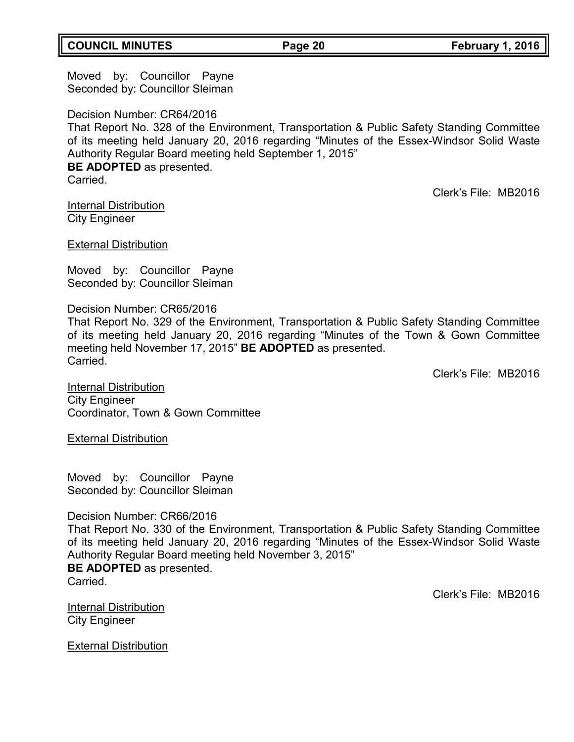Moved by: Councillor Payne
Seconded by: Councillor Sleiman

Decision Number: CR64/2016
That Report No. 328 of the Environment, Transportation & Public Safety Standing Committee of its meeting held January 20, 2016 regarding "Minutes of the Essex-Windsor Solid Waste Authority Regular Board meeting held September 1, 2015"
**BE ADOPTED** as presented.
Carried.

Clerk's File: MB2016

Internal Distribution
City Engineer

External Distribution

Moved by: Councillor Payne
Seconded by: Councillor Sleiman

Decision Number: CR65/2016
That Report No. 329 of the Environment, Transportation & Public Safety Standing Committee of its meeting held January 20, 2016 regarding "Minutes of the Town & Gown Committee meeting held November 17, 2015" **BE ADOPTED** as presented.
Carried.

Clerk's File: MB2016

Internal Distribution
City Engineer
Coordinator, Town & Gown Committee

External Distribution

Moved by: Councillor Payne
Seconded by: Councillor Sleiman

Decision Number: CR66/2016
That Report No. 330 of the Environment, Transportation & Public Safety Standing Committee of its meeting held January 20, 2016 regarding "Minutes of the Essex-Windsor Solid Waste Authority Regular Board meeting held November 3, 2015"
**BE ADOPTED** as presented.
Carried.

Clerk's File: MB2016

Internal Distribution
City Engineer

External Distribution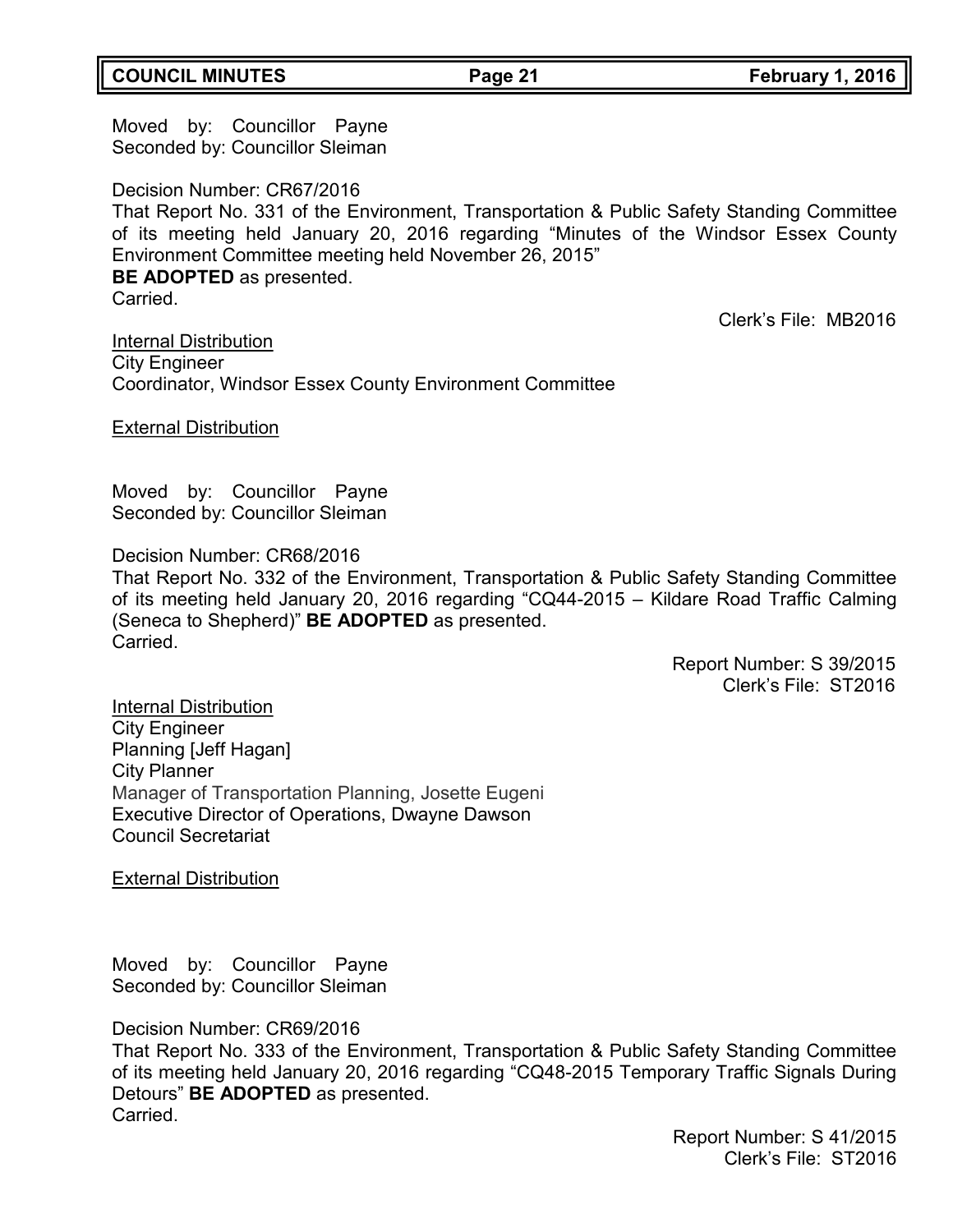Moved by: Councillor Payne
Seconded by: Councillor Sleiman

Decision Number: CR67/2016
That Report No. 331 of the Environment, Transportation & Public Safety Standing Committee of its meeting held January 20, 2016 regarding "Minutes of the Windsor Essex County Environment Committee meeting held November 26, 2015"
**BE ADOPTED** as presented.
Carried.

Clerk's File: MB2016

Internal Distribution
City Engineer
Coordinator, Windsor Essex County Environment Committee

External Distribution

Moved by: Councillor Payne
Seconded by: Councillor Sleiman

Decision Number: CR68/2016
That Report No. 332 of the Environment, Transportation & Public Safety Standing Committee of its meeting held January 20, 2016 regarding "CQ44-2015 – Kildare Road Traffic Calming (Seneca to Shepherd)" **BE ADOPTED** as presented.
Carried.

Report Number: S 39/2015
Clerk's File: ST2016

Internal Distribution
City Engineer
Planning [Jeff Hagan]
City Planner
Manager of Transportation Planning, Josette Eugeni
Executive Director of Operations, Dwayne Dawson
Council Secretariat

External Distribution

Moved by: Councillor Payne
Seconded by: Councillor Sleiman

Decision Number: CR69/2016
That Report No. 333 of the Environment, Transportation & Public Safety Standing Committee of its meeting held January 20, 2016 regarding "CQ48-2015 Temporary Traffic Signals During Detours" **BE ADOPTED** as presented.
Carried.

Report Number: S 41/2015
Clerk's File: ST2016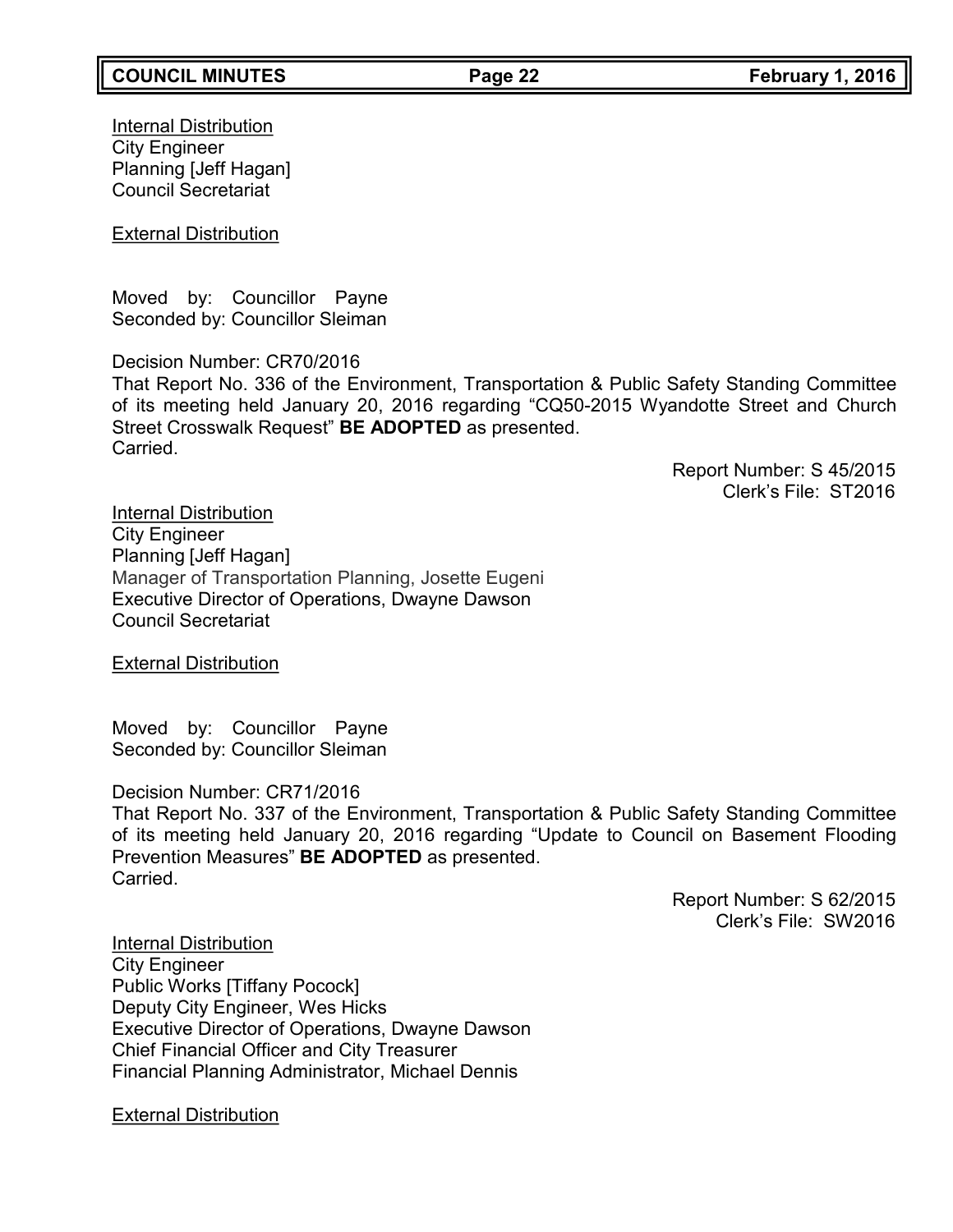Internal Distribution
City Engineer
Planning [Jeff Hagan]
Council Secretariat

External Distribution

Moved by: Councillor Payne
Seconded by: Councillor Sleiman

Decision Number: CR70/2016
That Report No. 336 of the Environment, Transportation & Public Safety Standing Committee of its meeting held January 20, 2016 regarding "CQ50-2015 Wyandotte Street and Church Street Crosswalk Request" **BE ADOPTED** as presented.
Carried.

Report Number: S 45/2015
Clerk's File: ST2016

Internal Distribution
City Engineer
Planning [Jeff Hagan]
Manager of Transportation Planning, Josette Eugeni
Executive Director of Operations, Dwayne Dawson
Council Secretariat

External Distribution

Moved by: Councillor Payne
Seconded by: Councillor Sleiman

Decision Number: CR71/2016
That Report No. 337 of the Environment, Transportation & Public Safety Standing Committee of its meeting held January 20, 2016 regarding "Update to Council on Basement Flooding Prevention Measures" **BE ADOPTED** as presented.
Carried.

Report Number: S 62/2015
Clerk's File: SW2016

Internal Distribution
City Engineer
Public Works [Tiffany Pocock]
Deputy City Engineer, Wes Hicks
Executive Director of Operations, Dwayne Dawson
Chief Financial Officer and City Treasurer
Financial Planning Administrator, Michael Dennis

External Distribution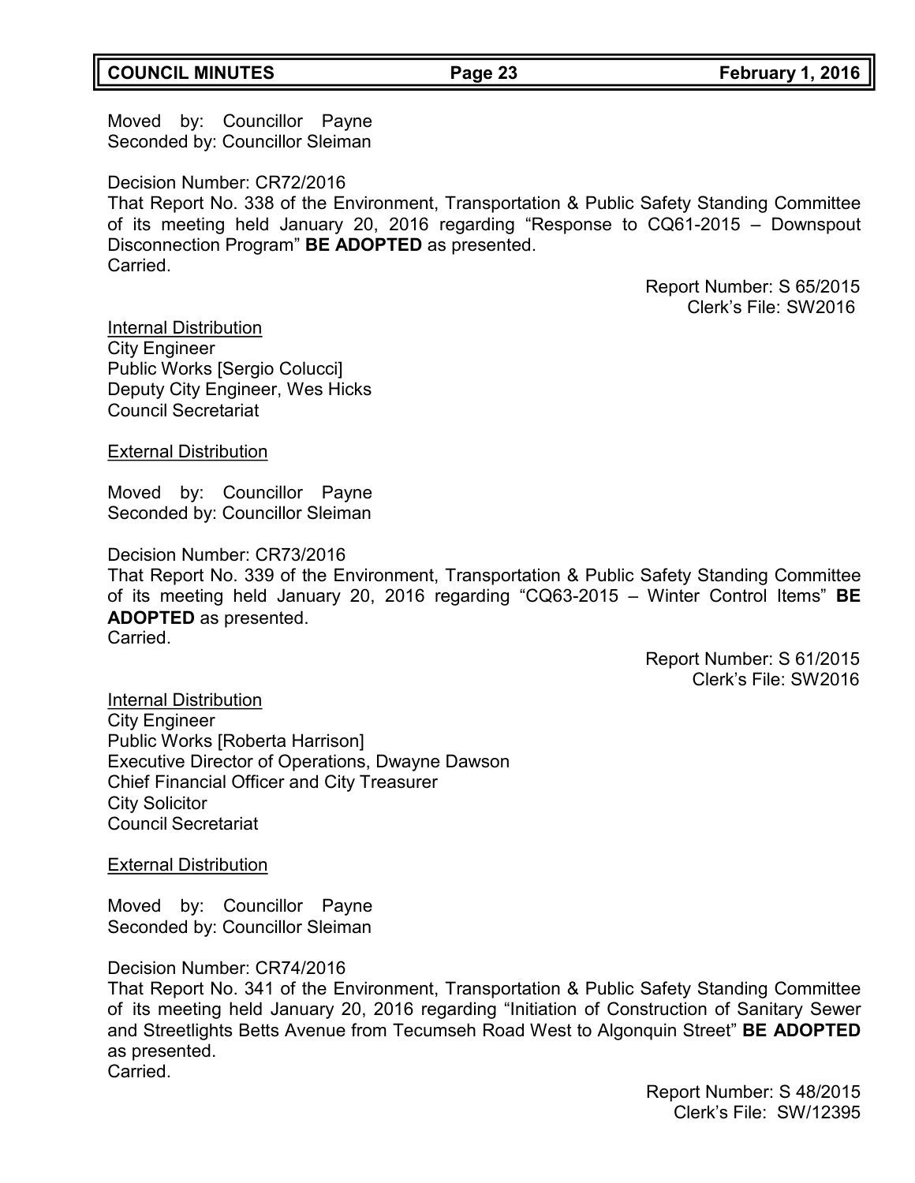Moved by: Councillor Payne
Seconded by: Councillor Sleiman

Decision Number: CR72/2016
That Report No. 338 of the Environment, Transportation & Public Safety Standing Committee of its meeting held January 20, 2016 regarding "Response to CQ61-2015 – Downspout Disconnection Program" **BE ADOPTED** as presented.
Carried.

Report Number: S 65/2015
Clerk's File: SW2016

Internal Distribution
City Engineer
Public Works [Sergio Colucci]
Deputy City Engineer, Wes Hicks
Council Secretariat

External Distribution

Moved by: Councillor Payne
Seconded by: Councillor Sleiman

Decision Number: CR73/2016
That Report No. 339 of the Environment, Transportation & Public Safety Standing Committee of its meeting held January 20, 2016 regarding "CQ63-2015 – Winter Control Items" **BE ADOPTED** as presented.
Carried.

Report Number: S 61/2015
Clerk's File: SW2016

Internal Distribution
City Engineer
Public Works [Roberta Harrison]
Executive Director of Operations, Dwayne Dawson
Chief Financial Officer and City Treasurer
City Solicitor
Council Secretariat

External Distribution

Moved by: Councillor Payne
Seconded by: Councillor Sleiman

Decision Number: CR74/2016
That Report No. 341 of the Environment, Transportation & Public Safety Standing Committee of its meeting held January 20, 2016 regarding "Initiation of Construction of Sanitary Sewer and Streetlights Betts Avenue from Tecumseh Road West to Algonquin Street" **BE ADOPTED** as presented.
Carried.

Report Number: S 48/2015
Clerk's File: SW/12395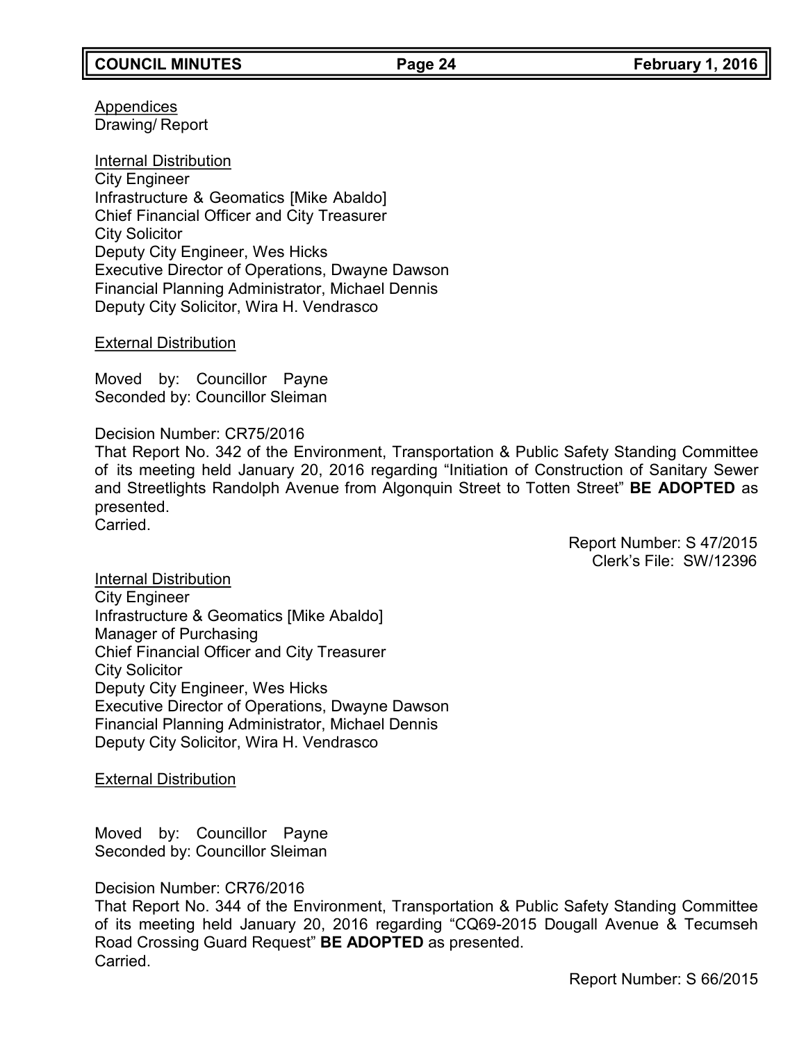Appendices
Drawing/ Report

Internal Distribution
City Engineer
Infrastructure & Geomatics [Mike Abaldo]
Chief Financial Officer and City Treasurer
City Solicitor
Deputy City Engineer, Wes Hicks
Executive Director of Operations, Dwayne Dawson
Financial Planning Administrator, Michael Dennis
Deputy City Solicitor, Wira H. Vendrasco

External Distribution

Moved by: Councillor Payne
Seconded by: Councillor Sleiman

Decision Number: CR75/2016
That Report No. 342 of the Environment, Transportation & Public Safety Standing Committee of its meeting held January 20, 2016 regarding "Initiation of Construction of Sanitary Sewer and Streetlights Randolph Avenue from Algonquin Street to Totten Street" **BE ADOPTED** as presented.
Carried.

Report Number: S 47/2015
Clerk's File: SW/12396

Internal Distribution
City Engineer
Infrastructure & Geomatics [Mike Abaldo]
Manager of Purchasing
Chief Financial Officer and City Treasurer
City Solicitor
Deputy City Engineer, Wes Hicks
Executive Director of Operations, Dwayne Dawson
Financial Planning Administrator, Michael Dennis
Deputy City Solicitor, Wira H. Vendrasco

External Distribution

Moved by: Councillor Payne
Seconded by: Councillor Sleiman

Decision Number: CR76/2016
That Report No. 344 of the Environment, Transportation & Public Safety Standing Committee of its meeting held January 20, 2016 regarding "CQ69-2015 Dougall Avenue & Tecumseh Road Crossing Guard Request" **BE ADOPTED** as presented.
Carried.

Report Number: S 66/2015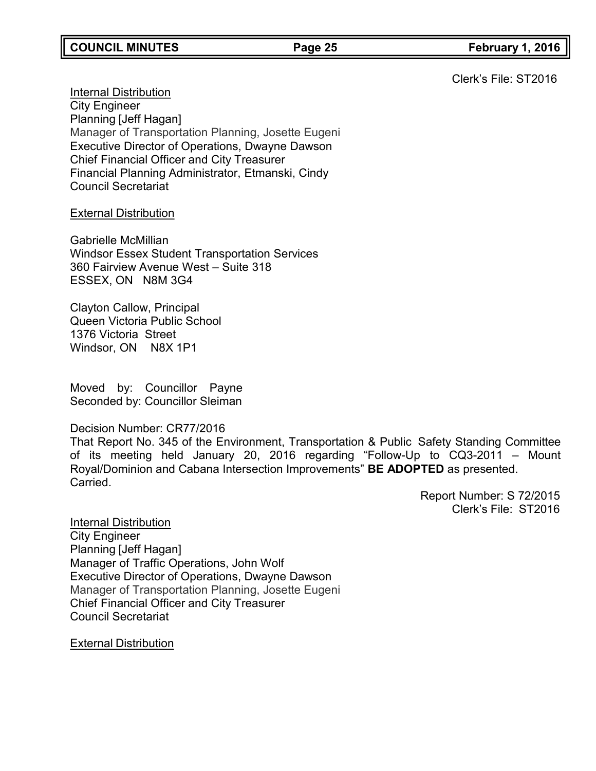Clerk's File: ST2016

Internal Distribution
City Engineer
Planning [Jeff Hagan]
Manager of Transportation Planning, Josette Eugeni
Executive Director of Operations, Dwayne Dawson
Chief Financial Officer and City Treasurer
Financial Planning Administrator, Etmanski, Cindy
Council Secretariat

External Distribution

Gabrielle McMillian
Windsor Essex Student Transportation Services
360 Fairview Avenue West – Suite 318
ESSEX, ON N8M 3G4

Clayton Callow, Principal
Queen Victoria Public School
1376 Victoria Street
Windsor, ON N8X 1P1

Moved by: Councillor Payne
Seconded by: Councillor Sleiman

Decision Number: CR77/2016
That Report No. 345 of the Environment, Transportation & Public Safety Standing Committee of its meeting held January 20, 2016 regarding "Follow-Up to CQ3-2011 – Mount Royal/Dominion and Cabana Intersection Improvements" **BE ADOPTED** as presented.
Carried.

Report Number: S 72/2015
Clerk's File: ST2016

Internal Distribution
City Engineer
Planning [Jeff Hagan]
Manager of Traffic Operations, John Wolf
Executive Director of Operations, Dwayne Dawson
Manager of Transportation Planning, Josette Eugeni
Chief Financial Officer and City Treasurer
Council Secretariat

External Distribution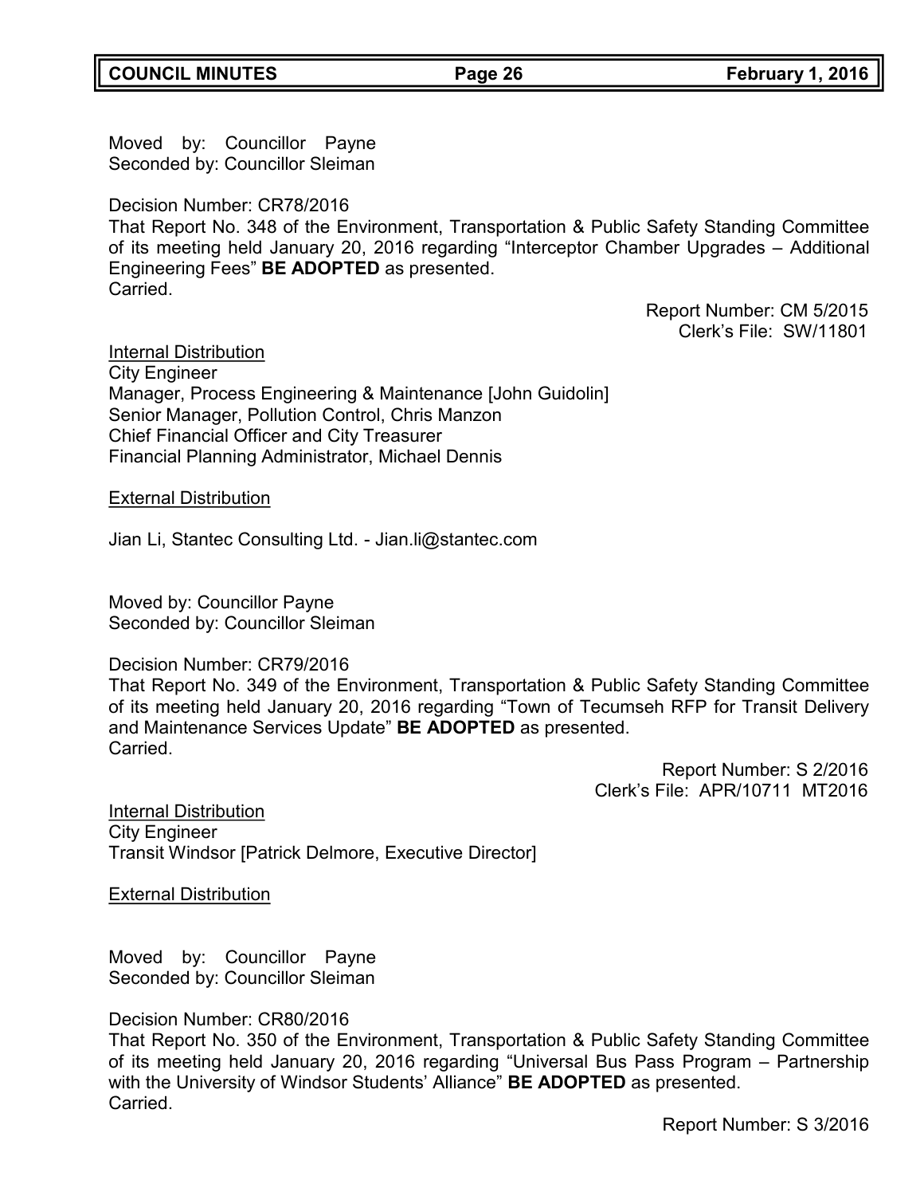Moved by: Councillor Payne
Seconded by: Councillor Sleiman

Decision Number: CR78/2016
That Report No. 348 of the Environment, Transportation & Public Safety Standing Committee of its meeting held January 20, 2016 regarding "Interceptor Chamber Upgrades – Additional Engineering Fees" **BE ADOPTED** as presented.
Carried.

Report Number: CM 5/2015
Clerk's File: SW/11801

Internal Distribution
City Engineer
Manager, Process Engineering & Maintenance [John Guidolin]
Senior Manager, Pollution Control, Chris Manzon
Chief Financial Officer and City Treasurer
Financial Planning Administrator, Michael Dennis

External Distribution

Jian Li, Stantec Consulting Ltd. - Jian.li@stantec.com

Moved by: Councillor Payne
Seconded by: Councillor Sleiman

Decision Number: CR79/2016
That Report No. 349 of the Environment, Transportation & Public Safety Standing Committee of its meeting held January 20, 2016 regarding "Town of Tecumseh RFP for Transit Delivery and Maintenance Services Update" **BE ADOPTED** as presented.
Carried.

Report Number: S 2/2016
Clerk's File: APR/10711 MT2016

Internal Distribution
City Engineer
Transit Windsor [Patrick Delmore, Executive Director]

External Distribution

Moved by: Councillor Payne
Seconded by: Councillor Sleiman

Decision Number: CR80/2016
That Report No. 350 of the Environment, Transportation & Public Safety Standing Committee of its meeting held January 20, 2016 regarding "Universal Bus Pass Program – Partnership with the University of Windsor Students' Alliance" **BE ADOPTED** as presented.
Carried.

Report Number: S 3/2016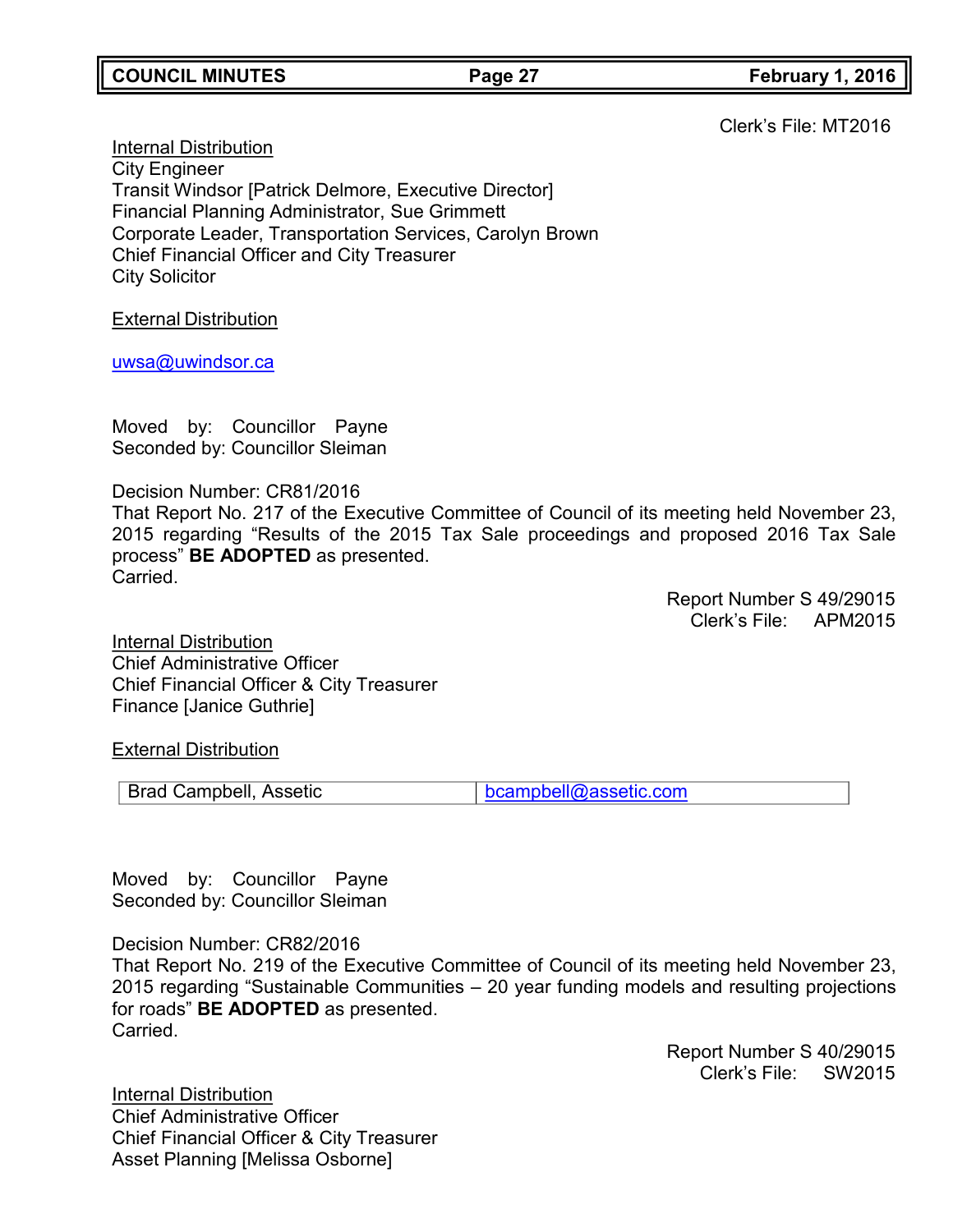Clerk's File: MT2016

<u>Internal Distribution</u>
City Engineer
Transit Windsor [Patrick Delmore, Executive Director]
Financial Planning Administrator, Sue Grimmett
Corporate Leader, Transportation Services, Carolyn Brown
Chief Financial Officer and City Treasurer
City Solicitor

<u>External Distribution</u>

uwsa@uwindsor.ca

Moved by: Councillor Payne
Seconded by: Councillor Sleiman

Decision Number: CR81/2016
That Report No. 217 of the Executive Committee of Council of its meeting held November 23, 2015 regarding "Results of the 2015 Tax Sale proceedings and proposed 2016 Tax Sale process" **BE ADOPTED** as presented.
Carried.

Report Number S 49/29015
Clerk's File: APM2015

<u>Internal Distribution</u>
Chief Administrative Officer
Chief Financial Officer & City Treasurer
Finance [Janice Guthrie]

<u>External Distribution</u>

| Brad Campbell, Assetic | bcampbell@assetic.com |
|---|---|

Moved by: Councillor Payne
Seconded by: Councillor Sleiman

Decision Number: CR82/2016
That Report No. 219 of the Executive Committee of Council of its meeting held November 23, 2015 regarding "Sustainable Communities – 20 year funding models and resulting projections for roads" **BE ADOPTED** as presented.
Carried.

Report Number S 40/29015
Clerk's File: SW2015

<u>Internal Distribution</u>
Chief Administrative Officer
Chief Financial Officer & City Treasurer
Asset Planning [Melissa Osborne]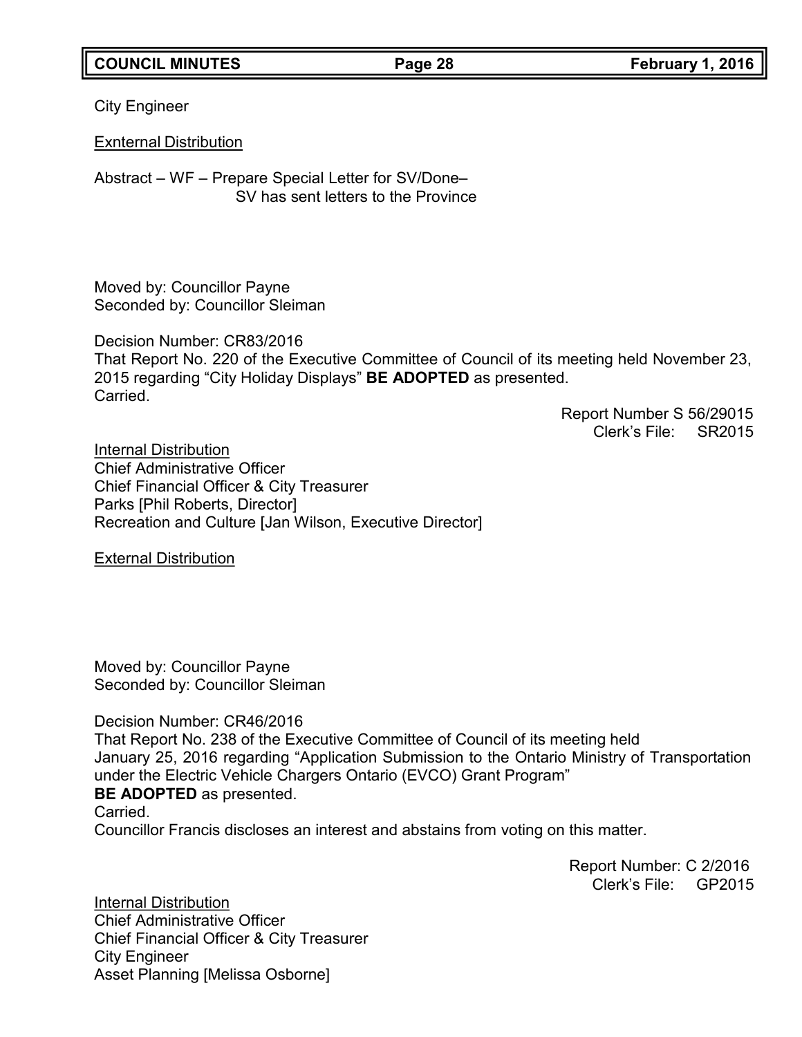City Engineer

Exnternal Distribution

Abstract – WF – Prepare Special Letter for SV/Done–
SV has sent letters to the Province

Moved by: Councillor Payne
Seconded by: Councillor Sleiman

Decision Number: CR83/2016
That Report No. 220 of the Executive Committee of Council of its meeting held November 23, 2015 regarding "City Holiday Displays" **BE ADOPTED** as presented.
Carried.

Report Number S 56/29015
Clerk's File: SR2015

Internal Distribution
Chief Administrative Officer
Chief Financial Officer & City Treasurer
Parks [Phil Roberts, Director]
Recreation and Culture [Jan Wilson, Executive Director]

External Distribution

Moved by: Councillor Payne
Seconded by: Councillor Sleiman

Decision Number: CR46/2016
That Report No. 238 of the Executive Committee of Council of its meeting held January 25, 2016 regarding "Application Submission to the Ontario Ministry of Transportation under the Electric Vehicle Chargers Ontario (EVCO) Grant Program"
**BE ADOPTED** as presented.
Carried.
Councillor Francis discloses an interest and abstains from voting on this matter.

Report Number: C 2/2016
Clerk's File: GP2015

Internal Distribution
Chief Administrative Officer
Chief Financial Officer & City Treasurer
City Engineer
Asset Planning [Melissa Osborne]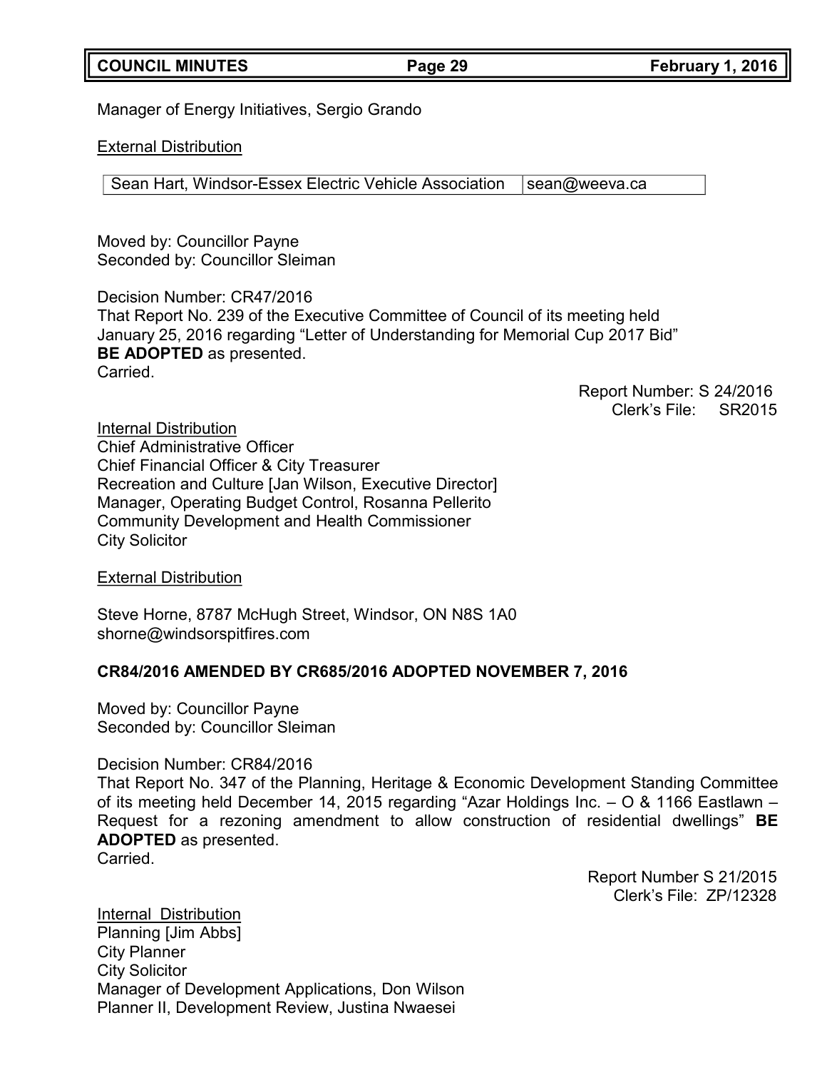Manager of Energy Initiatives, Sergio Grando

External Distribution

| Sean Hart, Windsor-Essex Electric Vehicle Association | sean@weeva.ca |
| --- | --- |

Moved by: Councillor Payne
Seconded by: Councillor Sleiman

Decision Number: CR47/2016
That Report No. 239 of the Executive Committee of Council of its meeting held January 25, 2016 regarding "Letter of Understanding for Memorial Cup 2017 Bid" **BE ADOPTED** as presented.
Carried.

Report Number: S 24/2016
Clerk's File: SR2015

Internal Distribution
Chief Administrative Officer
Chief Financial Officer & City Treasurer
Recreation and Culture [Jan Wilson, Executive Director]
Manager, Operating Budget Control, Rosanna Pellerito
Community Development and Health Commissioner
City Solicitor

External Distribution

Steve Horne, 8787 McHugh Street, Windsor, ON N8S 1A0
shorne@windsorspitfires.com

**CR84/2016 AMENDED BY CR685/2016 ADOPTED NOVEMBER 7, 2016**

Moved by: Councillor Payne
Seconded by: Councillor Sleiman

Decision Number: CR84/2016
That Report No. 347 of the Planning, Heritage & Economic Development Standing Committee of its meeting held December 14, 2015 regarding "Azar Holdings Inc. – O & 1166 Eastlawn – Request for a rezoning amendment to allow construction of residential dwellings" **BE ADOPTED** as presented.
Carried.

Report Number S 21/2015
Clerk's File: ZP/12328

Internal Distribution
Planning [Jim Abbs]
City Planner
City Solicitor
Manager of Development Applications, Don Wilson
Planner II, Development Review, Justina Nwaesei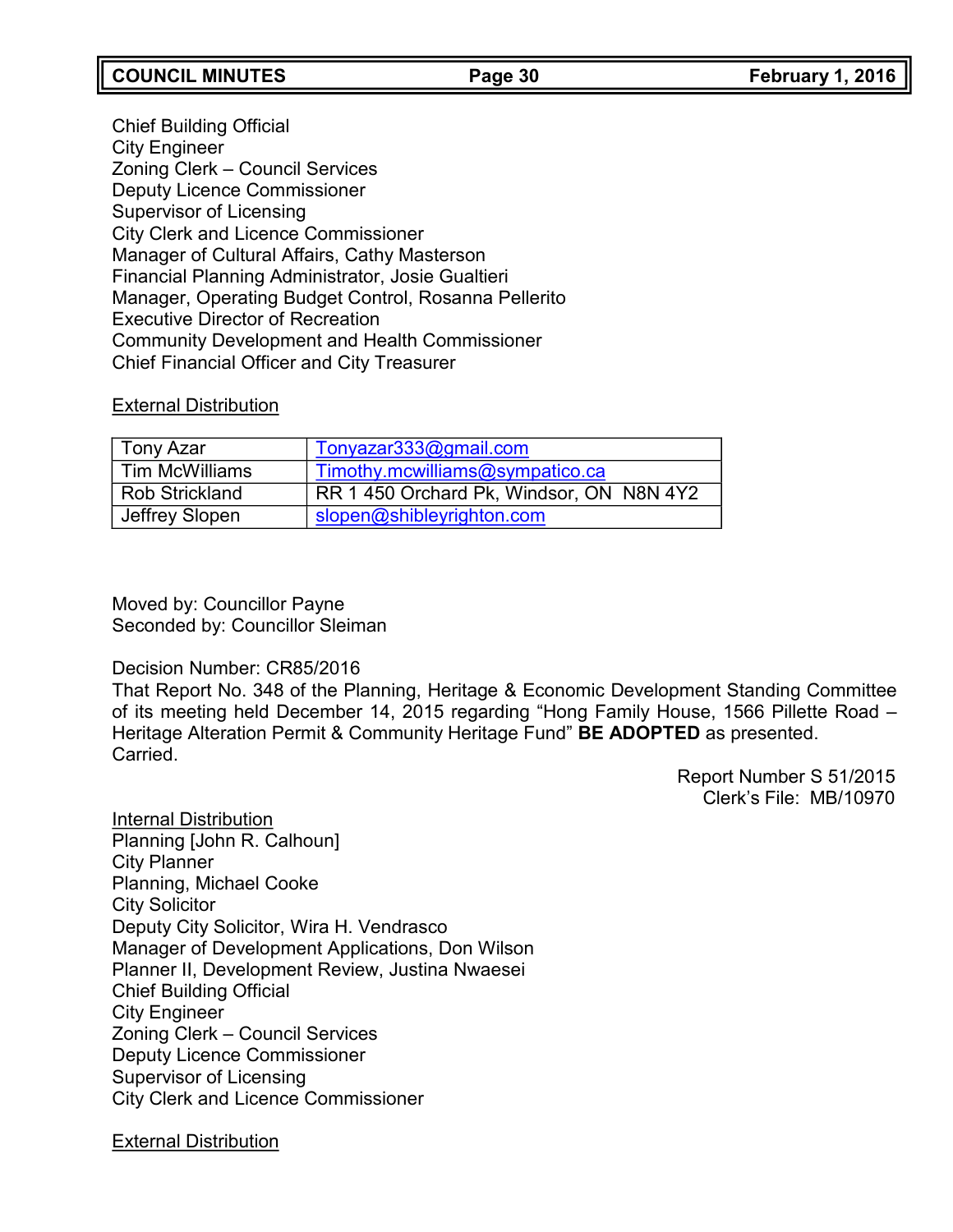Chief Building Official
City Engineer
Zoning Clerk – Council Services
Deputy Licence Commissioner
Supervisor of Licensing
City Clerk and Licence Commissioner
Manager of Cultural Affairs, Cathy Masterson
Financial Planning Administrator, Josie Gualtieri
Manager, Operating Budget Control, Rosanna Pellerito
Executive Director of Recreation
Community Development and Health Commissioner
Chief Financial Officer and City Treasurer

External Distribution

| Tony Azar | Tonyazar333@gmail.com |
|---|---|
| Tim McWilliams | Timothy.mcwilliams@sympatico.ca |
| Rob Strickland | RR 1 450 Orchard Pk, Windsor, ON N8N 4Y2 |
| Jeffrey Slopen | slopen@shibleyrighton.com |

Moved by: Councillor Payne
Seconded by: Councillor Sleiman

Decision Number: CR85/2016
That Report No. 348 of the Planning, Heritage & Economic Development Standing Committee of its meeting held December 14, 2015 regarding "Hong Family House, 1566 Pillette Road – Heritage Alteration Permit & Community Heritage Fund" **BE ADOPTED** as presented.
Carried.

Report Number S 51/2015
Clerk's File: MB/10970

Internal Distribution
Planning [John R. Calhoun]
City Planner
Planning, Michael Cooke
City Solicitor
Deputy City Solicitor, Wira H. Vendrasco
Manager of Development Applications, Don Wilson
Planner II, Development Review, Justina Nwaesei
Chief Building Official
City Engineer
Zoning Clerk – Council Services
Deputy Licence Commissioner
Supervisor of Licensing
City Clerk and Licence Commissioner

External Distribution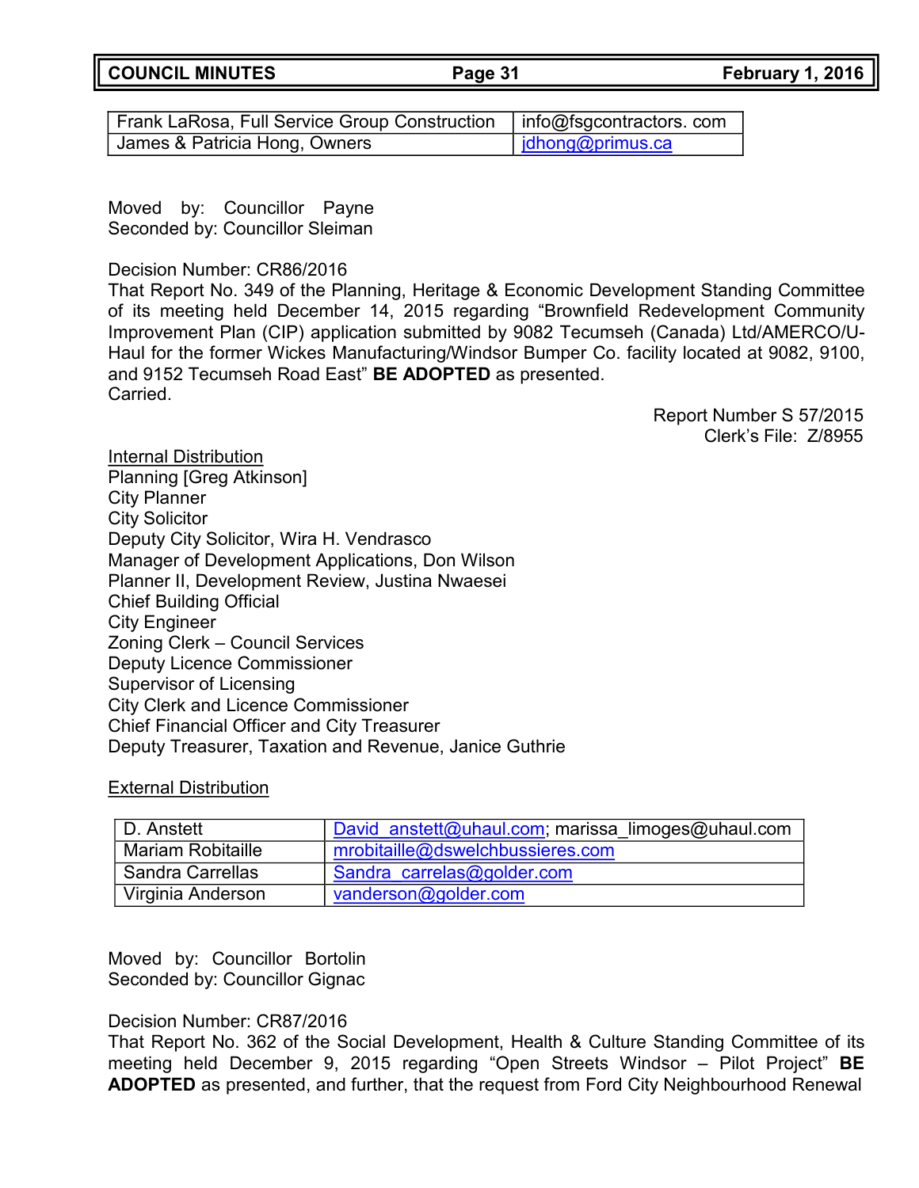| Frank LaRosa, Full Service Group Construction | info@fsgcontractors. com |
|---|---|
| James & Patricia Hong, Owners | jdhong@primus.ca |

Moved by: Councillor Payne
Seconded by: Councillor Sleiman

Decision Number: CR86/2016
That Report No. 349 of the Planning, Heritage & Economic Development Standing Committee of its meeting held December 14, 2015 regarding "Brownfield Redevelopment Community Improvement Plan (CIP) application submitted by 9082 Tecumseh (Canada) Ltd/AMERCO/U-Haul for the former Wickes Manufacturing/Windsor Bumper Co. facility located at 9082, 9100, and 9152 Tecumseh Road East" **BE ADOPTED** as presented.
Carried.

Report Number S 57/2015
Clerk's File: Z/8955

Internal Distribution
Planning [Greg Atkinson]
City Planner
City Solicitor
Deputy City Solicitor, Wira H. Vendrasco
Manager of Development Applications, Don Wilson
Planner II, Development Review, Justina Nwaesei
Chief Building Official
City Engineer
Zoning Clerk – Council Services
Deputy Licence Commissioner
Supervisor of Licensing
City Clerk and Licence Commissioner
Chief Financial Officer and City Treasurer
Deputy Treasurer, Taxation and Revenue, Janice Guthrie

External Distribution

| D. Anstett | David_anstett@uhaul.com; marissa_limoges@uhaul.com |
|---|---|
| Mariam Robitaille | mrobitaille@dswelchbussieres.com |
| Sandra Carrellas | Sandra_carrelas@golder.com |
| Virginia Anderson | vanderson@golder.com |

Moved by: Councillor Bortolin
Seconded by: Councillor Gignac

Decision Number: CR87/2016
That Report No. 362 of the Social Development, Health & Culture Standing Committee of its meeting held December 9, 2015 regarding "Open Streets Windsor – Pilot Project" **BE ADOPTED** as presented, and further, that the request from Ford City Neighbourhood Renewal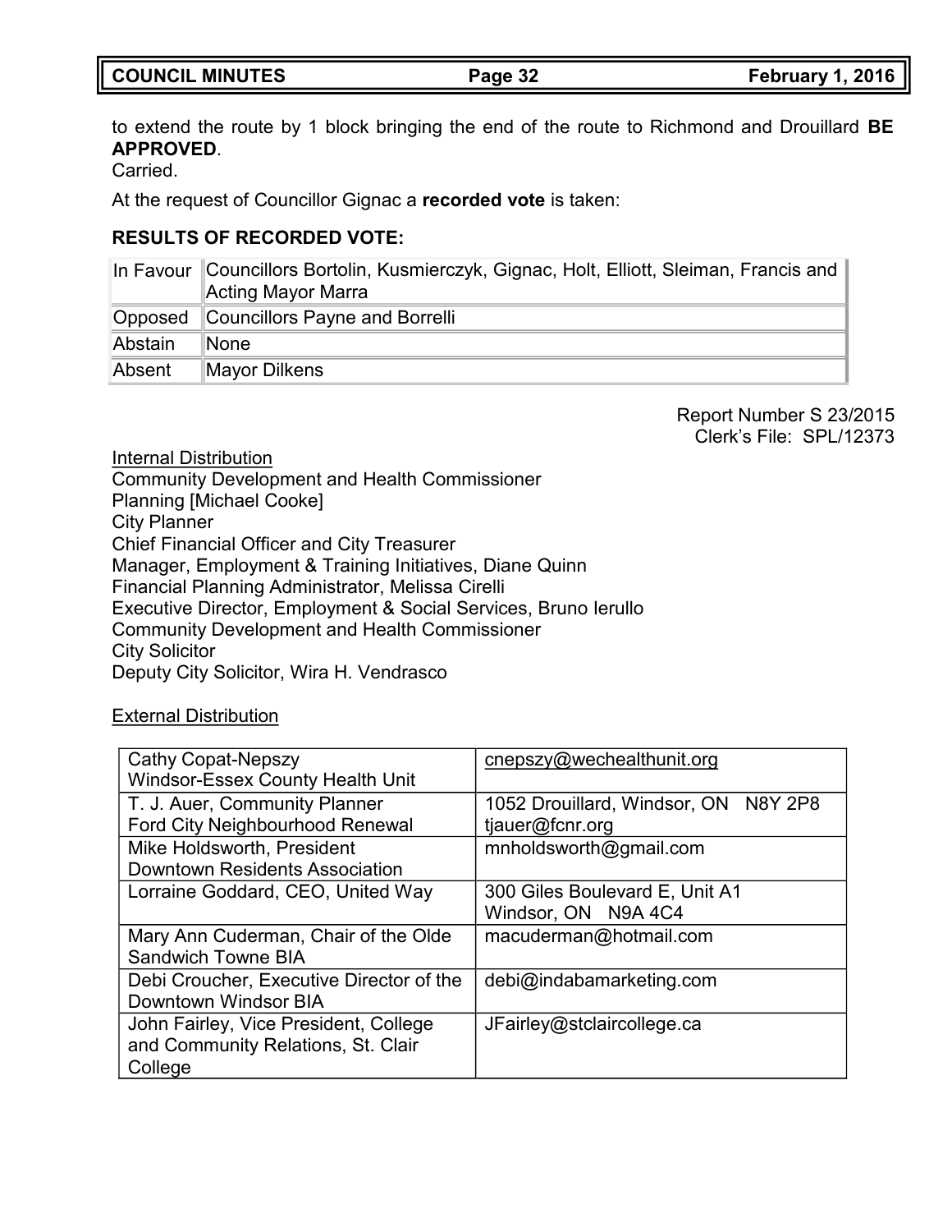to extend the route by 1 block bringing the end of the route to Richmond and Drouillard **BE APPROVED**.
Carried.

At the request of Councillor Gignac a **recorded vote** is taken:

**RESULTS OF RECORDED VOTE:**

| | |
|---|---|
| In Favour | Councillors Bortolin, Kusmierczyk, Gignac, Holt, Elliott, Sleiman, Francis and Acting Mayor Marra |
| Opposed | Councillors Payne and Borrelli |
| Abstain | None |
| Absent | Mayor Dilkens |

Report Number S 23/2015
Clerk's File: SPL/12373

Internal Distribution
Community Development and Health Commissioner
Planning [Michael Cooke]
City Planner
Chief Financial Officer and City Treasurer
Manager, Employment & Training Initiatives, Diane Quinn
Financial Planning Administrator, Melissa Cirelli
Executive Director, Employment & Social Services, Bruno Ierullo
Community Development and Health Commissioner
City Solicitor
Deputy City Solicitor, Wira H. Vendrasco

External Distribution

| | |
|---|---|
| Cathy Copat-Nepszy<br>Windsor-Essex County Health Unit | cnepszy@wechealthunit.org |
| T. J. Auer, Community Planner<br>Ford City Neighbourhood Renewal | 1052 Drouillard, Windsor, ON N8Y 2P8<br>tjauer@fcnr.org |
| Mike Holdsworth, President<br>Downtown Residents Association | mnholdsworth@gmail.com |
| Lorraine Goddard, CEO, United Way | 300 Giles Boulevard E, Unit A1<br>Windsor, ON N9A 4C4 |
| Mary Ann Cuderman, Chair of the Olde Sandwich Towne BIA | macuderman@hotmail.com |
| Debi Croucher, Executive Director of the Downtown Windsor BIA | debi@indabamarketing.com |
| John Fairley, Vice President, College and Community Relations, St. Clair College | JFairley@stclaircollege.ca |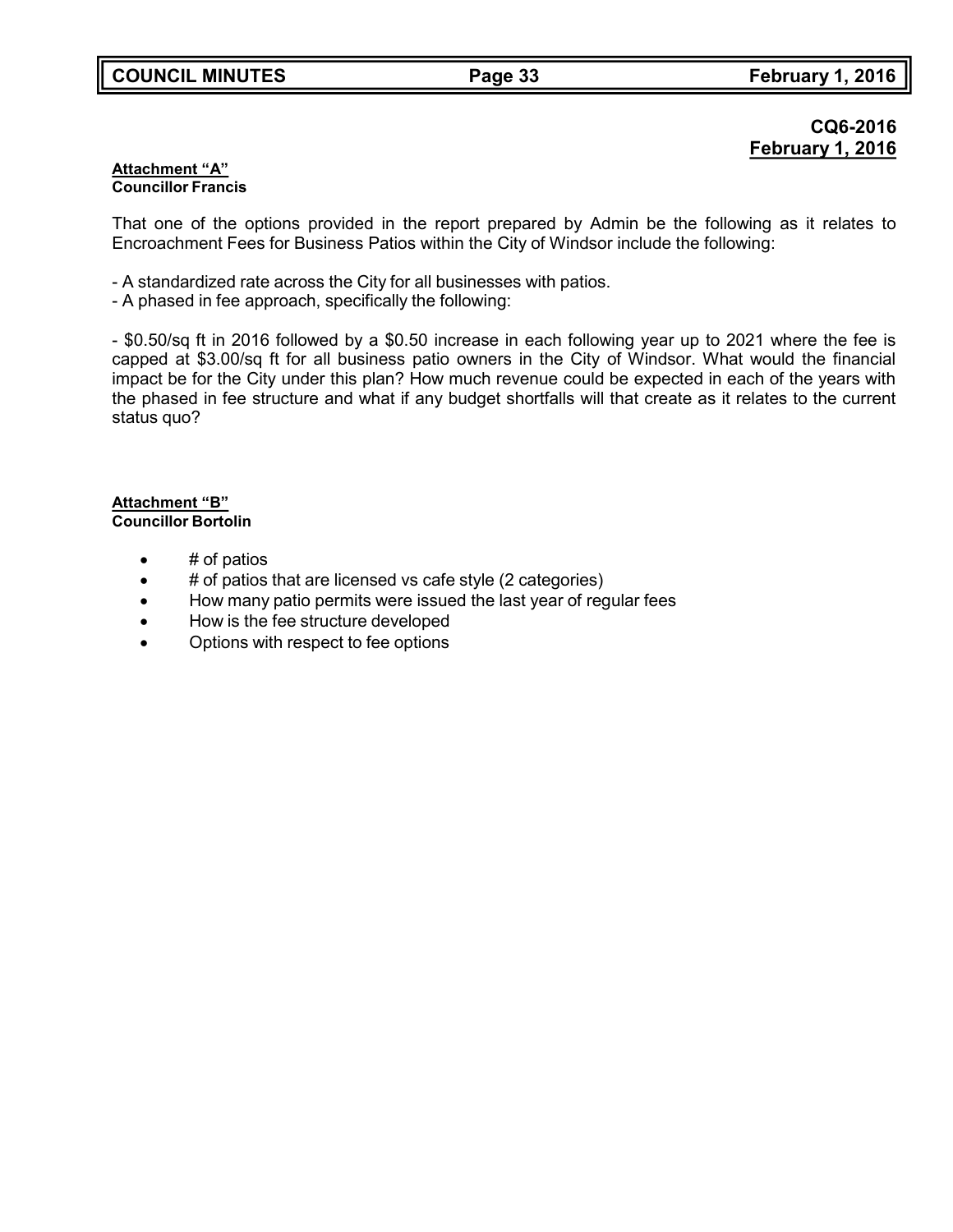**CQ6-2016**
**February 1, 2016**

**Attachment "A"**
**Councillor Francis**

That one of the options provided in the report prepared by Admin be the following as it relates to Encroachment Fees for Business Patios within the City of Windsor include the following:

- A standardized rate across the City for all businesses with patios.
- A phased in fee approach, specifically the following:

- $0.50/sq ft in 2016 followed by a $0.50 increase in each following year up to 2021 where the fee is capped at $3.00/sq ft for all business patio owners in the City of Windsor. What would the financial impact be for the City under this plan? How much revenue could be expected in each of the years with the phased in fee structure and what if any budget shortfalls will that create as it relates to the current status quo?

**Attachment "B"**
**Councillor Bortolin**

- # of patios
- # of patios that are licensed vs cafe style (2 categories)
- How many patio permits were issued the last year of regular fees
- How is the fee structure developed
- Options with respect to fee options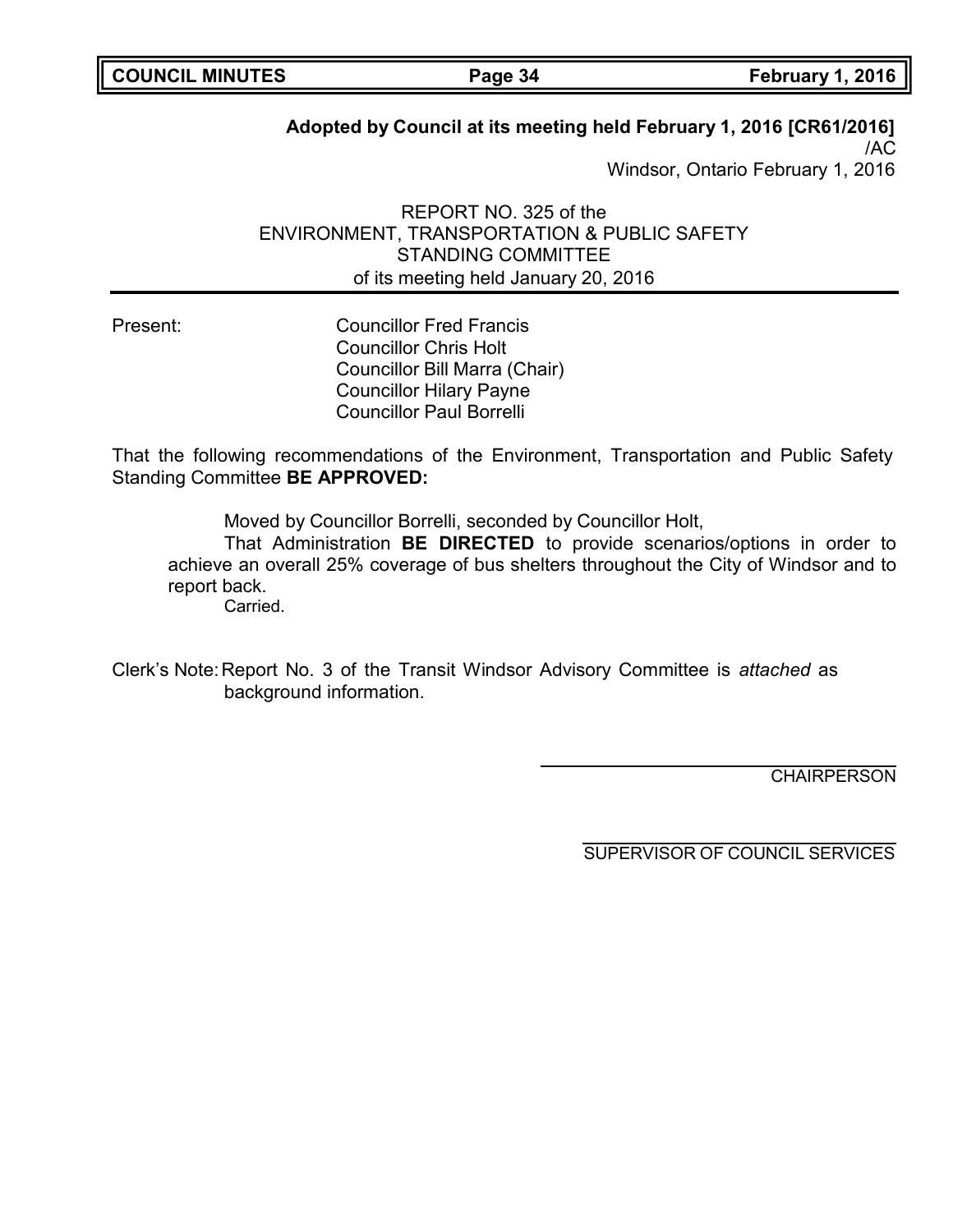**Adopted by Council at its meeting held February 1, 2016 [CR61/2016]**
/AC
Windsor, Ontario February 1, 2016

REPORT NO. 325 of the
ENVIRONMENT, TRANSPORTATION & PUBLIC SAFETY
STANDING COMMITTEE
of its meeting held January 20, 2016

---

Present: Councillor Fred Francis
Councillor Chris Holt
Councillor Bill Marra (Chair)
Councillor Hilary Payne
Councillor Paul Borrelli

That the following recommendations of the Environment, Transportation and Public Safety Standing Committee **BE APPROVED:**

Moved by Councillor Borrelli, seconded by Councillor Holt,

That Administration **BE DIRECTED** to provide scenarios/options in order to achieve an overall 25% coverage of bus shelters throughout the City of Windsor and to report back.

Carried.

Clerk's Note: Report No. 3 of the Transit Windsor Advisory Committee is *attached* as background information.

CHAIRPERSON

SUPERVISOR OF COUNCIL SERVICES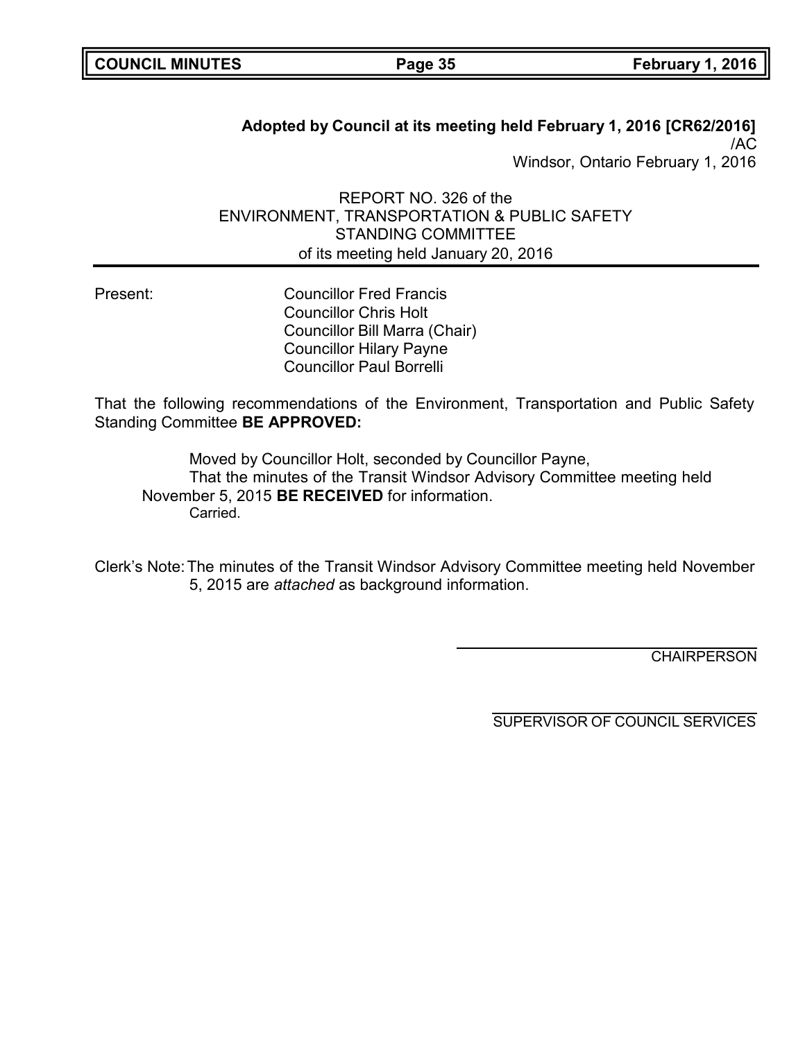**Adopted by Council at its meeting held February 1, 2016 [CR62/2016]**
/AC
Windsor, Ontario February 1, 2016

REPORT NO. 326 of the
ENVIRONMENT, TRANSPORTATION & PUBLIC SAFETY
STANDING COMMITTEE
of its meeting held January 20, 2016

Present:
Councillor Fred Francis
Councillor Chris Holt
Councillor Bill Marra (Chair)
Councillor Hilary Payne
Councillor Paul Borrelli

That the following recommendations of the Environment, Transportation and Public Safety Standing Committee **BE APPROVED:**

Moved by Councillor Holt, seconded by Councillor Payne,
That the minutes of the Transit Windsor Advisory Committee meeting held November 5, 2015 **BE RECEIVED** for information.
Carried.

Clerk's Note: The minutes of the Transit Windsor Advisory Committee meeting held November 5, 2015 are *attached* as background information.

CHAIRPERSON

SUPERVISOR OF COUNCIL SERVICES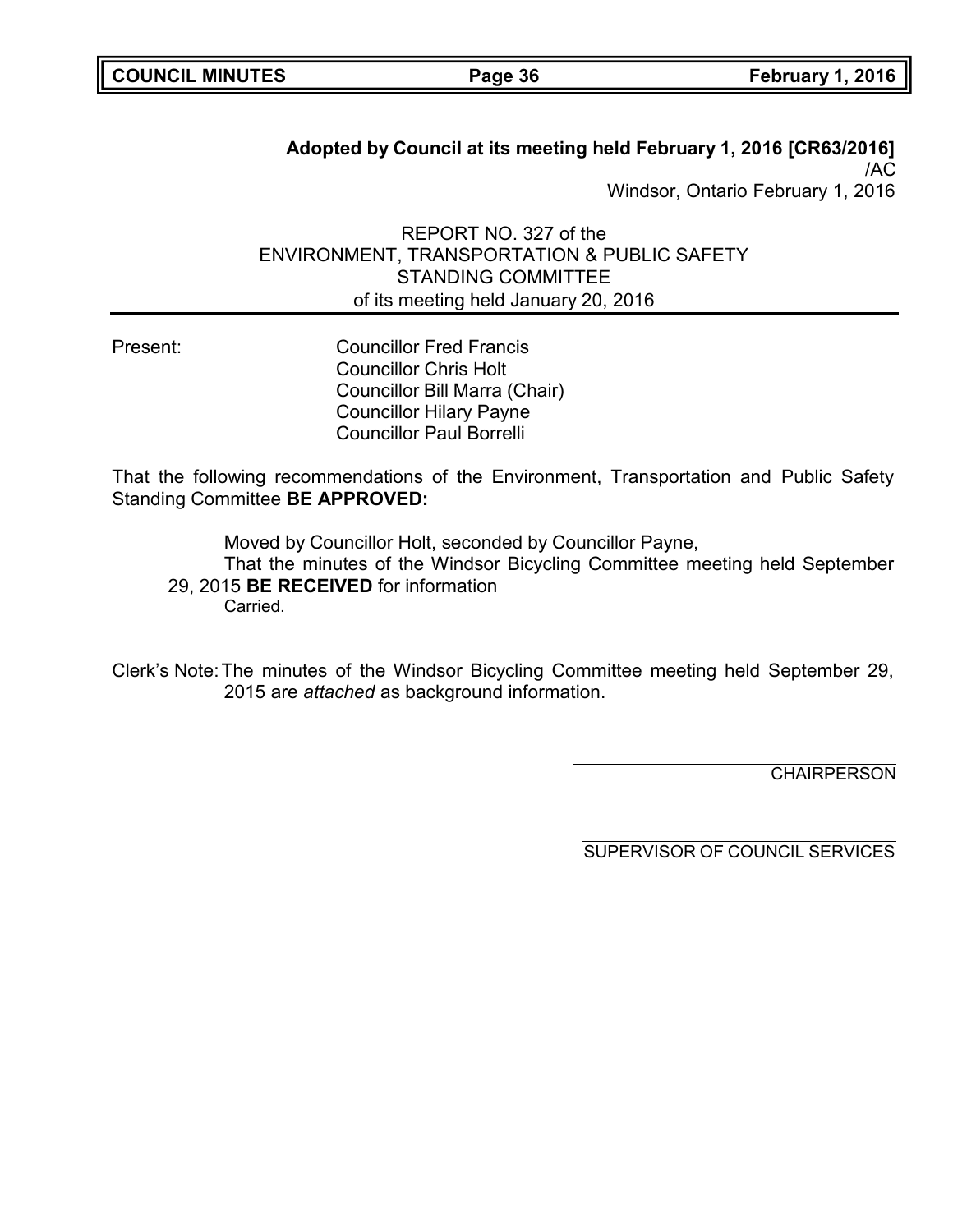**Adopted by Council at its meeting held February 1, 2016 [CR63/2016]**
/AC
Windsor, Ontario February 1, 2016

REPORT NO. 327 of the
ENVIRONMENT, TRANSPORTATION & PUBLIC SAFETY
STANDING COMMITTEE
of its meeting held January 20, 2016

Present:
Councillor Fred Francis
Councillor Chris Holt
Councillor Bill Marra (Chair)
Councillor Hilary Payne
Councillor Paul Borrelli

That the following recommendations of the Environment, Transportation and Public Safety Standing Committee **BE APPROVED:**

Moved by Councillor Holt, seconded by Councillor Payne,
That the minutes of the Windsor Bicycling Committee meeting held September 29, 2015 **BE RECEIVED** for information
Carried.

Clerk's Note: The minutes of the Windsor Bicycling Committee meeting held September 29, 2015 are *attached* as background information.

CHAIRPERSON

SUPERVISOR OF COUNCIL SERVICES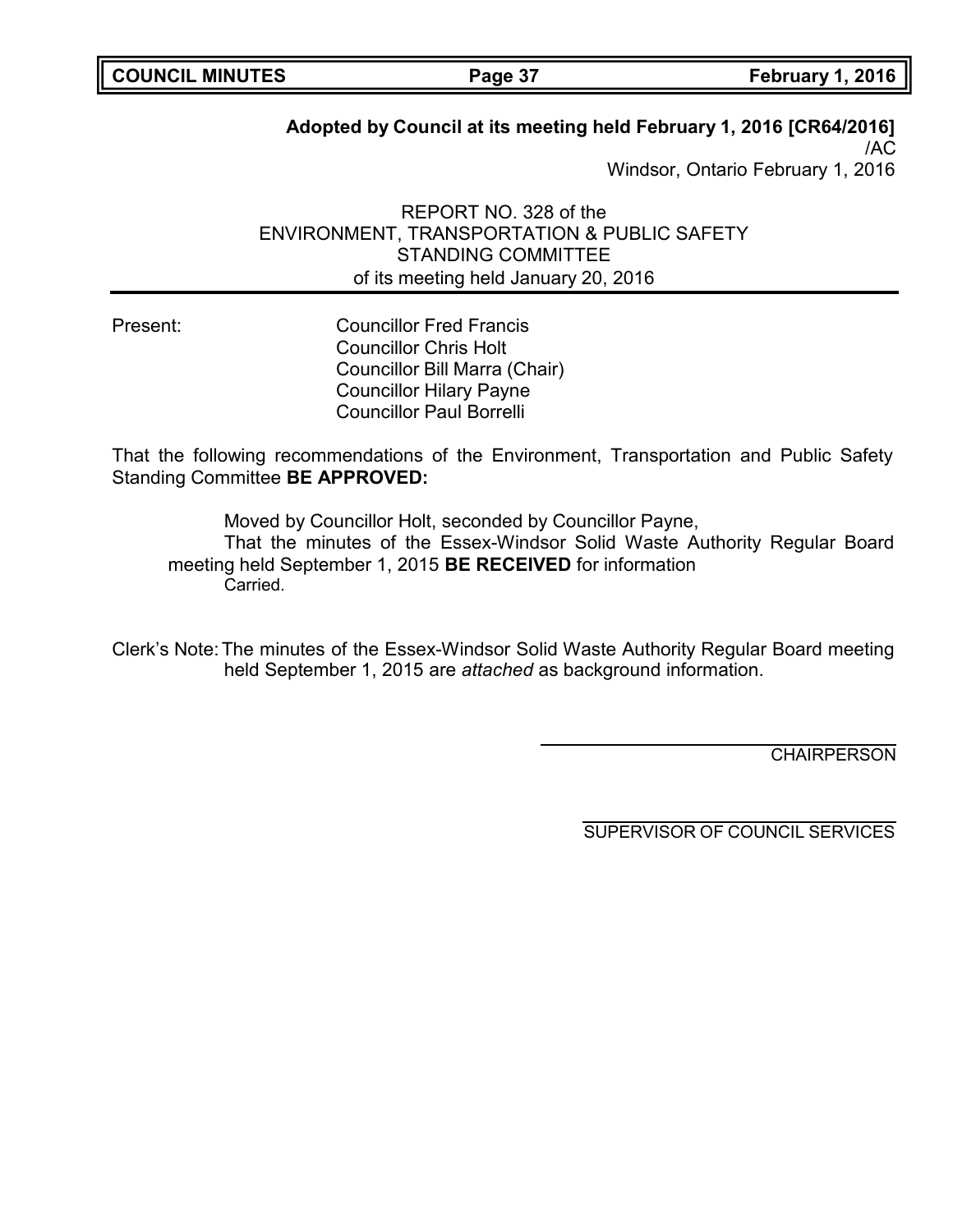**Adopted by Council at its meeting held February 1, 2016 [CR64/2016]**
/AC
Windsor, Ontario February 1, 2016

REPORT NO. 328 of the
ENVIRONMENT, TRANSPORTATION & PUBLIC SAFETY
STANDING COMMITTEE
of its meeting held January 20, 2016

Present: Councillor Fred Francis
Councillor Chris Holt
Councillor Bill Marra (Chair)
Councillor Hilary Payne
Councillor Paul Borrelli

That the following recommendations of the Environment, Transportation and Public Safety Standing Committee **BE APPROVED:**

Moved by Councillor Holt, seconded by Councillor Payne,
That the minutes of the Essex-Windsor Solid Waste Authority Regular Board meeting held September 1, 2015 **BE RECEIVED** for information
Carried.

Clerk's Note: The minutes of the Essex-Windsor Solid Waste Authority Regular Board meeting held September 1, 2015 are *attached* as background information.

CHAIRPERSON

SUPERVISOR OF COUNCIL SERVICES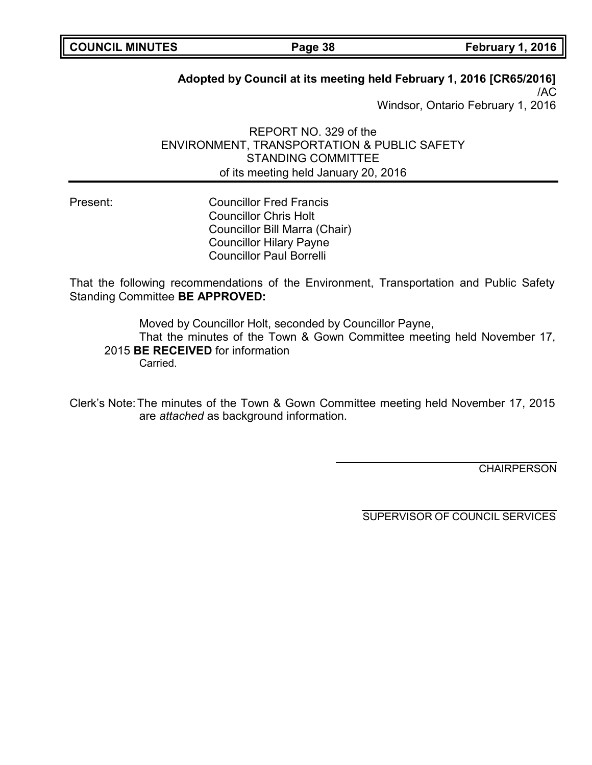**Adopted by Council at its meeting held February 1, 2016 [CR65/2016]**
/AC
Windsor, Ontario February 1, 2016

REPORT NO. 329 of the
ENVIRONMENT, TRANSPORTATION & PUBLIC SAFETY
STANDING COMMITTEE
of its meeting held January 20, 2016

---

Present: Councillor Fred Francis
Councillor Chris Holt
Councillor Bill Marra (Chair)
Councillor Hilary Payne
Councillor Paul Borrelli

That the following recommendations of the Environment, Transportation and Public Safety Standing Committee **BE APPROVED:**

Moved by Councillor Holt, seconded by Councillor Payne,
That the minutes of the Town & Gown Committee meeting held November 17, 2015 **BE RECEIVED** for information
Carried.

Clerk's Note: The minutes of the Town & Gown Committee meeting held November 17, 2015 are *attached* as background information.

CHAIRPERSON

SUPERVISOR OF COUNCIL SERVICES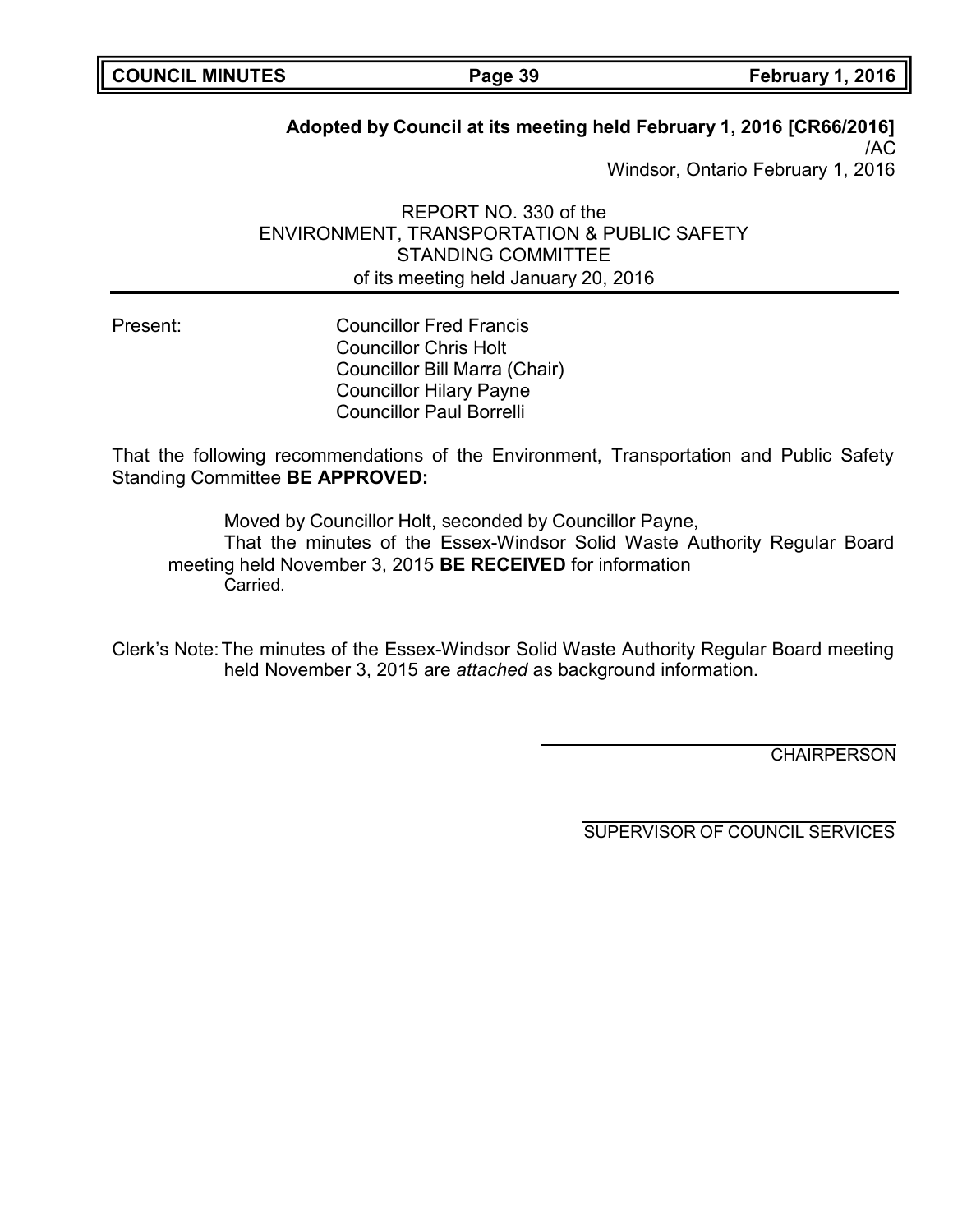**Adopted by Council at its meeting held February 1, 2016 [CR66/2016]**
/AC
Windsor, Ontario February 1, 2016

REPORT NO. 330 of the
ENVIRONMENT, TRANSPORTATION & PUBLIC SAFETY
STANDING COMMITTEE
of its meeting held January 20, 2016

Present:

Councillor Fred Francis
Councillor Chris Holt
Councillor Bill Marra (Chair)
Councillor Hilary Payne
Councillor Paul Borrelli

That the following recommendations of the Environment, Transportation and Public Safety Standing Committee **BE APPROVED:**

Moved by Councillor Holt, seconded by Councillor Payne,
That the minutes of the Essex-Windsor Solid Waste Authority Regular Board meeting held November 3, 2015 **BE RECEIVED** for information
Carried.

Clerk's Note: The minutes of the Essex-Windsor Solid Waste Authority Regular Board meeting held November 3, 2015 are *attached* as background information.

CHAIRPERSON

SUPERVISOR OF COUNCIL SERVICES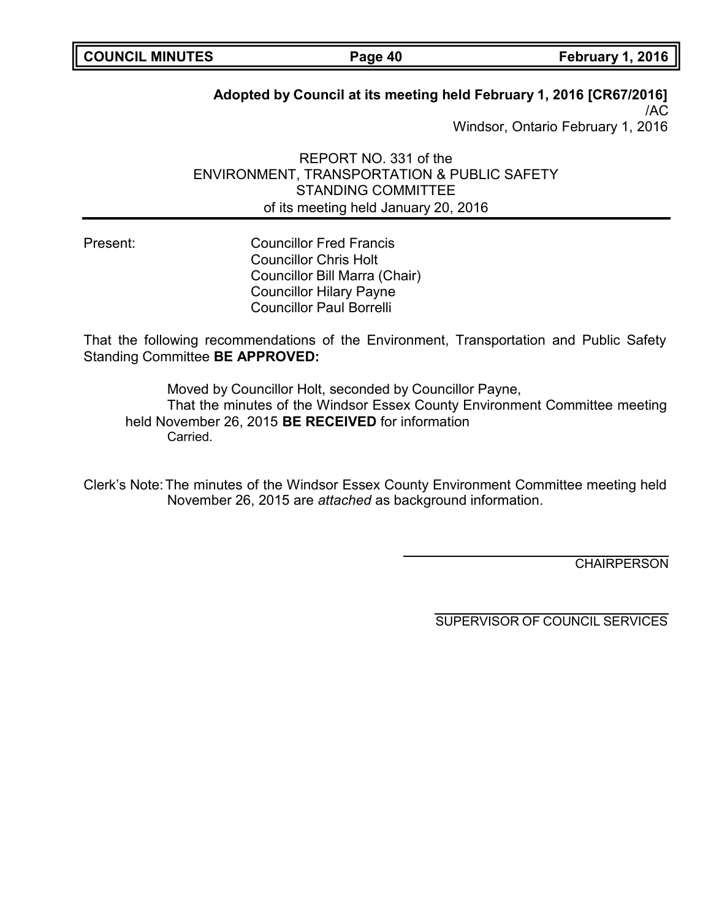**Adopted by Council at its meeting held February 1, 2016 [CR67/2016]**
/AC
Windsor, Ontario February 1, 2016

REPORT NO. 331 of the
ENVIRONMENT, TRANSPORTATION & PUBLIC SAFETY
STANDING COMMITTEE
of its meeting held January 20, 2016

---

Present: Councillor Fred Francis
Councillor Chris Holt
Councillor Bill Marra (Chair)
Councillor Hilary Payne
Councillor Paul Borrelli

That the following recommendations of the Environment, Transportation and Public Safety Standing Committee **BE APPROVED:**

Moved by Councillor Holt, seconded by Councillor Payne,
That the minutes of the Windsor Essex County Environment Committee meeting held November 26, 2015 **BE RECEIVED** for information
Carried.

Clerk's Note: The minutes of the Windsor Essex County Environment Committee meeting held November 26, 2015 are *attached* as background information.

CHAIRPERSON

SUPERVISOR OF COUNCIL SERVICES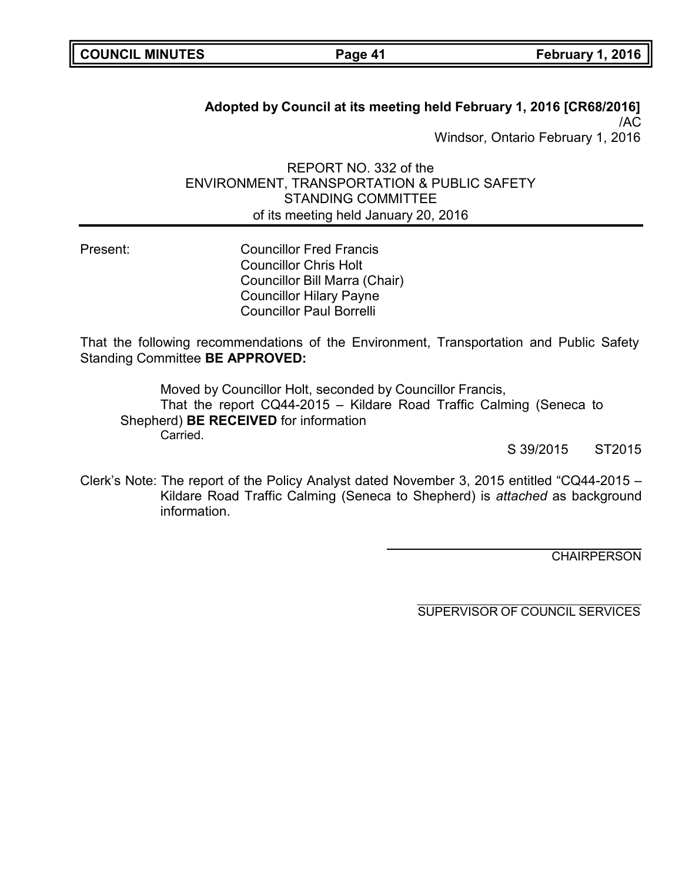**Adopted by Council at its meeting held February 1, 2016 [CR68/2016]**
/AC
Windsor, Ontario February 1, 2016

REPORT NO. 332 of the
ENVIRONMENT, TRANSPORTATION & PUBLIC SAFETY
STANDING COMMITTEE
of its meeting held January 20, 2016

Present:
Councillor Fred Francis
Councillor Chris Holt
Councillor Bill Marra (Chair)
Councillor Hilary Payne
Councillor Paul Borrelli

That the following recommendations of the Environment, Transportation and Public Safety Standing Committee **BE APPROVED:**

Moved by Councillor Holt, seconded by Councillor Francis,
That the report CQ44-2015 – Kildare Road Traffic Calming (Seneca to Shepherd) **BE RECEIVED** for information
Carried.

S 39/2015 ST2015

Clerk's Note: The report of the Policy Analyst dated November 3, 2015 entitled "CQ44-2015 – Kildare Road Traffic Calming (Seneca to Shepherd) is *attached* as background information.

CHAIRPERSON

SUPERVISOR OF COUNCIL SERVICES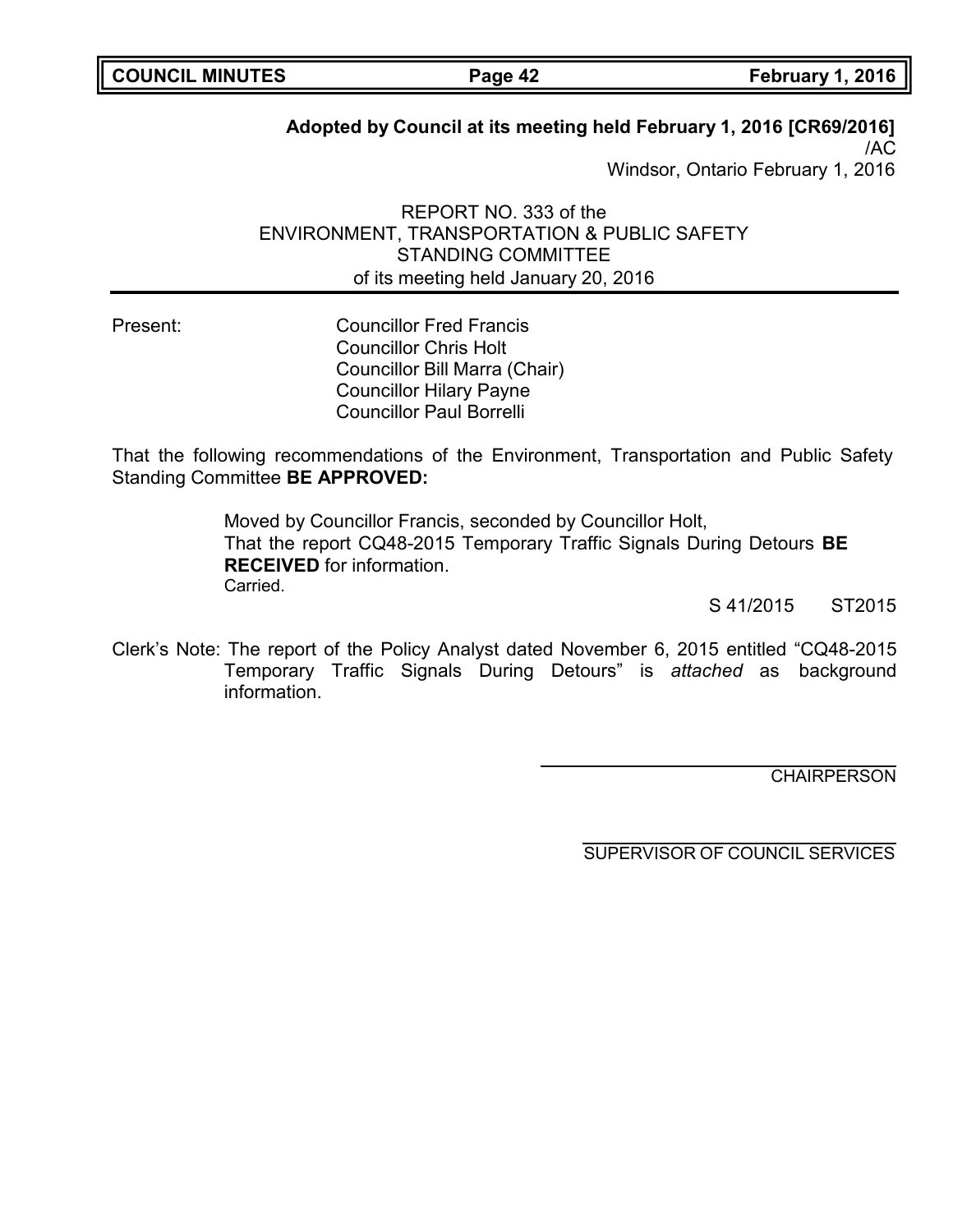**Adopted by Council at its meeting held February 1, 2016 [CR69/2016]**
/AC
Windsor, Ontario February 1, 2016

REPORT NO. 333 of the
ENVIRONMENT, TRANSPORTATION & PUBLIC SAFETY
STANDING COMMITTEE
of its meeting held January 20, 2016

---

Present: Councillor Fred Francis
Councillor Chris Holt
Councillor Bill Marra (Chair)
Councillor Hilary Payne
Councillor Paul Borrelli

That the following recommendations of the Environment, Transportation and Public Safety Standing Committee **BE APPROVED:**

Moved by Councillor Francis, seconded by Councillor Holt,
That the report CQ48-2015 Temporary Traffic Signals During Detours **BE RECEIVED** for information.
Carried.

S 41/2015 ST2015

Clerk's Note: The report of the Policy Analyst dated November 6, 2015 entitled "CQ48-2015 Temporary Traffic Signals During Detours" is *attached* as background information.

CHAIRPERSON

SUPERVISOR OF COUNCIL SERVICES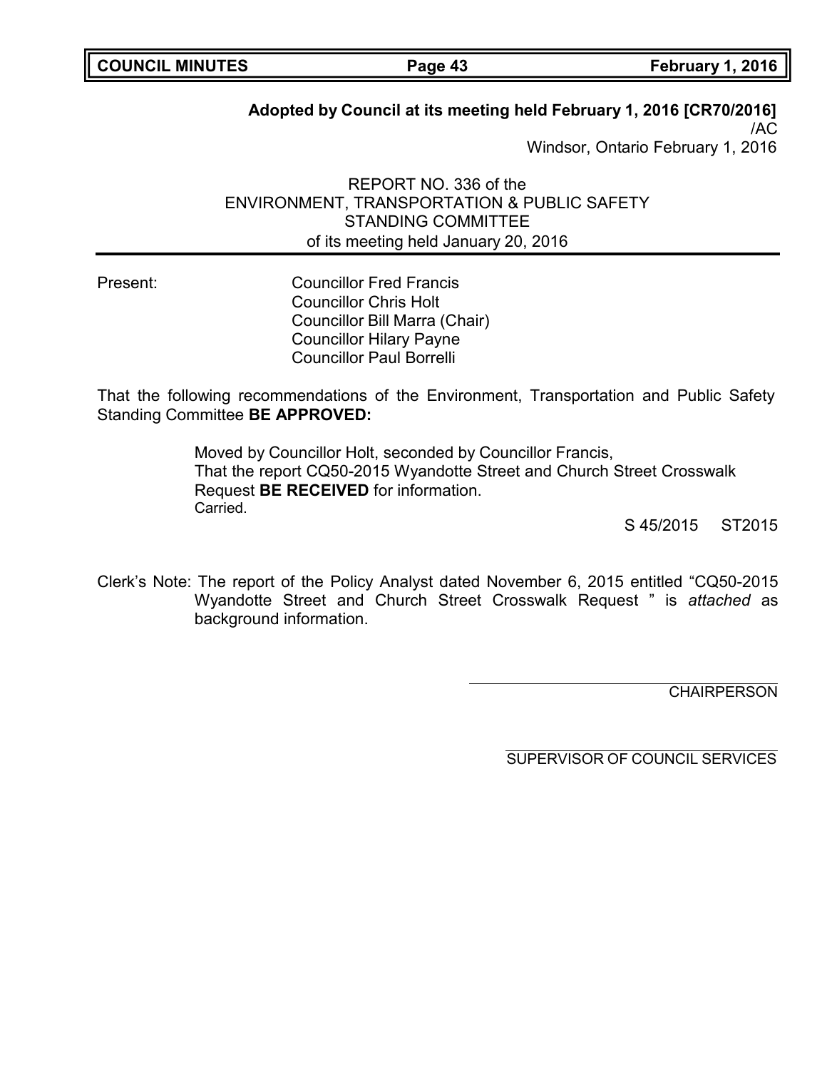**Adopted by Council at its meeting held February 1, 2016 [CR70/2016]**
/AC
Windsor, Ontario February 1, 2016

REPORT NO. 336 of the
ENVIRONMENT, TRANSPORTATION & PUBLIC SAFETY
STANDING COMMITTEE
of its meeting held January 20, 2016

---

Present: Councillor Fred Francis
Councillor Chris Holt
Councillor Bill Marra (Chair)
Councillor Hilary Payne
Councillor Paul Borrelli

That the following recommendations of the Environment, Transportation and Public Safety Standing Committee **BE APPROVED:**

> Moved by Councillor Holt, seconded by Councillor Francis,
> That the report CQ50-2015 Wyandotte Street and Church Street Crosswalk Request **BE RECEIVED** for information.
> Carried.

S 45/2015 ST2015

Clerk's Note: The report of the Policy Analyst dated November 6, 2015 entitled "CQ50-2015 Wyandotte Street and Church Street Crosswalk Request " is *attached* as background information.

CHAIRPERSON

SUPERVISOR OF COUNCIL SERVICES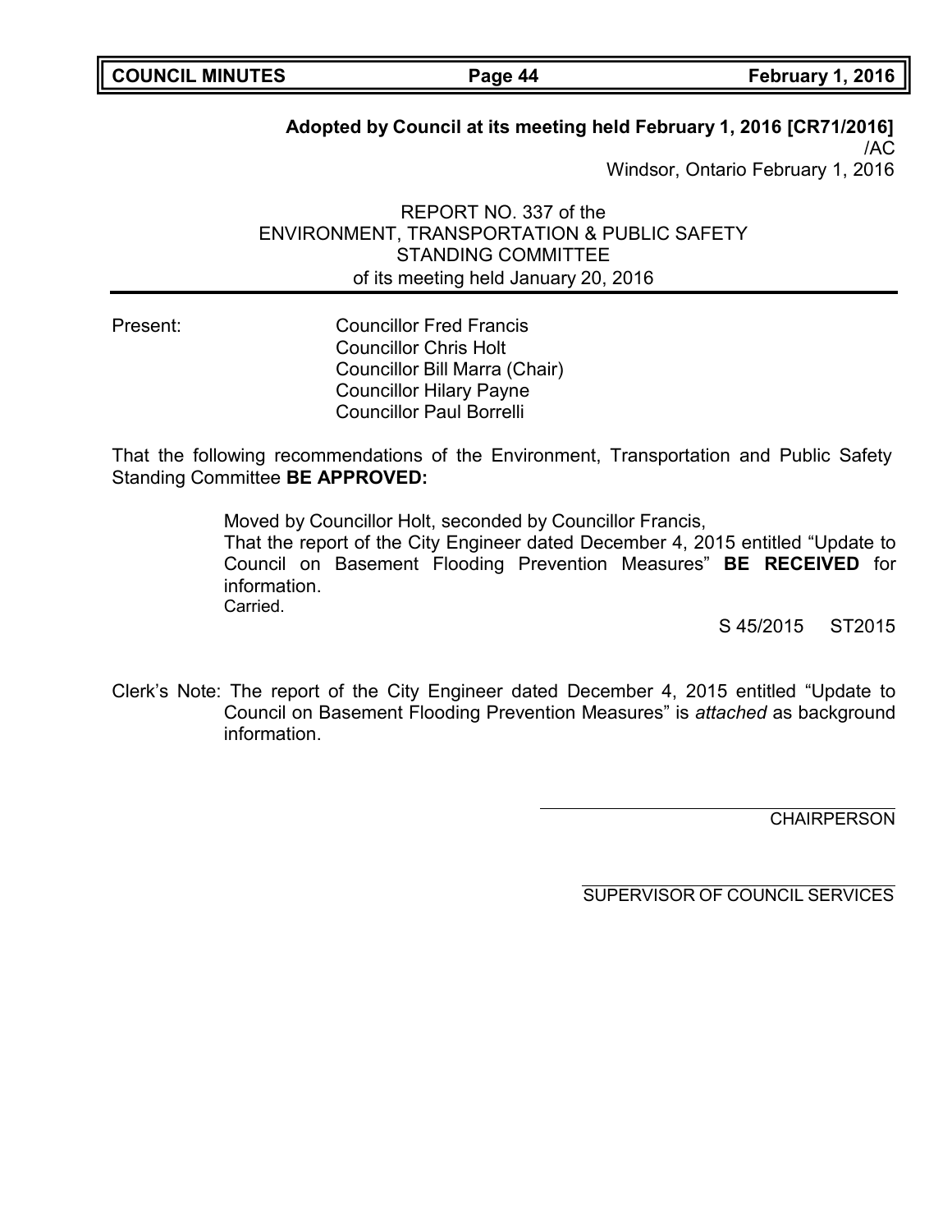**Adopted by Council at its meeting held February 1, 2016 [CR71/2016]**
/AC
Windsor, Ontario February 1, 2016

REPORT NO. 337 of the
ENVIRONMENT, TRANSPORTATION & PUBLIC SAFETY
STANDING COMMITTEE
of its meeting held January 20, 2016

---

Present:
Councillor Fred Francis
Councillor Chris Holt
Councillor Bill Marra (Chair)
Councillor Hilary Payne
Councillor Paul Borrelli

That the following recommendations of the Environment, Transportation and Public Safety Standing Committee **BE APPROVED:**

Moved by Councillor Holt, seconded by Councillor Francis,
That the report of the City Engineer dated December 4, 2015 entitled "Update to Council on Basement Flooding Prevention Measures" **BE RECEIVED** for information.
Carried.

S 45/2015 ST2015

Clerk's Note: The report of the City Engineer dated December 4, 2015 entitled "Update to Council on Basement Flooding Prevention Measures" is *attached* as background information.

CHAIRPERSON

SUPERVISOR OF COUNCIL SERVICES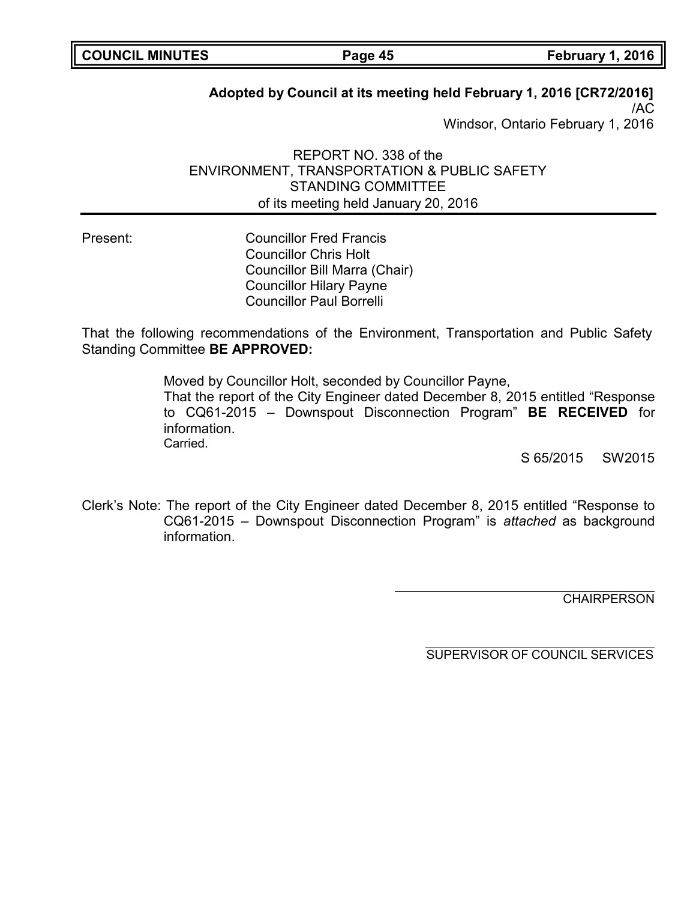**Adopted by Council at its meeting held February 1, 2016 [CR72/2016]**
/AC
Windsor, Ontario February 1, 2016

REPORT NO. 338 of the
ENVIRONMENT, TRANSPORTATION & PUBLIC SAFETY
STANDING COMMITTEE
of its meeting held January 20, 2016

Present: Councillor Fred Francis
Councillor Chris Holt
Councillor Bill Marra (Chair)
Councillor Hilary Payne
Councillor Paul Borrelli

That the following recommendations of the Environment, Transportation and Public Safety Standing Committee **BE APPROVED:**

> Moved by Councillor Holt, seconded by Councillor Payne,
> That the report of the City Engineer dated December 8, 2015 entitled "Response to CQ61-2015 – Downspout Disconnection Program" **BE RECEIVED** for information.
> Carried.
>
> S 65/2015 SW2015

Clerk's Note: The report of the City Engineer dated December 8, 2015 entitled "Response to CQ61-2015 – Downspout Disconnection Program" is *attached* as background information.

CHAIRPERSON

SUPERVISOR OF COUNCIL SERVICES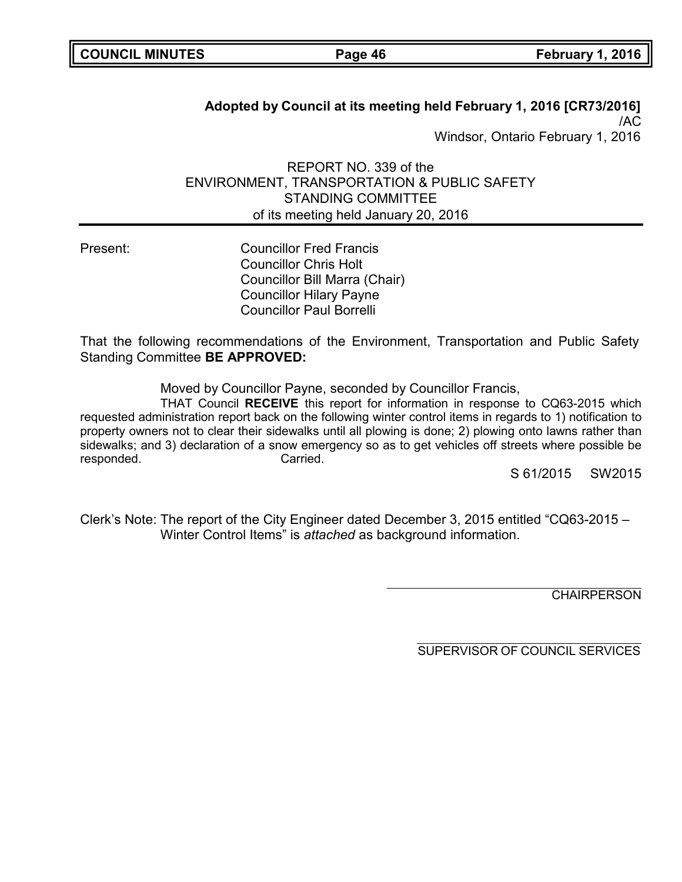**Adopted by Council at its meeting held February 1, 2016 [CR73/2016]**

/AC

Windsor, Ontario February 1, 2016

REPORT NO. 339 of the
ENVIRONMENT, TRANSPORTATION & PUBLIC SAFETY
STANDING COMMITTEE
of its meeting held January 20, 2016

---

Present: Councillor Fred Francis
Councillor Chris Holt
Councillor Bill Marra (Chair)
Councillor Hilary Payne
Councillor Paul Borrelli

That the following recommendations of the Environment, Transportation and Public Safety Standing Committee **BE APPROVED:**

Moved by Councillor Payne, seconded by Councillor Francis,

THAT Council **RECEIVE** this report for information in response to CQ63-2015 which requested administration report back on the following winter control items in regards to 1) notification to property owners not to clear their sidewalks until all plowing is done; 2) plowing onto lawns rather than sidewalks; and 3) declaration of a snow emergency so as to get vehicles off streets where possible be responded. Carried.

S 61/2015 SW2015

Clerk's Note: The report of the City Engineer dated December 3, 2015 entitled "CQ63-2015 – Winter Control Items" is *attached* as background information.

CHAIRPERSON

SUPERVISOR OF COUNCIL SERVICES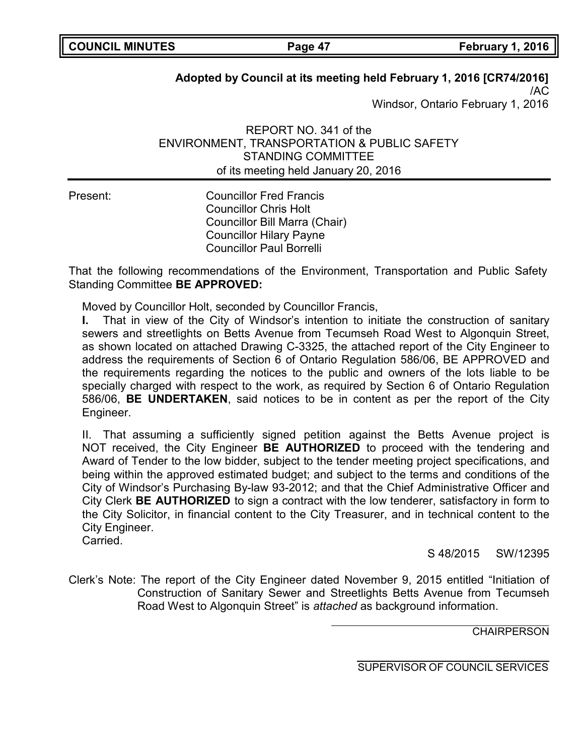**Adopted by Council at its meeting held February 1, 2016 [CR74/2016]**
/AC
Windsor, Ontario February 1, 2016

REPORT NO. 341 of the
ENVIRONMENT, TRANSPORTATION & PUBLIC SAFETY
STANDING COMMITTEE
of its meeting held January 20, 2016

Present: Councillor Fred Francis
Councillor Chris Holt
Councillor Bill Marra (Chair)
Councillor Hilary Payne
Councillor Paul Borrelli

That the following recommendations of the Environment, Transportation and Public Safety Standing Committee **BE APPROVED:**

Moved by Councillor Holt, seconded by Councillor Francis,

**I.** That in view of the City of Windsor's intention to initiate the construction of sanitary sewers and streetlights on Betts Avenue from Tecumseh Road West to Algonquin Street, as shown located on attached Drawing C-3325, the attached report of the City Engineer to address the requirements of Section 6 of Ontario Regulation 586/06, BE APPROVED and the requirements regarding the notices to the public and owners of the lots liable to be specially charged with respect to the work, as required by Section 6 of Ontario Regulation 586/06, **BE UNDERTAKEN**, said notices to be in content as per the report of the City Engineer.

II. That assuming a sufficiently signed petition against the Betts Avenue project is NOT received, the City Engineer **BE AUTHORIZED** to proceed with the tendering and Award of Tender to the low bidder, subject to the tender meeting project specifications, and being within the approved estimated budget; and subject to the terms and conditions of the City of Windsor's Purchasing By-law 93-2012; and that the Chief Administrative Officer and City Clerk **BE AUTHORIZED** to sign a contract with the low tenderer, satisfactory in form to the City Solicitor, in financial content to the City Treasurer, and in technical content to the City Engineer.
Carried.

S 48/2015 SW/12395

Clerk's Note: The report of the City Engineer dated November 9, 2015 entitled "Initiation of Construction of Sanitary Sewer and Streetlights Betts Avenue from Tecumseh Road West to Algonquin Street" is *attached* as background information.

CHAIRPERSON

SUPERVISOR OF COUNCIL SERVICES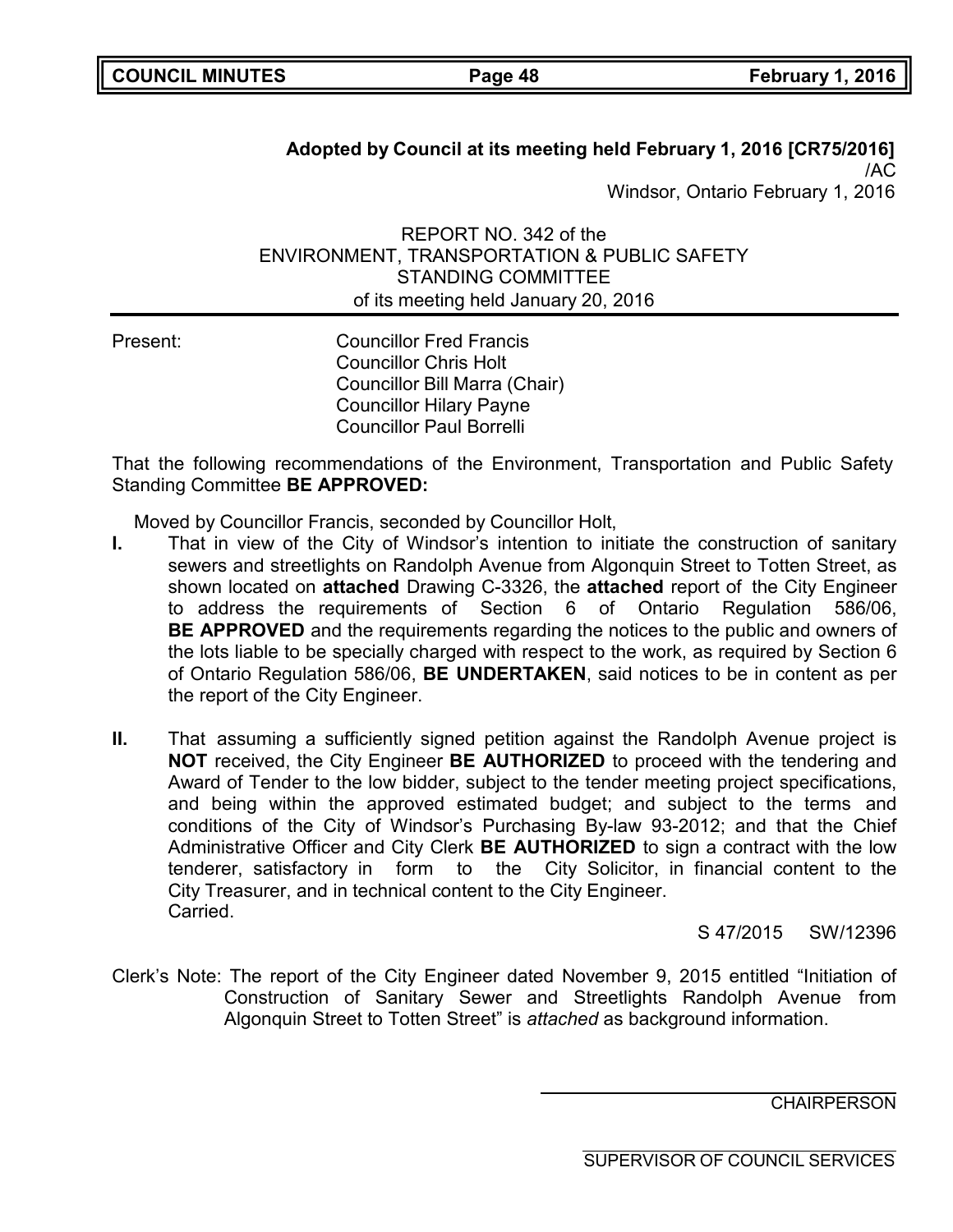**Adopted by Council at its meeting held February 1, 2016 [CR75/2016]**
/AC
Windsor, Ontario February 1, 2016

REPORT NO. 342 of the
ENVIRONMENT, TRANSPORTATION & PUBLIC SAFETY
STANDING COMMITTEE
of its meeting held January 20, 2016

Present: Councillor Fred Francis
Councillor Chris Holt
Councillor Bill Marra (Chair)
Councillor Hilary Payne
Councillor Paul Borrelli

That the following recommendations of the Environment, Transportation and Public Safety Standing Committee **BE APPROVED:**

Moved by Councillor Francis, seconded by Councillor Holt,

**I.** That in view of the City of Windsor's intention to initiate the construction of sanitary sewers and streetlights on Randolph Avenue from Algonquin Street to Totten Street, as shown located on **attached** Drawing C-3326, the **attached** report of the City Engineer to address the requirements of Section 6 of Ontario Regulation 586/06, **BE APPROVED** and the requirements regarding the notices to the public and owners of the lots liable to be specially charged with respect to the work, as required by Section 6 of Ontario Regulation 586/06, **BE UNDERTAKEN**, said notices to be in content as per the report of the City Engineer.

**II.** That assuming a sufficiently signed petition against the Randolph Avenue project is **NOT** received, the City Engineer **BE AUTHORIZED** to proceed with the tendering and Award of Tender to the low bidder, subject to the tender meeting project specifications, and being within the approved estimated budget; and subject to the terms and conditions of the City of Windsor's Purchasing By-law 93-2012; and that the Chief Administrative Officer and City Clerk **BE AUTHORIZED** to sign a contract with the low tenderer, satisfactory in form to the City Solicitor, in financial content to the City Treasurer, and in technical content to the City Engineer.
Carried.

S 47/2015 SW/12396

Clerk's Note: The report of the City Engineer dated November 9, 2015 entitled "Initiation of Construction of Sanitary Sewer and Streetlights Randolph Avenue from Algonquin Street to Totten Street" is *attached* as background information.

CHAIRPERSON

SUPERVISOR OF COUNCIL SERVICES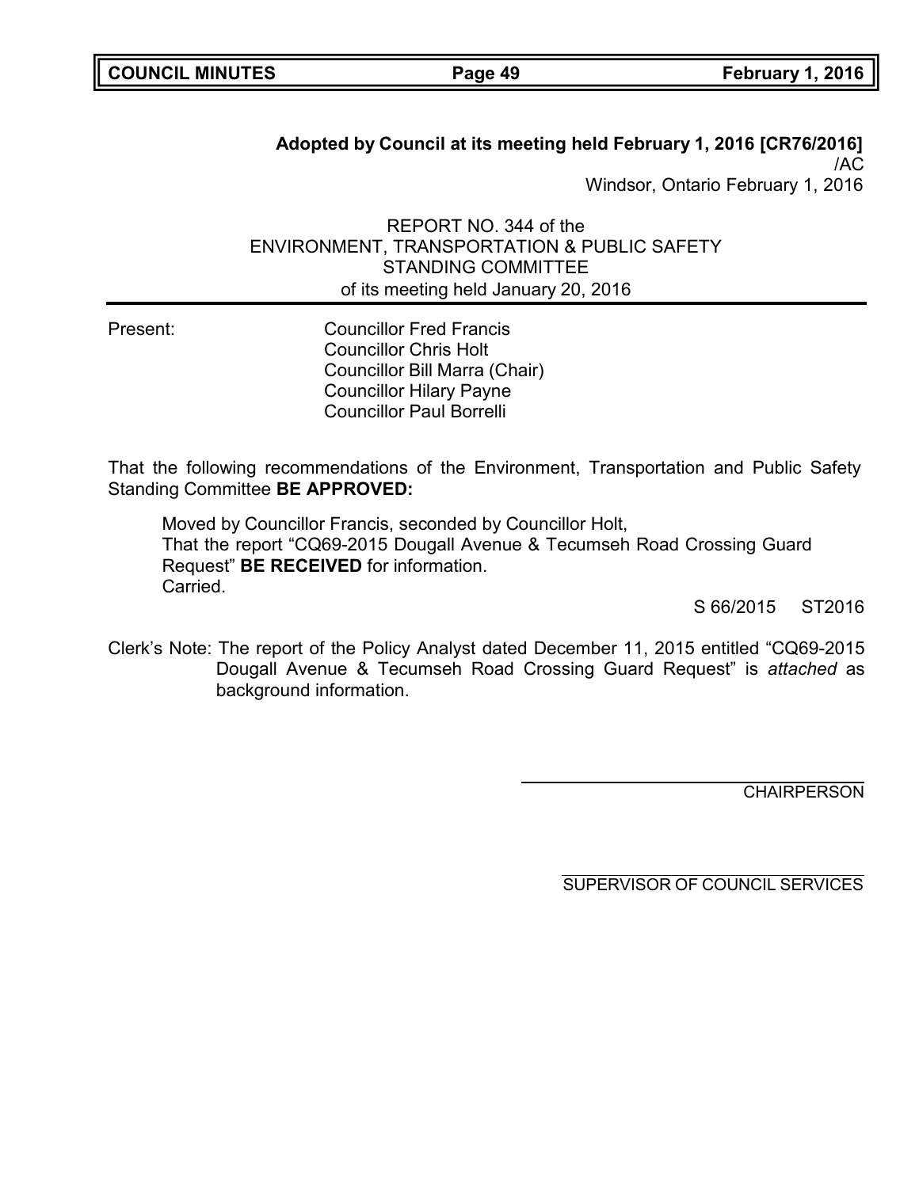**Adopted by Council at its meeting held February 1, 2016 [CR76/2016]**
/AC
Windsor, Ontario February 1, 2016

REPORT NO. 344 of the
ENVIRONMENT, TRANSPORTATION & PUBLIC SAFETY
STANDING COMMITTEE
of its meeting held January 20, 2016

Present: Councillor Fred Francis
Councillor Chris Holt
Councillor Bill Marra (Chair)
Councillor Hilary Payne
Councillor Paul Borrelli

That the following recommendations of the Environment, Transportation and Public Safety Standing Committee **BE APPROVED:**

> Moved by Councillor Francis, seconded by Councillor Holt,
> That the report "CQ69-2015 Dougall Avenue & Tecumseh Road Crossing Guard Request" **BE RECEIVED** for information.
> Carried.

S 66/2015 ST2016

Clerk's Note: The report of the Policy Analyst dated December 11, 2015 entitled "CQ69-2015 Dougall Avenue & Tecumseh Road Crossing Guard Request" is *attached* as background information.

CHAIRPERSON

SUPERVISOR OF COUNCIL SERVICES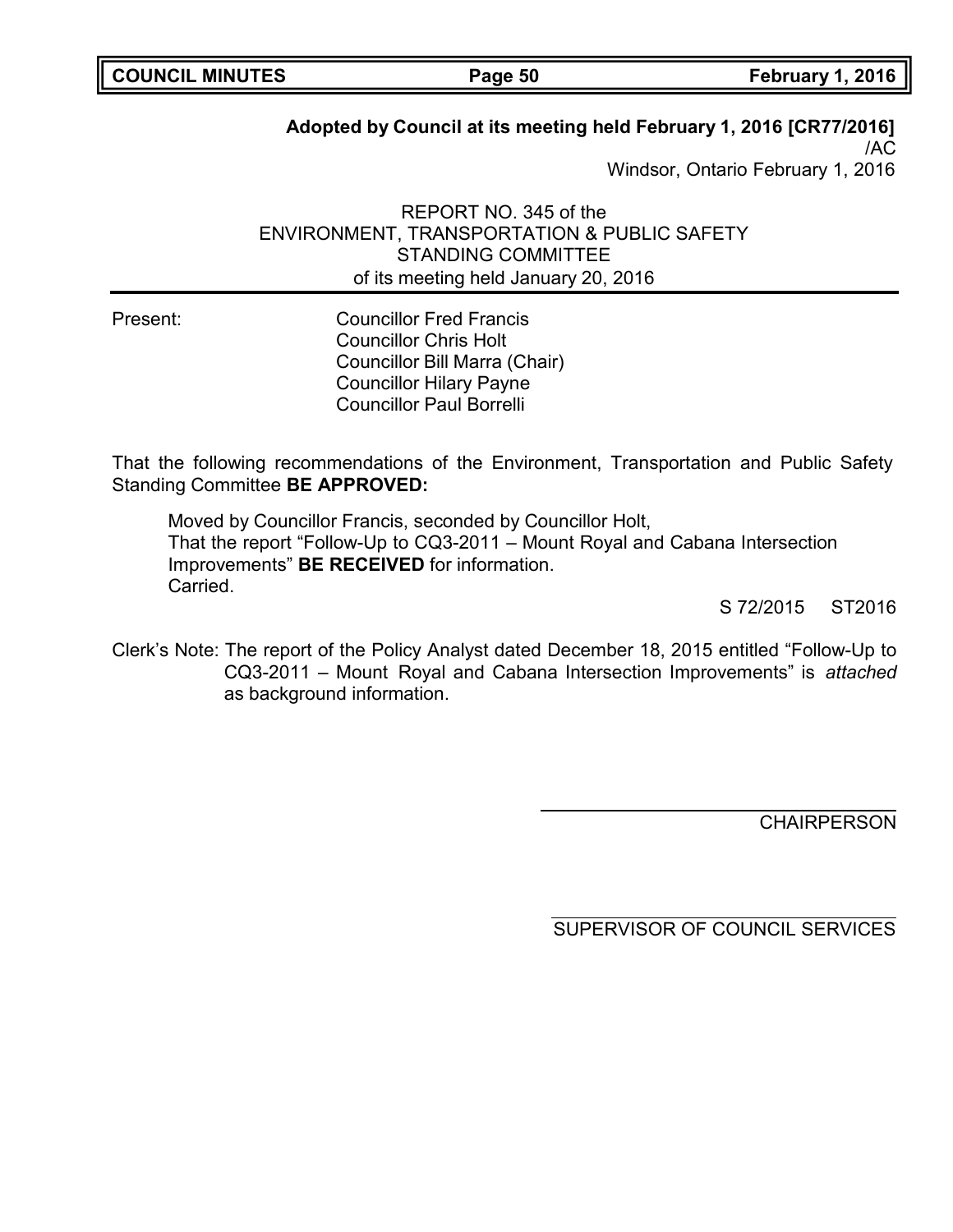**Adopted by Council at its meeting held February 1, 2016 [CR77/2016]**
/AC
Windsor, Ontario February 1, 2016

REPORT NO. 345 of the
ENVIRONMENT, TRANSPORTATION & PUBLIC SAFETY
STANDING COMMITTEE
of its meeting held January 20, 2016

Present: Councillor Fred Francis
Councillor Chris Holt
Councillor Bill Marra (Chair)
Councillor Hilary Payne
Councillor Paul Borrelli

That the following recommendations of the Environment, Transportation and Public Safety Standing Committee **BE APPROVED:**

Moved by Councillor Francis, seconded by Councillor Holt,
That the report "Follow-Up to CQ3-2011 – Mount Royal and Cabana Intersection Improvements" **BE RECEIVED** for information.
Carried.

S 72/2015 ST2016

Clerk's Note: The report of the Policy Analyst dated December 18, 2015 entitled "Follow-Up to CQ3-2011 – Mount Royal and Cabana Intersection Improvements" is *attached* as background information.

CHAIRPERSON

SUPERVISOR OF COUNCIL SERVICES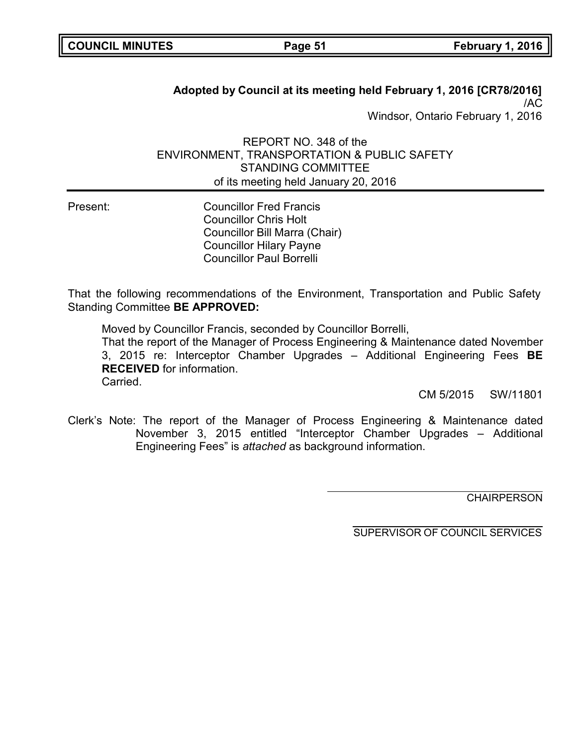**Adopted by Council at its meeting held February 1, 2016 [CR78/2016]**

/AC

Windsor, Ontario February 1, 2016

REPORT NO. 348 of the
ENVIRONMENT, TRANSPORTATION & PUBLIC SAFETY
STANDING COMMITTEE
of its meeting held January 20, 2016

Present:

Councillor Fred Francis
Councillor Chris Holt
Councillor Bill Marra (Chair)
Councillor Hilary Payne
Councillor Paul Borrelli

That the following recommendations of the Environment, Transportation and Public Safety Standing Committee **BE APPROVED:**

Moved by Councillor Francis, seconded by Councillor Borrelli,
That the report of the Manager of Process Engineering & Maintenance dated November 3, 2015 re: Interceptor Chamber Upgrades – Additional Engineering Fees **BE RECEIVED** for information.
Carried.

CM 5/2015 SW/11801

Clerk's Note: The report of the Manager of Process Engineering & Maintenance dated November 3, 2015 entitled "Interceptor Chamber Upgrades – Additional Engineering Fees" is *attached* as background information.

CHAIRPERSON

SUPERVISOR OF COUNCIL SERVICES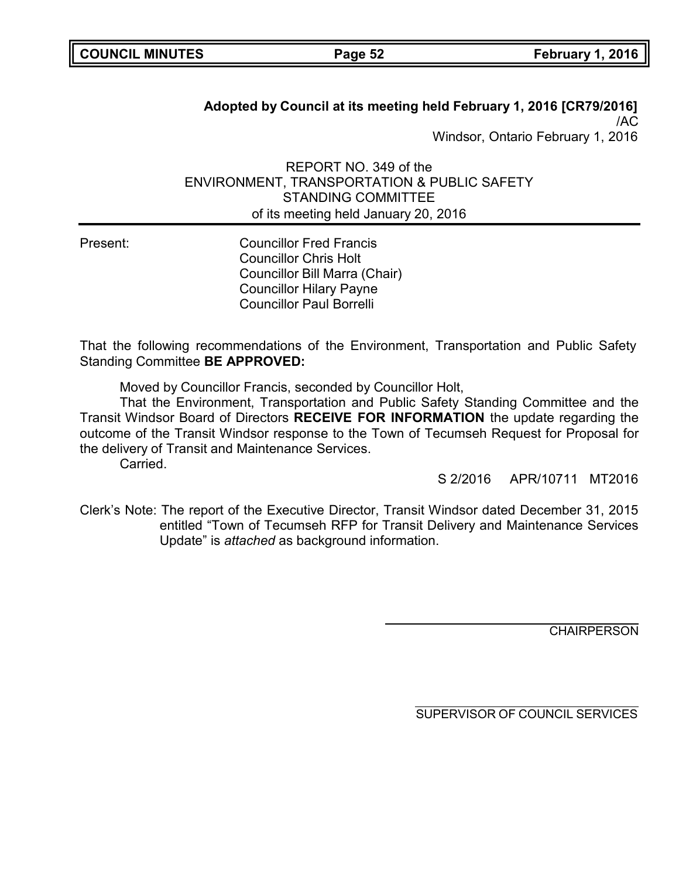**Adopted by Council at its meeting held February 1, 2016 [CR79/2016]**

/AC

Windsor, Ontario February 1, 2016

REPORT NO. 349 of the
ENVIRONMENT, TRANSPORTATION & PUBLIC SAFETY
STANDING COMMITTEE
of its meeting held January 20, 2016

Present:

Councillor Fred Francis
Councillor Chris Holt
Councillor Bill Marra (Chair)
Councillor Hilary Payne
Councillor Paul Borrelli

That the following recommendations of the Environment, Transportation and Public Safety Standing Committee **BE APPROVED:**

Moved by Councillor Francis, seconded by Councillor Holt,

That the Environment, Transportation and Public Safety Standing Committee and the Transit Windsor Board of Directors **RECEIVE FOR INFORMATION** the update regarding the outcome of the Transit Windsor response to the Town of Tecumseh Request for Proposal for the delivery of Transit and Maintenance Services.

Carried.

S 2/2016 APR/10711 MT2016

Clerk's Note: The report of the Executive Director, Transit Windsor dated December 31, 2015 entitled "Town of Tecumseh RFP for Transit Delivery and Maintenance Services Update" is *attached* as background information.

CHAIRPERSON

SUPERVISOR OF COUNCIL SERVICES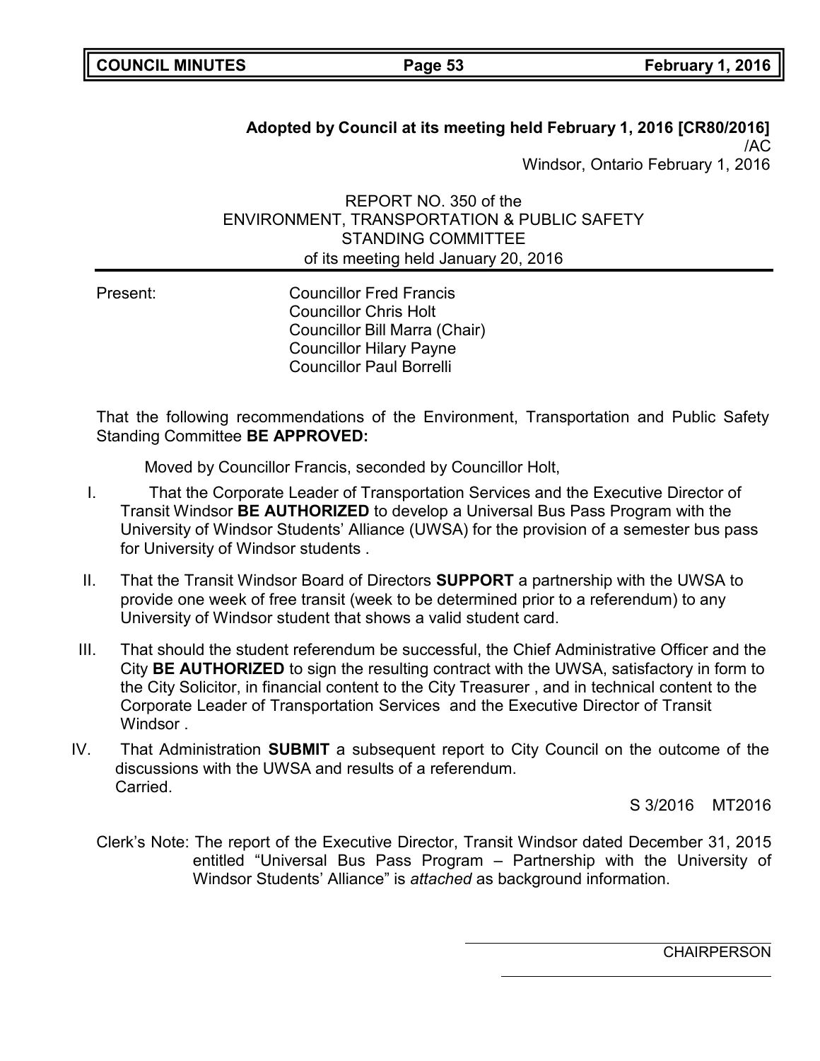**Adopted by Council at its meeting held February 1, 2016 [CR80/2016]**
/AC
Windsor, Ontario February 1, 2016

REPORT NO. 350 of the
ENVIRONMENT, TRANSPORTATION & PUBLIC SAFETY
STANDING COMMITTEE
of its meeting held January 20, 2016

Present: Councillor Fred Francis
Councillor Chris Holt
Councillor Bill Marra (Chair)
Councillor Hilary Payne
Councillor Paul Borrelli

That the following recommendations of the Environment, Transportation and Public Safety Standing Committee **BE APPROVED:**

Moved by Councillor Francis, seconded by Councillor Holt,

I. That the Corporate Leader of Transportation Services and the Executive Director of Transit Windsor **BE AUTHORIZED** to develop a Universal Bus Pass Program with the University of Windsor Students' Alliance (UWSA) for the provision of a semester bus pass for University of Windsor students .

II. That the Transit Windsor Board of Directors **SUPPORT** a partnership with the UWSA to provide one week of free transit (week to be determined prior to a referendum) to any University of Windsor student that shows a valid student card.

III. That should the student referendum be successful, the Chief Administrative Officer and the City **BE AUTHORIZED** to sign the resulting contract with the UWSA, satisfactory in form to the City Solicitor, in financial content to the City Treasurer , and in technical content to the Corporate Leader of Transportation Services and the Executive Director of Transit Windsor .

IV. That Administration **SUBMIT** a subsequent report to City Council on the outcome of the discussions with the UWSA and results of a referendum.
Carried.

S 3/2016 MT2016

Clerk's Note: The report of the Executive Director, Transit Windsor dated December 31, 2015 entitled "Universal Bus Pass Program – Partnership with the University of Windsor Students' Alliance" is *attached* as background information.

CHAIRPERSON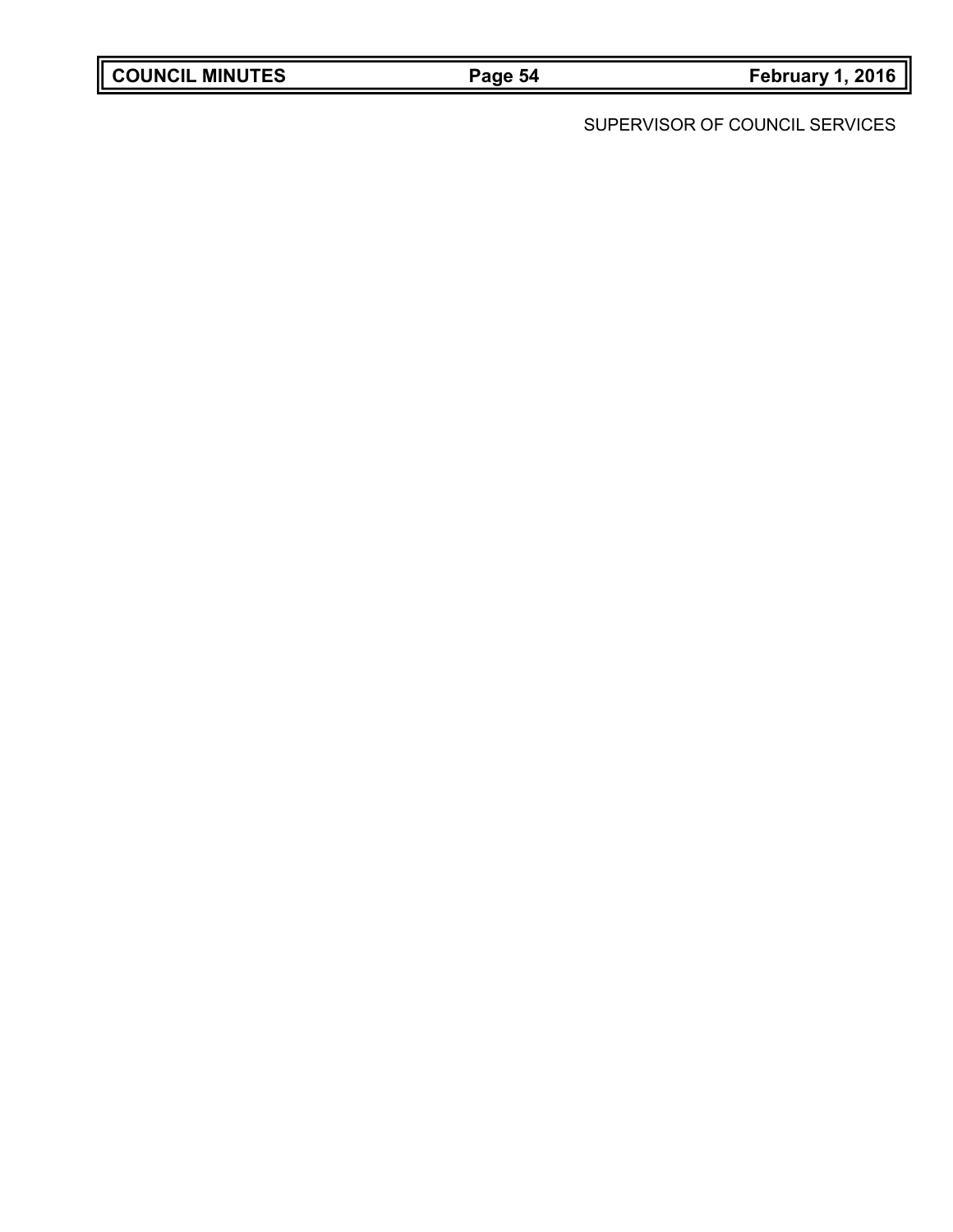SUPERVISOR OF COUNCIL SERVICES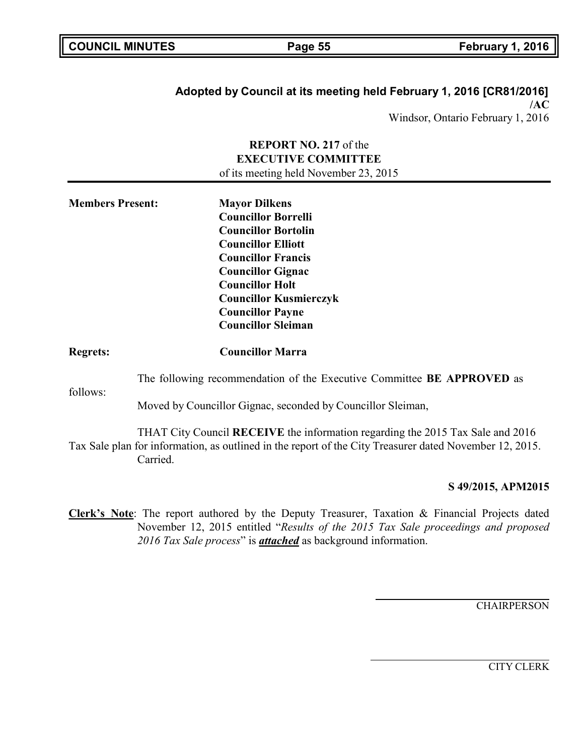**Adopted by Council at its meeting held February 1, 2016 [CR81/2016]**
**/AC**
Windsor, Ontario February 1, 2016

**REPORT NO. 217** of the
**EXECUTIVE COMMITTEE**
of its meeting held November 23, 2015

**Members Present:**
**Mayor Dilkens**
**Councillor Borrelli**
**Councillor Bortolin**
**Councillor Elliott**
**Councillor Francis**
**Councillor Gignac**
**Councillor Holt**
**Councillor Kusmierczyk**
**Councillor Payne**
**Councillor Sleiman**

**Regrets:** **Councillor Marra**

The following recommendation of the Executive Committee **BE APPROVED** as follows:

Moved by Councillor Gignac, seconded by Councillor Sleiman,

THAT City Council **RECEIVE** the information regarding the 2015 Tax Sale and 2016 Tax Sale plan for information, as outlined in the report of the City Treasurer dated November 12, 2015.
Carried.

**S 49/2015, APM2015**

**Clerk's Note**: The report authored by the Deputy Treasurer, Taxation & Financial Projects dated November 12, 2015 entitled "*Results of the 2015 Tax Sale proceedings and proposed 2016 Tax Sale process*" is ***attached*** as background information.

CHAIRPERSON

CITY CLERK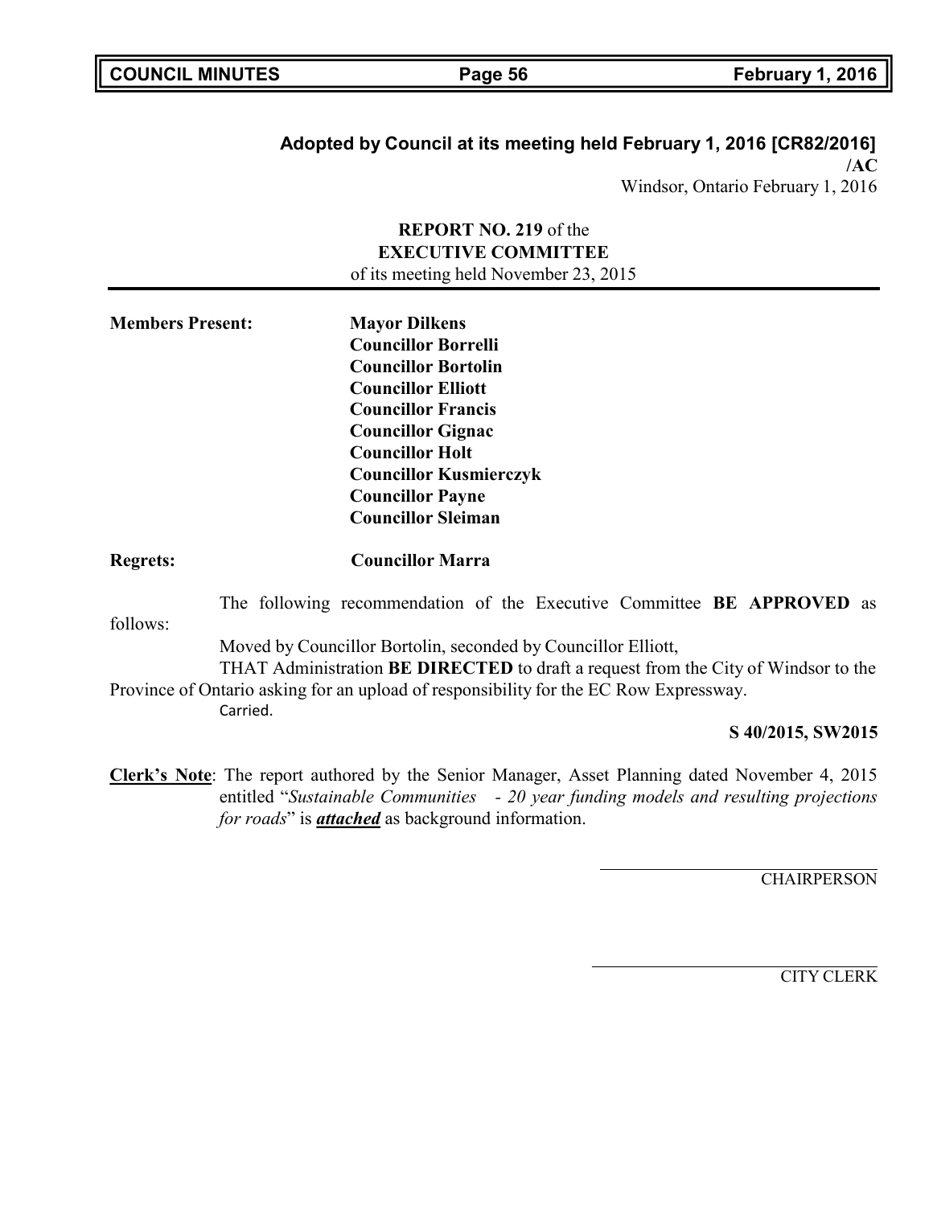**Adopted by Council at its meeting held February 1, 2016 [CR82/2016]**

**/AC**

Windsor, Ontario February 1, 2016

**REPORT NO. 219** of the
**EXECUTIVE COMMITTEE**
of its meeting held November 23, 2015

**Members Present:** **Mayor Dilkens**
**Councillor Borrelli**
**Councillor Bortolin**
**Councillor Elliott**
**Councillor Francis**
**Councillor Gignac**
**Councillor Holt**
**Councillor Kusmierczyk**
**Councillor Payne**
**Councillor Sleiman**

**Regrets:** **Councillor Marra**

The following recommendation of the Executive Committee **BE APPROVED** as follows:

Moved by Councillor Bortolin, seconded by Councillor Elliott,

THAT Administration **BE DIRECTED** to draft a request from the City of Windsor to the Province of Ontario asking for an upload of responsibility for the EC Row Expressway.

Carried.

**S 40/2015, SW2015**

**Clerk's Note**: The report authored by the Senior Manager, Asset Planning dated November 4, 2015 entitled "*Sustainable Communities - 20 year funding models and resulting projections for roads*" is ***attached*** as background information.

CHAIRPERSON

CITY CLERK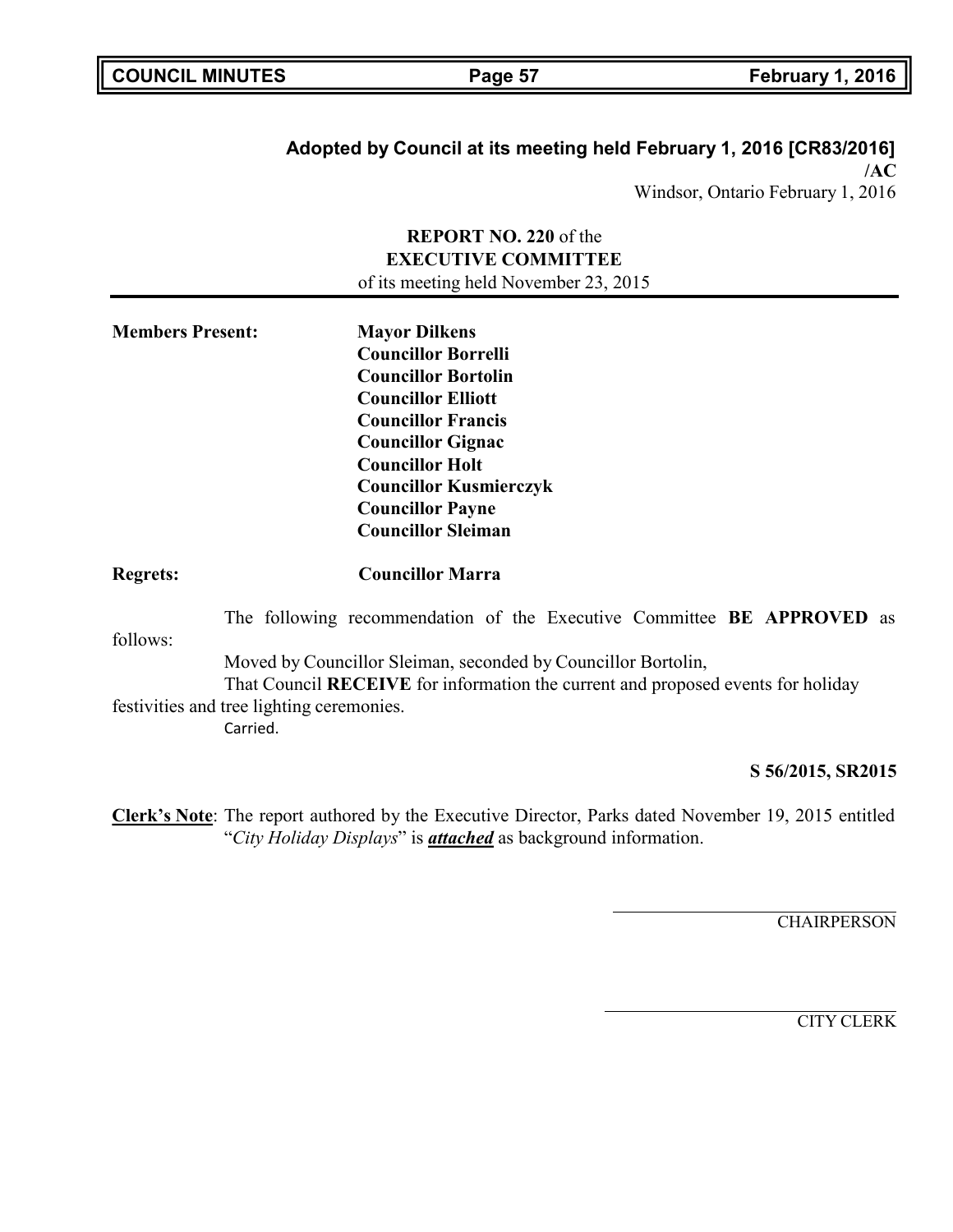**Adopted by Council at its meeting held February 1, 2016 [CR83/2016]**
**/AC**
Windsor, Ontario February 1, 2016

**REPORT NO. 220** of the
**EXECUTIVE COMMITTEE**
of its meeting held November 23, 2015

**Members Present:**
**Mayor Dilkens**
**Councillor Borrelli**
**Councillor Bortolin**
**Councillor Elliott**
**Councillor Francis**
**Councillor Gignac**
**Councillor Holt**
**Councillor Kusmierczyk**
**Councillor Payne**
**Councillor Sleiman**

**Regrets:** **Councillor Marra**

The following recommendation of the Executive Committee **BE APPROVED** as follows:

Moved by Councillor Sleiman, seconded by Councillor Bortolin,
That Council **RECEIVE** for information the current and proposed events for holiday festivities and tree lighting ceremonies.
Carried.

**S 56/2015, SR2015**

**Clerk's Note**: The report authored by the Executive Director, Parks dated November 19, 2015 entitled "*City Holiday Displays*" is ***attached*** as background information.

CHAIRPERSON

CITY CLERK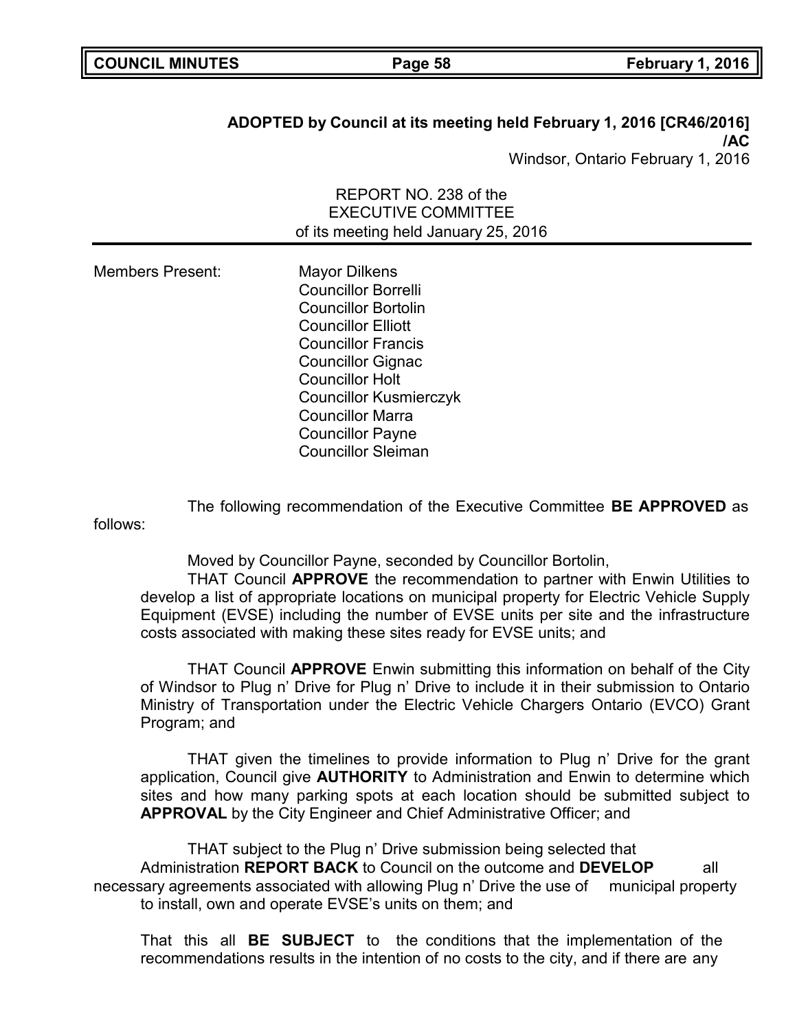**ADOPTED by Council at its meeting held February 1, 2016 [CR46/2016] /AC**

Windsor, Ontario February 1, 2016

REPORT NO. 238 of the
EXECUTIVE COMMITTEE
of its meeting held January 25, 2016

---

Members Present: Mayor Dilkens
Councillor Borrelli
Councillor Bortolin
Councillor Elliott
Councillor Francis
Councillor Gignac
Councillor Holt
Councillor Kusmierczyk
Councillor Marra
Councillor Payne
Councillor Sleiman

The following recommendation of the Executive Committee **BE APPROVED** as follows:

Moved by Councillor Payne, seconded by Councillor Bortolin,

THAT Council **APPROVE** the recommendation to partner with Enwin Utilities to develop a list of appropriate locations on municipal property for Electric Vehicle Supply Equipment (EVSE) including the number of EVSE units per site and the infrastructure costs associated with making these sites ready for EVSE units; and

THAT Council **APPROVE** Enwin submitting this information on behalf of the City of Windsor to Plug n' Drive for Plug n' Drive to include it in their submission to Ontario Ministry of Transportation under the Electric Vehicle Chargers Ontario (EVCO) Grant Program; and

THAT given the timelines to provide information to Plug n' Drive for the grant application, Council give **AUTHORITY** to Administration and Enwin to determine which sites and how many parking spots at each location should be submitted subject to **APPROVAL** by the City Engineer and Chief Administrative Officer; and

THAT subject to the Plug n' Drive submission being selected that Administration **REPORT BACK** to Council on the outcome and **DEVELOP** all necessary agreements associated with allowing Plug n' Drive the use of municipal property to install, own and operate EVSE's units on them; and

That this all **BE SUBJECT** to the conditions that the implementation of the recommendations results in the intention of no costs to the city, and if there are any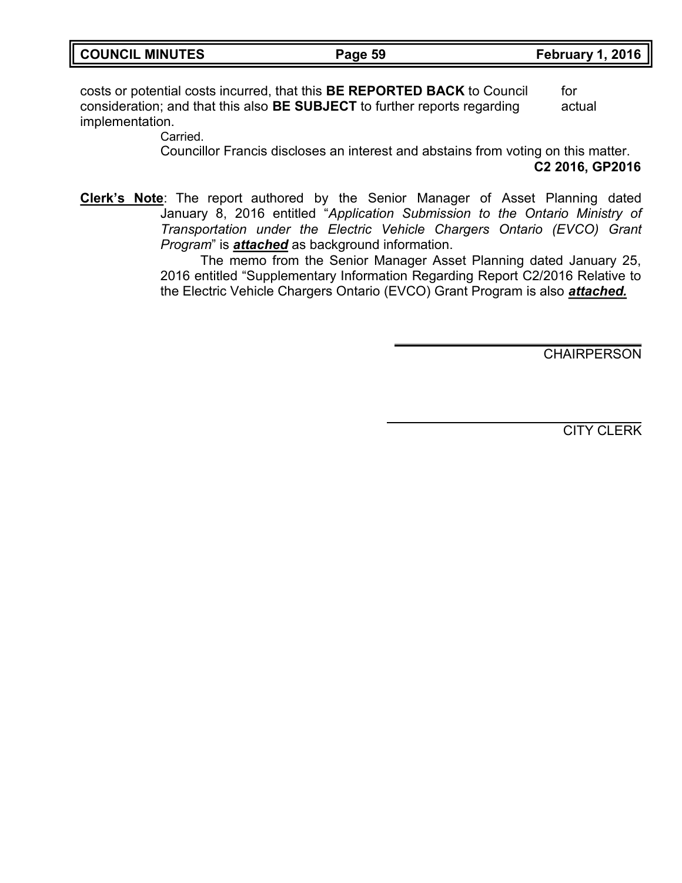costs or potential costs incurred, that this **BE REPORTED BACK** to Council for consideration; and that this also **BE SUBJECT** to further reports regarding actual implementation.

Carried.

Councillor Francis discloses an interest and abstains from voting on this matter.

**C2 2016, GP2016**

**Clerk's Note**: The report authored by the Senior Manager of Asset Planning dated January 8, 2016 entitled "*Application Submission to the Ontario Ministry of Transportation under the Electric Vehicle Chargers Ontario (EVCO) Grant Program*" is ***attached*** as background information.

The memo from the Senior Manager Asset Planning dated January 25, 2016 entitled "Supplementary Information Regarding Report C2/2016 Relative to the Electric Vehicle Chargers Ontario (EVCO) Grant Program is also ***attached.***

\_\_\_\_\_\_\_\_\_\_\_\_\_\_\_\_\_\_\_\_\_\_\_\_\_\_\_\_\_\_\_\_

CHAIRPERSON

\_\_\_\_\_\_\_\_\_\_\_\_\_\_\_\_\_\_\_\_\_\_\_\_\_\_\_\_\_\_\_\_

CITY CLERK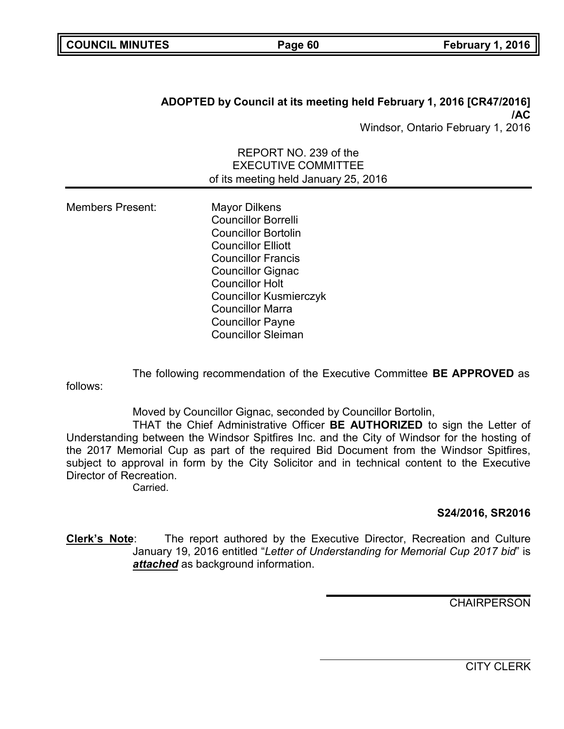**ADOPTED by Council at its meeting held February 1, 2016 [CR47/2016] /AC**

Windsor, Ontario February 1, 2016

REPORT NO. 239 of the
EXECUTIVE COMMITTEE
of its meeting held January 25, 2016

Members Present: Mayor Dilkens
Councillor Borrelli
Councillor Bortolin
Councillor Elliott
Councillor Francis
Councillor Gignac
Councillor Holt
Councillor Kusmierczyk
Councillor Marra
Councillor Payne
Councillor Sleiman

The following recommendation of the Executive Committee **BE APPROVED** as follows:

Moved by Councillor Gignac, seconded by Councillor Bortolin,

THAT the Chief Administrative Officer **BE AUTHORIZED** to sign the Letter of Understanding between the Windsor Spitfires Inc. and the City of Windsor for the hosting of the 2017 Memorial Cup as part of the required Bid Document from the Windsor Spitfires, subject to approval in form by the City Solicitor and in technical content to the Executive Director of Recreation.

Carried.

**S24/2016, SR2016**

**Clerk's Note**: The report authored by the Executive Director, Recreation and Culture January 19, 2016 entitled "*Letter of Understanding for Memorial Cup 2017 bid*" is ***attached*** as background information.

CHAIRPERSON

CITY CLERK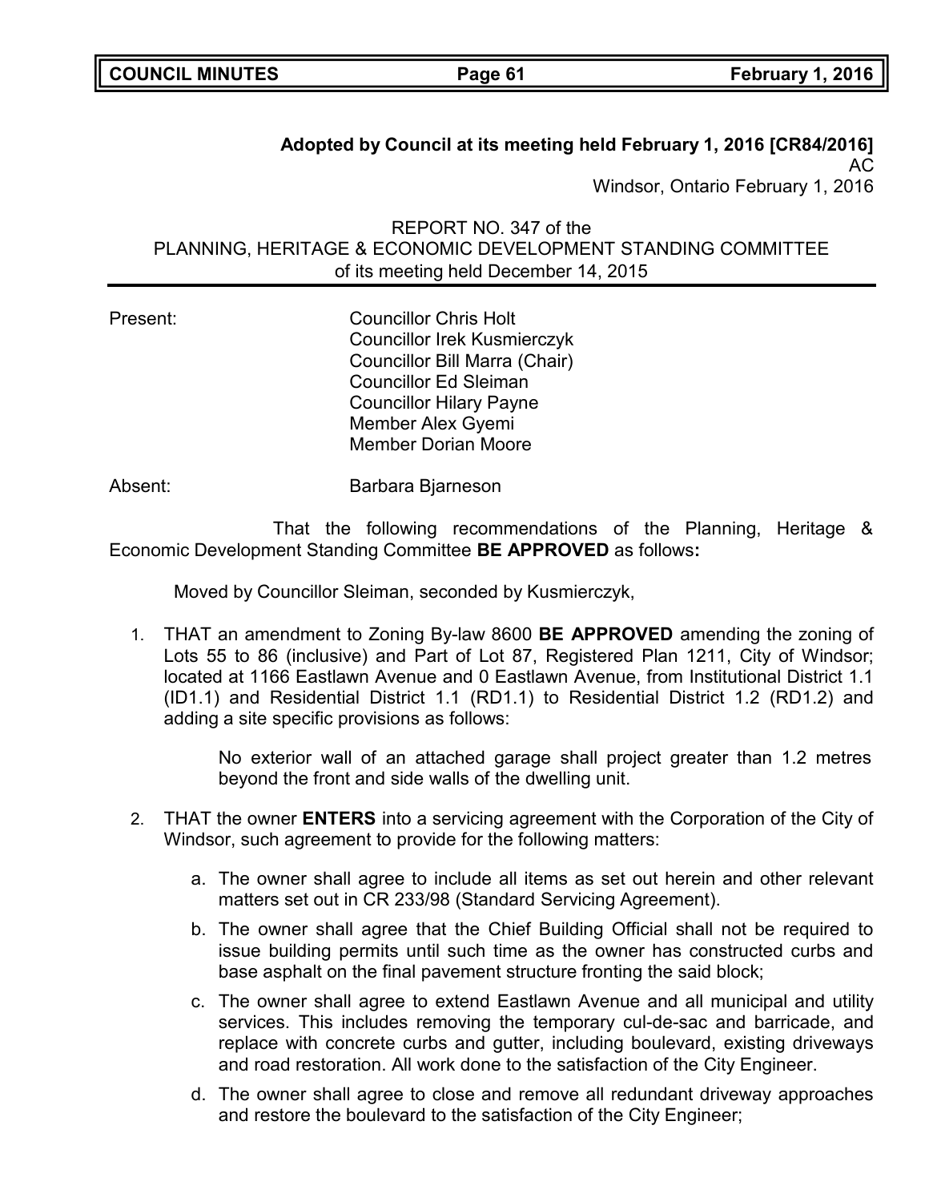**Adopted by Council at its meeting held February 1, 2016 [CR84/2016]**
AC
Windsor, Ontario February 1, 2016

REPORT NO. 347 of the
PLANNING, HERITAGE & ECONOMIC DEVELOPMENT STANDING COMMITTEE
of its meeting held December 14, 2015

---

Present: Councillor Chris Holt
Councillor Irek Kusmierczyk
Councillor Bill Marra (Chair)
Councillor Ed Sleiman
Councillor Hilary Payne
Member Alex Gyemi
Member Dorian Moore

Absent: Barbara Bjarneson

That the following recommendations of the Planning, Heritage & Economic Development Standing Committee **BE APPROVED** as follows**:**

Moved by Councillor Sleiman, seconded by Kusmierczyk,

1. THAT an amendment to Zoning By-law 8600 **BE APPROVED** amending the zoning of Lots 55 to 86 (inclusive) and Part of Lot 87, Registered Plan 1211, City of Windsor; located at 1166 Eastlawn Avenue and 0 Eastlawn Avenue, from Institutional District 1.1 (ID1.1) and Residential District 1.1 (RD1.1) to Residential District 1.2 (RD1.2) and adding a site specific provisions as follows:

   No exterior wall of an attached garage shall project greater than 1.2 metres beyond the front and side walls of the dwelling unit.

2. THAT the owner **ENTERS** into a servicing agreement with the Corporation of the City of Windsor, such agreement to provide for the following matters:

   a. The owner shall agree to include all items as set out herein and other relevant matters set out in CR 233/98 (Standard Servicing Agreement).

   b. The owner shall agree that the Chief Building Official shall not be required to issue building permits until such time as the owner has constructed curbs and base asphalt on the final pavement structure fronting the said block;

   c. The owner shall agree to extend Eastlawn Avenue and all municipal and utility services. This includes removing the temporary cul-de-sac and barricade, and replace with concrete curbs and gutter, including boulevard, existing driveways and road restoration. All work done to the satisfaction of the City Engineer.

   d. The owner shall agree to close and remove all redundant driveway approaches and restore the boulevard to the satisfaction of the City Engineer;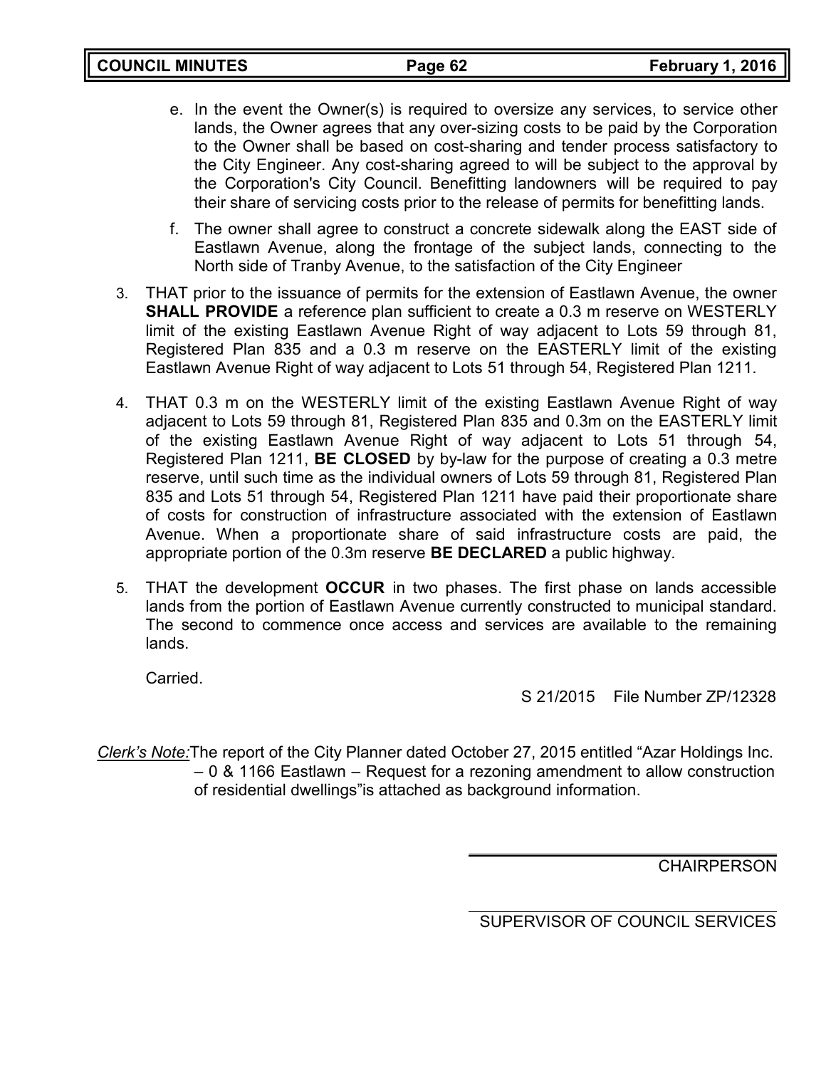e. In the event the Owner(s) is required to oversize any services, to service other lands, the Owner agrees that any over-sizing costs to be paid by the Corporation to the Owner shall be based on cost-sharing and tender process satisfactory to the City Engineer. Any cost-sharing agreed to will be subject to the approval by the Corporation's City Council. Benefitting landowners will be required to pay their share of servicing costs prior to the release of permits for benefitting lands.

f. The owner shall agree to construct a concrete sidewalk along the EAST side of Eastlawn Avenue, along the frontage of the subject lands, connecting to the North side of Tranby Avenue, to the satisfaction of the City Engineer

3. THAT prior to the issuance of permits for the extension of Eastlawn Avenue, the owner **SHALL PROVIDE** a reference plan sufficient to create a 0.3 m reserve on WESTERLY limit of the existing Eastlawn Avenue Right of way adjacent to Lots 59 through 81, Registered Plan 835 and a 0.3 m reserve on the EASTERLY limit of the existing Eastlawn Avenue Right of way adjacent to Lots 51 through 54, Registered Plan 1211.

4. THAT 0.3 m on the WESTERLY limit of the existing Eastlawn Avenue Right of way adjacent to Lots 59 through 81, Registered Plan 835 and 0.3m on the EASTERLY limit of the existing Eastlawn Avenue Right of way adjacent to Lots 51 through 54, Registered Plan 1211, **BE CLOSED** by by-law for the purpose of creating a 0.3 metre reserve, until such time as the individual owners of Lots 59 through 81, Registered Plan 835 and Lots 51 through 54, Registered Plan 1211 have paid their proportionate share of costs for construction of infrastructure associated with the extension of Eastlawn Avenue. When a proportionate share of said infrastructure costs are paid, the appropriate portion of the 0.3m reserve **BE DECLARED** a public highway.

5. THAT the development **OCCUR** in two phases. The first phase on lands accessible lands from the portion of Eastlawn Avenue currently constructed to municipal standard. The second to commence once access and services are available to the remaining lands.

Carried.

S 21/2015 File Number ZP/12328

*Clerk's Note:* The report of the City Planner dated October 27, 2015 entitled "Azar Holdings Inc. – 0 & 1166 Eastlawn – Request for a rezoning amendment to allow construction of residential dwellings"is attached as background information.

CHAIRPERSON

SUPERVISOR OF COUNCIL SERVICES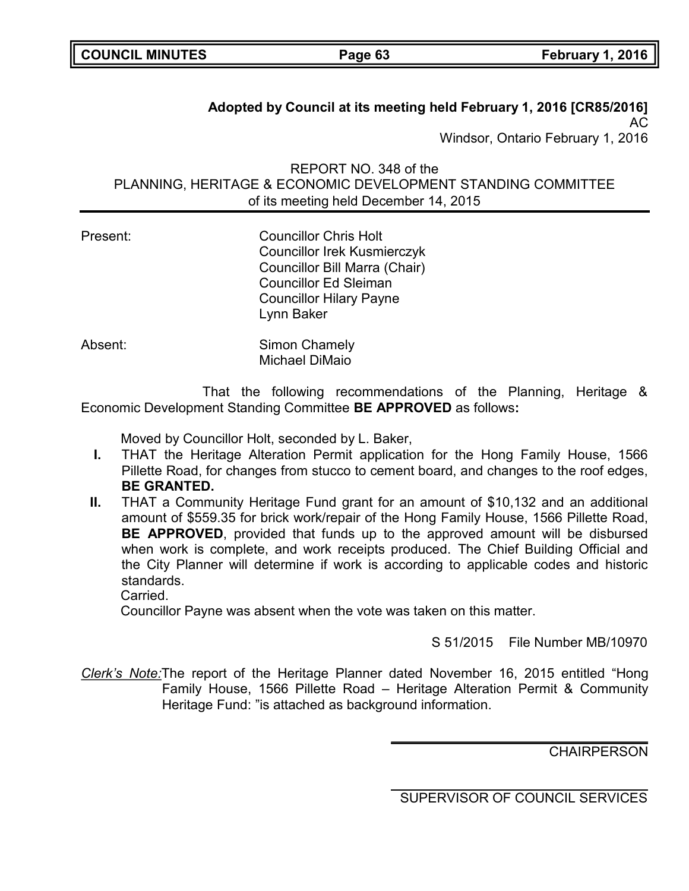**Adopted by Council at its meeting held February 1, 2016 [CR85/2016]**
AC
Windsor, Ontario February 1, 2016

REPORT NO. 348 of the
PLANNING, HERITAGE & ECONOMIC DEVELOPMENT STANDING COMMITTEE
of its meeting held December 14, 2015

---

Present: Councillor Chris Holt
Councillor Irek Kusmierczyk
Councillor Bill Marra (Chair)
Councillor Ed Sleiman
Councillor Hilary Payne
Lynn Baker

Absent: Simon Chamely
Michael DiMaio

That the following recommendations of the Planning, Heritage & Economic Development Standing Committee **BE APPROVED** as follows**:**

Moved by Councillor Holt, seconded by L. Baker,

- **I.** THAT the Heritage Alteration Permit application for the Hong Family House, 1566 Pillette Road, for changes from stucco to cement board, and changes to the roof edges, **BE GRANTED.**
- **II.** THAT a Community Heritage Fund grant for an amount of $10,132 and an additional amount of $559.35 for brick work/repair of the Hong Family House, 1566 Pillette Road, **BE APPROVED**, provided that funds up to the approved amount will be disbursed when work is complete, and work receipts produced. The Chief Building Official and the City Planner will determine if work is according to applicable codes and historic standards.

Carried.

Councillor Payne was absent when the vote was taken on this matter.

S 51/2015 File Number MB/10970

*Clerk's Note:* The report of the Heritage Planner dated November 16, 2015 entitled "Hong Family House, 1566 Pillette Road – Heritage Alteration Permit & Community Heritage Fund: "is attached as background information.

CHAIRPERSON

SUPERVISOR OF COUNCIL SERVICES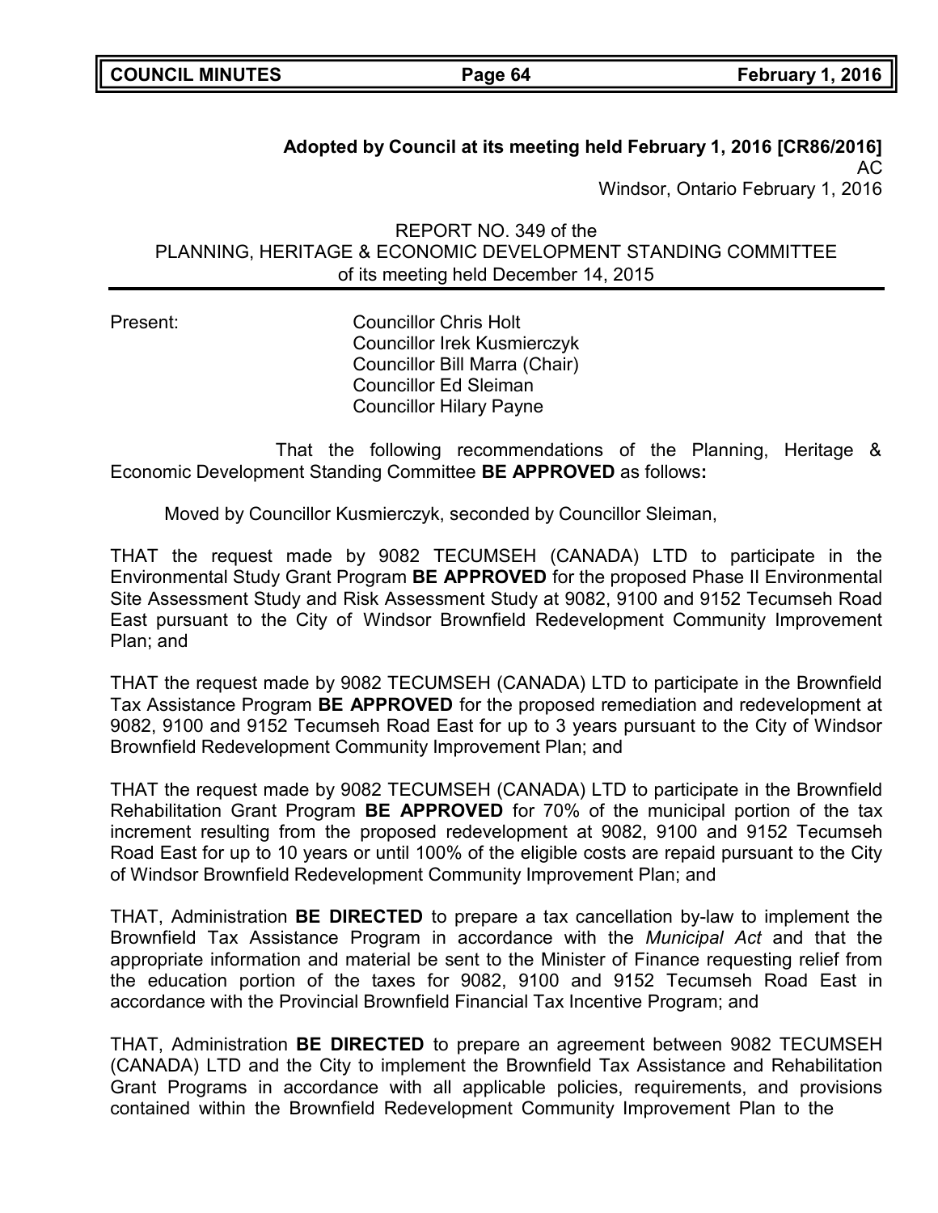**Adopted by Council at its meeting held February 1, 2016 [CR86/2016]**

AC

Windsor, Ontario February 1, 2016

REPORT NO. 349 of the
PLANNING, HERITAGE & ECONOMIC DEVELOPMENT STANDING COMMITTEE
of its meeting held December 14, 2015

Present: Councillor Chris Holt
Councillor Irek Kusmierczyk
Councillor Bill Marra (Chair)
Councillor Ed Sleiman
Councillor Hilary Payne

That the following recommendations of the Planning, Heritage & Economic Development Standing Committee **BE APPROVED** as follows**:**

Moved by Councillor Kusmierczyk, seconded by Councillor Sleiman,

THAT the request made by 9082 TECUMSEH (CANADA) LTD to participate in the Environmental Study Grant Program **BE APPROVED** for the proposed Phase II Environmental Site Assessment Study and Risk Assessment Study at 9082, 9100 and 9152 Tecumseh Road East pursuant to the City of Windsor Brownfield Redevelopment Community Improvement Plan; and

THAT the request made by 9082 TECUMSEH (CANADA) LTD to participate in the Brownfield Tax Assistance Program **BE APPROVED** for the proposed remediation and redevelopment at 9082, 9100 and 9152 Tecumseh Road East for up to 3 years pursuant to the City of Windsor Brownfield Redevelopment Community Improvement Plan; and

THAT the request made by 9082 TECUMSEH (CANADA) LTD to participate in the Brownfield Rehabilitation Grant Program **BE APPROVED** for 70% of the municipal portion of the tax increment resulting from the proposed redevelopment at 9082, 9100 and 9152 Tecumseh Road East for up to 10 years or until 100% of the eligible costs are repaid pursuant to the City of Windsor Brownfield Redevelopment Community Improvement Plan; and

THAT, Administration **BE DIRECTED** to prepare a tax cancellation by-law to implement the Brownfield Tax Assistance Program in accordance with the *Municipal Act* and that the appropriate information and material be sent to the Minister of Finance requesting relief from the education portion of the taxes for 9082, 9100 and 9152 Tecumseh Road East in accordance with the Provincial Brownfield Financial Tax Incentive Program; and

THAT, Administration **BE DIRECTED** to prepare an agreement between 9082 TECUMSEH (CANADA) LTD and the City to implement the Brownfield Tax Assistance and Rehabilitation Grant Programs in accordance with all applicable policies, requirements, and provisions contained within the Brownfield Redevelopment Community Improvement Plan to the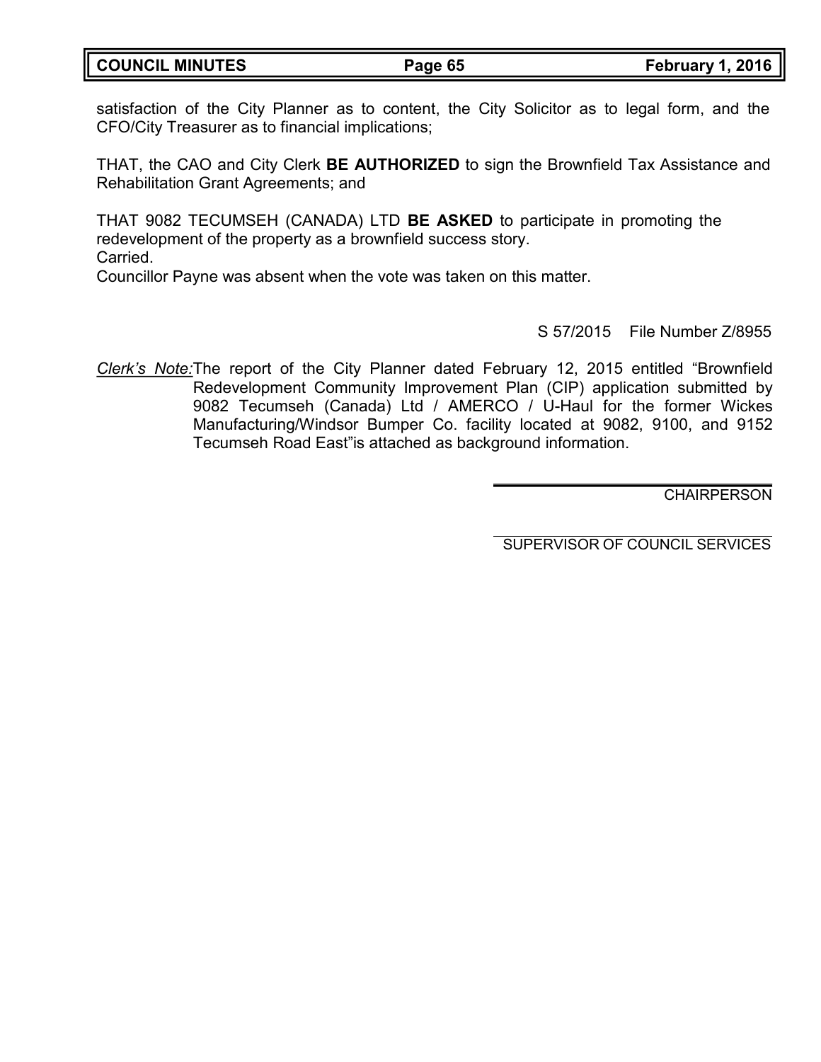satisfaction of the City Planner as to content, the City Solicitor as to legal form, and the CFO/City Treasurer as to financial implications;

THAT, the CAO and City Clerk **BE AUTHORIZED** to sign the Brownfield Tax Assistance and Rehabilitation Grant Agreements; and

THAT 9082 TECUMSEH (CANADA) LTD **BE ASKED** to participate in promoting the redevelopment of the property as a brownfield success story.
Carried.
Councillor Payne was absent when the vote was taken on this matter.

S 57/2015 File Number Z/8955

*Clerk's Note:* The report of the City Planner dated February 12, 2015 entitled "Brownfield Redevelopment Community Improvement Plan (CIP) application submitted by 9082 Tecumseh (Canada) Ltd / AMERCO / U-Haul for the former Wickes Manufacturing/Windsor Bumper Co. facility located at 9082, 9100, and 9152 Tecumseh Road East"is attached as background information.

CHAIRPERSON

SUPERVISOR OF COUNCIL SERVICES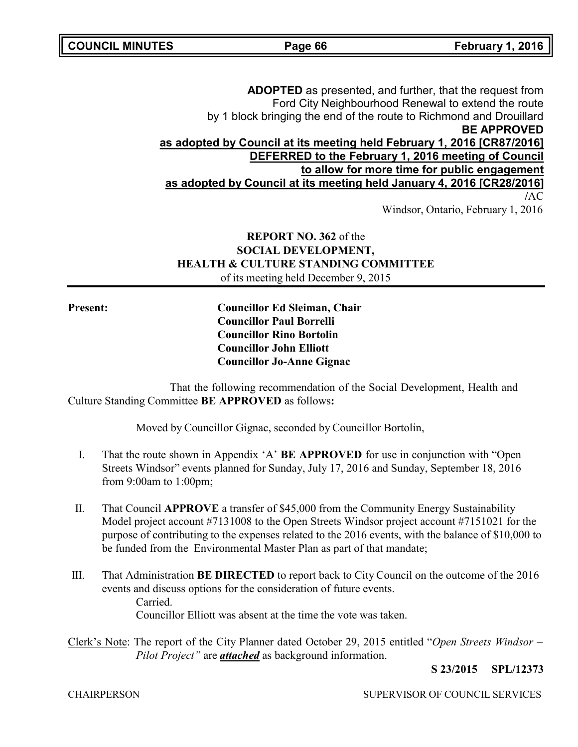**ADOPTED** as presented, and further, that the request from Ford City Neighbourhood Renewal to extend the route by 1 block bringing the end of the route to Richmond and Drouillard **BE APPROVED**

**as adopted by Council at its meeting held February 1, 2016 [CR87/2016]**

**DEFERRED to the February 1, 2016 meeting of Council to allow for more time for public engagement**

**as adopted by Council at its meeting held January 4, 2016 [CR28/2016]**

/AC

Windsor, Ontario, February 1, 2016

**REPORT NO. 362** of the
**SOCIAL DEVELOPMENT, HEALTH & CULTURE STANDING COMMITTEE**
of its meeting held December 9, 2015

**Present:**
**Councillor Ed Sleiman, Chair**
**Councillor Paul Borrelli**
**Councillor Rino Bortolin**
**Councillor John Elliott**
**Councillor Jo-Anne Gignac**

That the following recommendation of the Social Development, Health and Culture Standing Committee **BE APPROVED** as follows**:**

Moved by Councillor Gignac, seconded by Councillor Bortolin,

I. That the route shown in Appendix 'A' **BE APPROVED** for use in conjunction with "Open Streets Windsor" events planned for Sunday, July 17, 2016 and Sunday, September 18, 2016 from 9:00am to 1:00pm;

II. That Council **APPROVE** a transfer of $45,000 from the Community Energy Sustainability Model project account #7131008 to the Open Streets Windsor project account #7151021 for the purpose of contributing to the expenses related to the 2016 events, with the balance of $10,000 to be funded from the Environmental Master Plan as part of that mandate;

III. That Administration **BE DIRECTED** to report back to City Council on the outcome of the 2016 events and discuss options for the consideration of future events.
Carried.
Councillor Elliott was absent at the time the vote was taken.

Clerk's Note: The report of the City Planner dated October 29, 2015 entitled "*Open Streets Windsor – Pilot Project"* are ***attached*** as background information.

**S 23/2015 SPL/12373**

CHAIRPERSON SUPERVISOR OF COUNCIL SERVICES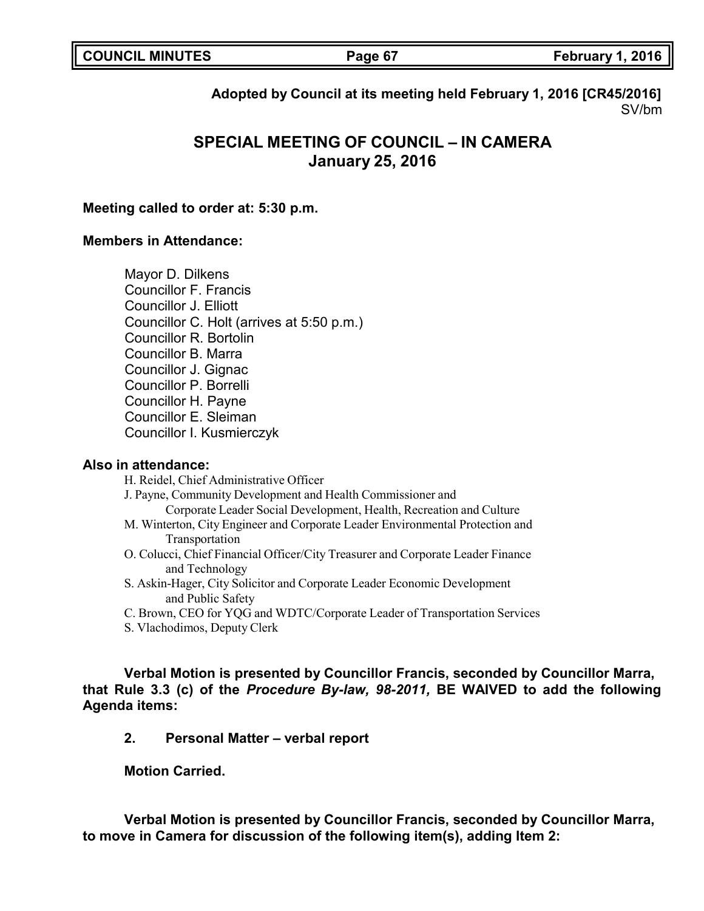**Adopted by Council at its meeting held February 1, 2016 [CR45/2016]**
SV/bm

# SPECIAL MEETING OF COUNCIL – IN CAMERA
## January 25, 2016

**Meeting called to order at: 5:30 p.m.**

**Members in Attendance:**

Mayor D. Dilkens
Councillor F. Francis
Councillor J. Elliott
Councillor C. Holt (arrives at 5:50 p.m.)
Councillor R. Bortolin
Councillor B. Marra
Councillor J. Gignac
Councillor P. Borrelli
Councillor H. Payne
Councillor E. Sleiman
Councillor I. Kusmierczyk

**Also in attendance:**

H. Reidel, Chief Administrative Officer
J. Payne, Community Development and Health Commissioner and Corporate Leader Social Development, Health, Recreation and Culture
M. Winterton, City Engineer and Corporate Leader Environmental Protection and Transportation
O. Colucci, Chief Financial Officer/City Treasurer and Corporate Leader Finance and Technology
S. Askin-Hager, City Solicitor and Corporate Leader Economic Development and Public Safety
C. Brown, CEO for YQG and WDTC/Corporate Leader of Transportation Services
S. Vlachodimos, Deputy Clerk

**Verbal Motion is presented by Councillor Francis, seconded by Councillor Marra, that Rule 3.3 (c) of the *Procedure By-law, 98-2011,* BE WAIVED to add the following Agenda items:**

**2. Personal Matter – verbal report**

**Motion Carried.**

**Verbal Motion is presented by Councillor Francis, seconded by Councillor Marra, to move in Camera for discussion of the following item(s), adding Item 2:**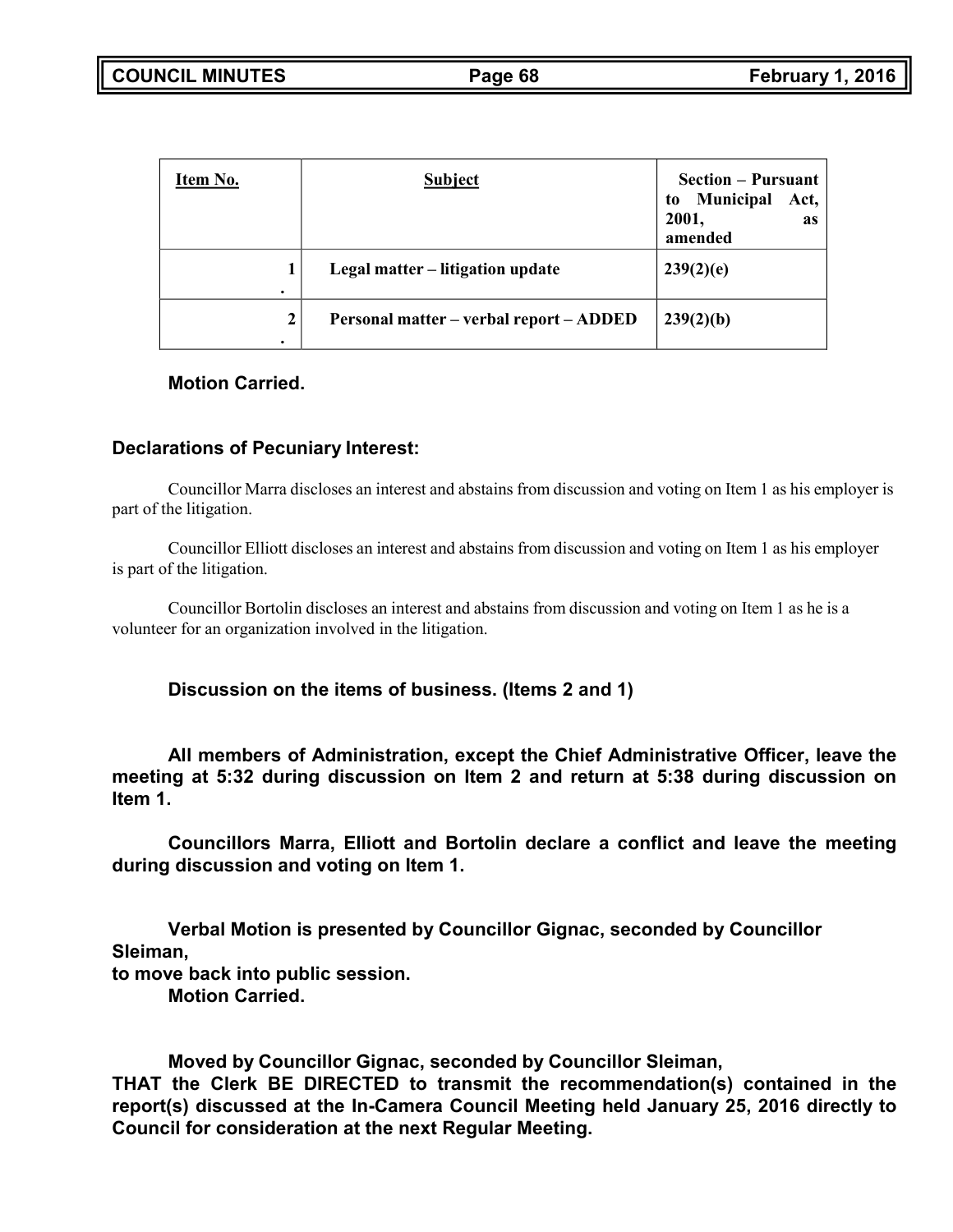| Item No. | Subject | Section – Pursuant to Municipal Act, 2001, as amended |
|---|---|---|
| 1. | Legal matter – litigation update | 239(2)(e) |
| 2. | Personal matter – verbal report – ADDED | 239(2)(b) |

**Motion Carried.**

**Declarations of Pecuniary Interest:**

Councillor Marra discloses an interest and abstains from discussion and voting on Item 1 as his employer is part of the litigation.

Councillor Elliott discloses an interest and abstains from discussion and voting on Item 1 as his employer is part of the litigation.

Councillor Bortolin discloses an interest and abstains from discussion and voting on Item 1 as he is a volunteer for an organization involved in the litigation.

**Discussion on the items of business. (Items 2 and 1)**

**All members of Administration, except the Chief Administrative Officer, leave the meeting at 5:32 during discussion on Item 2 and return at 5:38 during discussion on Item 1.**

**Councillors Marra, Elliott and Bortolin declare a conflict and leave the meeting during discussion and voting on Item 1.**

**Verbal Motion is presented by Councillor Gignac, seconded by Councillor Sleiman, to move back into public session.**
**Motion Carried.**

**Moved by Councillor Gignac, seconded by Councillor Sleiman,**
**THAT the Clerk BE DIRECTED to transmit the recommendation(s) contained in the report(s) discussed at the In-Camera Council Meeting held January 25, 2016 directly to Council for consideration at the next Regular Meeting.**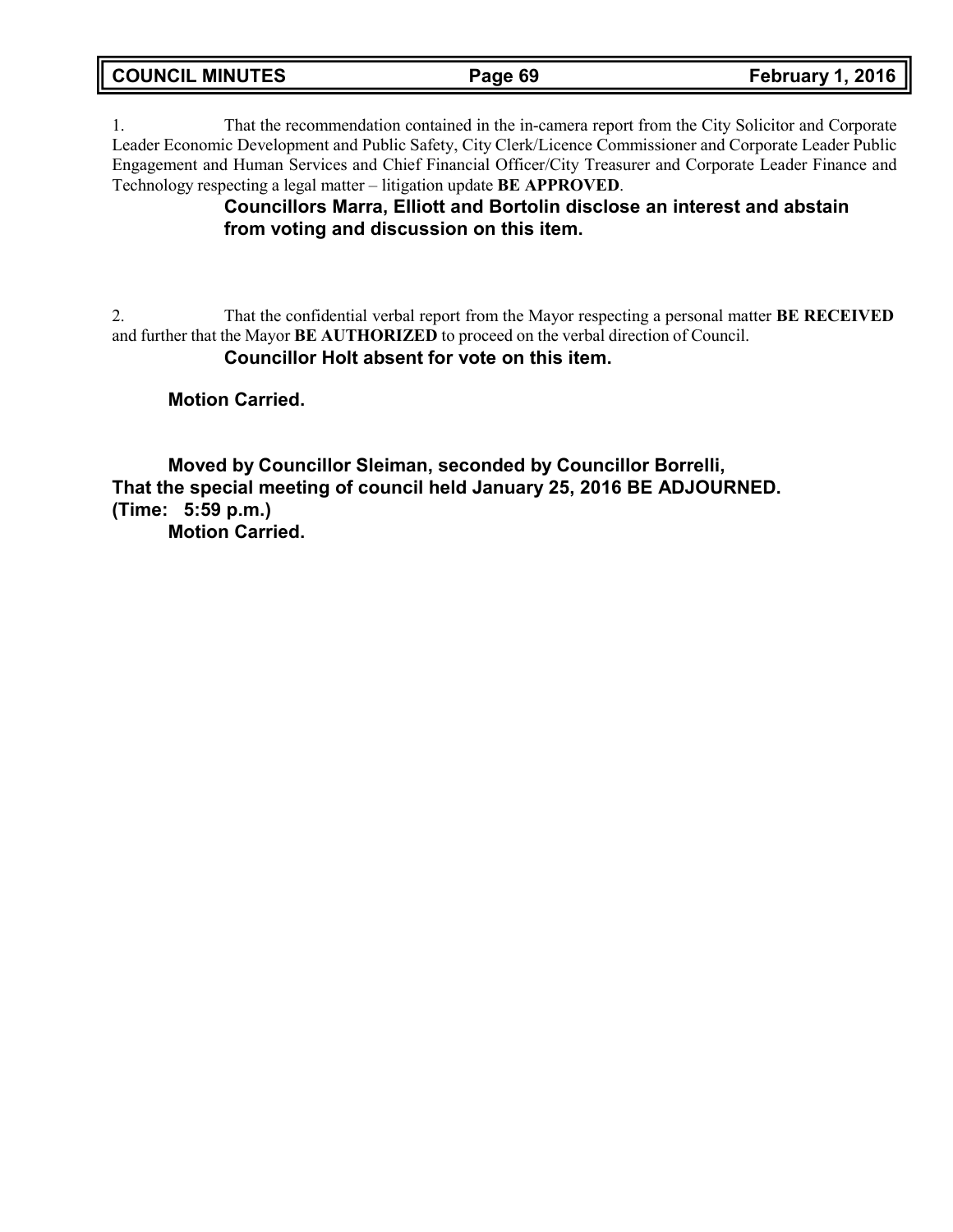1. That the recommendation contained in the in-camera report from the City Solicitor and Corporate Leader Economic Development and Public Safety, City Clerk/Licence Commissioner and Corporate Leader Public Engagement and Human Services and Chief Financial Officer/City Treasurer and Corporate Leader Finance and Technology respecting a legal matter – litigation update **BE APPROVED**.

**Councillors Marra, Elliott and Bortolin disclose an interest and abstain from voting and discussion on this item.**

2. That the confidential verbal report from the Mayor respecting a personal matter **BE RECEIVED** and further that the Mayor **BE AUTHORIZED** to proceed on the verbal direction of Council.

**Councillor Holt absent for vote on this item.**

**Motion Carried.**

**Moved by Councillor Sleiman, seconded by Councillor Borrelli,**
**That the special meeting of council held January 25, 2016 BE ADJOURNED.**
**(Time: 5:59 p.m.)**
**Motion Carried.**